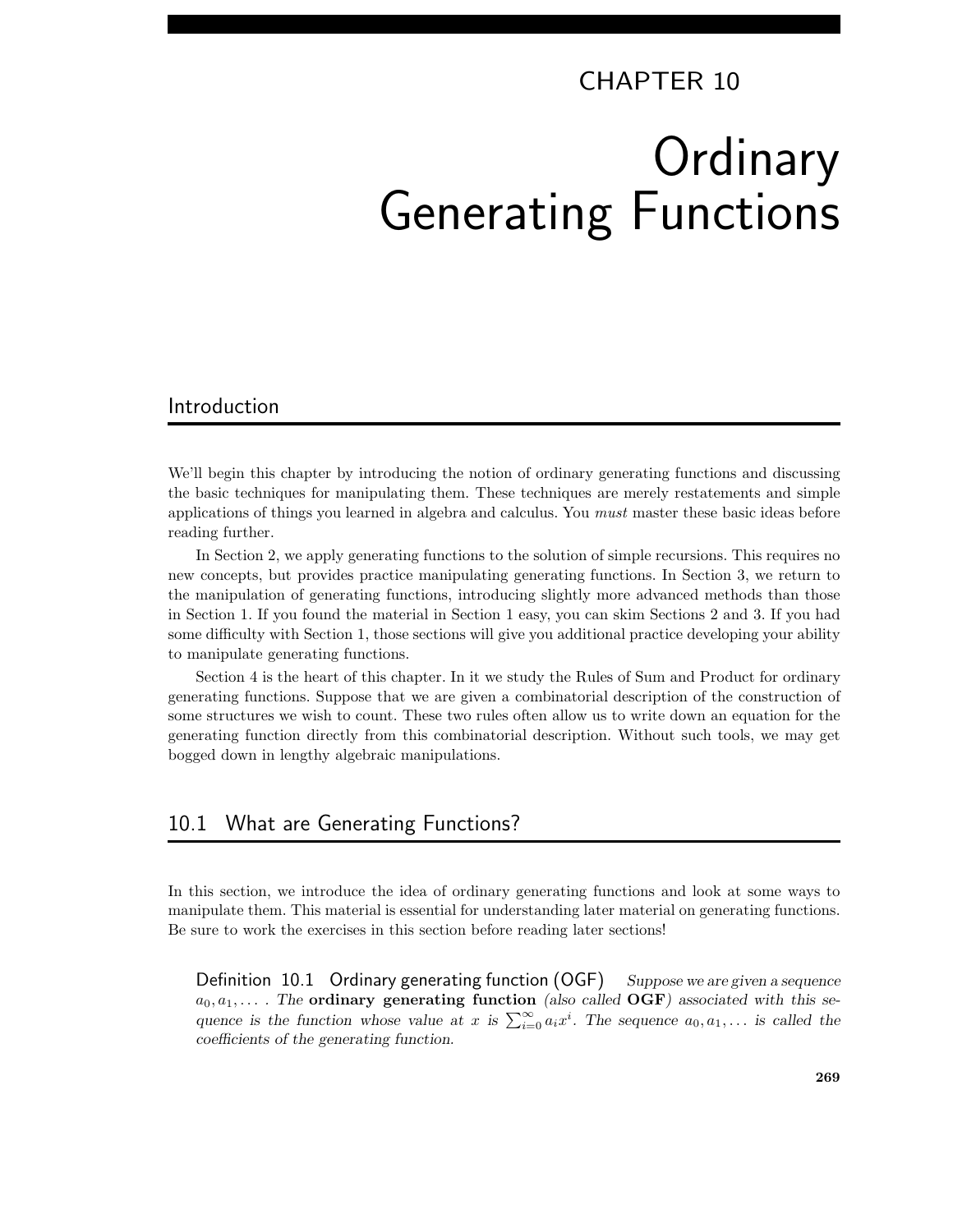# CHAPTER 10

# Ordinary Generating Functions

## Introduction

We'll begin this chapter by introducing the notion of ordinary generating functions and discussing the basic techniques for manipulating them. These techniques are merely restatements and simple applications of things you learned in algebra and calculus. You *must* master these basic ideas before reading further.

In Section 2, we apply generating functions to the solution of simple recursions. This requires no new concepts, but provides practice manipulating generating functions. In Section 3, we return to the manipulation of generating functions, introducing slightly more advanced methods than those in Section 1. If you found the material in Section 1 easy, you can skim Sections 2 and 3. If you had some difficulty with Section 1, those sections will give you additional practice developing your ability to manipulate generating functions.

Section 4 is the heart of this chapter. In it we study the Rules of Sum and Product for ordinary generating functions. Suppose that we are given a combinatorial description of the construction of some structures we wish to count. These two rules often allow us to write down an equation for the generating function directly from this combinatorial description. Without such tools, we may get bogged down in lengthy algebraic manipulations.

## 10.1 What are Generating Functions?

In this section, we introduce the idea of ordinary generating functions and look at some ways to manipulate them. This material is essential for understanding later material on generating functions. Be sure to work the exercises in this section before reading later sections!

**Definition 10.1 Ordinary generating function (OGF)** *Suppose we are given a sequence $a_0, a_1, \ldots$ . The* **ordinary generating function** *(also called* **OGF***) associated with this sequence is the function whose value at $x$ is $\sum_{i=0}^{\infty} a_i x^i$. The sequence $a_0, a_1, \ldots$ is called the coefficients of the generating function.*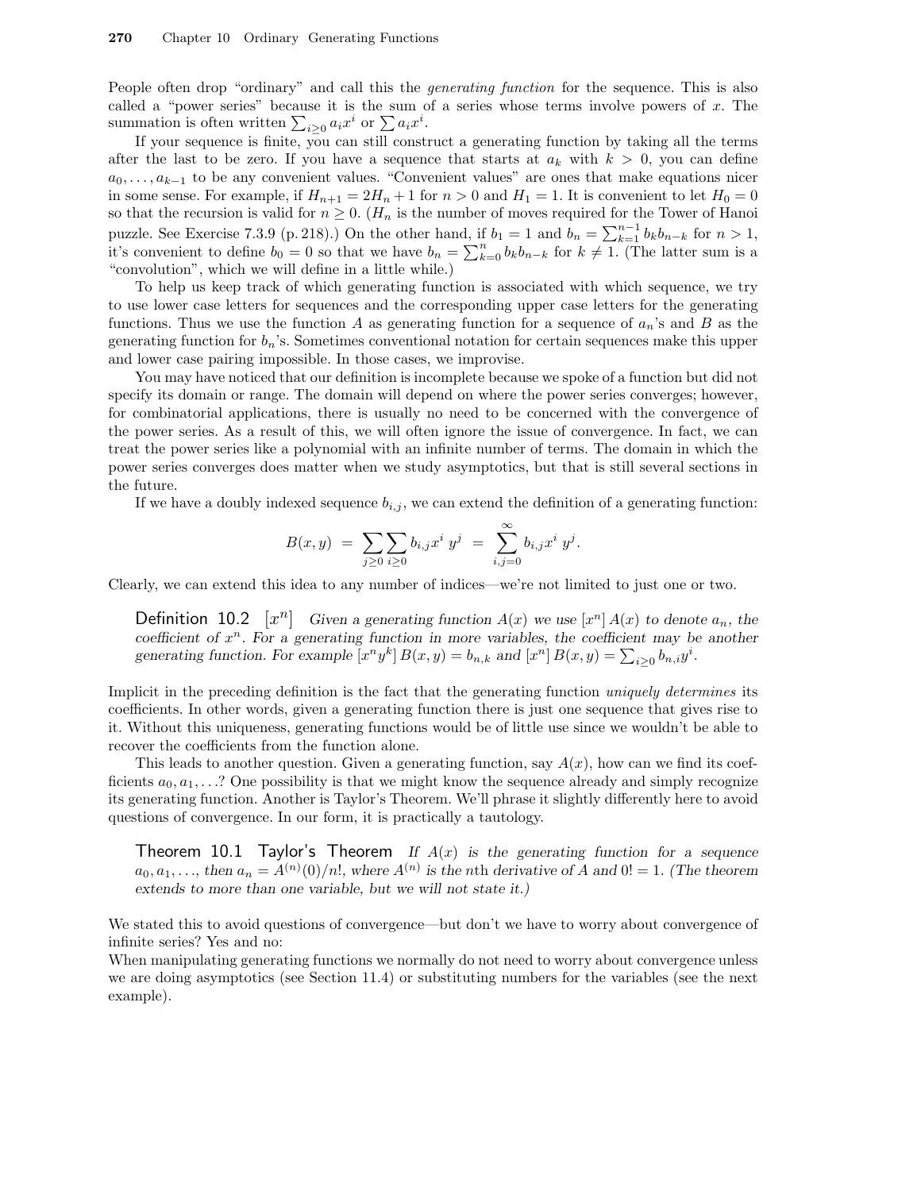People often drop "ordinary" and call this the *generating function* for the sequence. This is also called a "power series" because it is the sum of a series whose terms involve powers of $x$. The summation is often written $\sum_{i\geq 0} a_i x^i$ or $\sum a_i x^i$.

If your sequence is finite, you can still construct a generating function by taking all the terms after the last to be zero. If you have a sequence that starts at $a_k$ with $k > 0$, you can define $a_0, \ldots, a_{k-1}$ to be any convenient values. "Convenient values" are ones that make equations nicer in some sense. For example, if $H_{n+1} = 2H_n + 1$ for $n > 0$ and $H_1 = 1$. It is convenient to let $H_0 = 0$ so that the recursion is valid for $n \geq 0$. ($H_n$ is the number of moves required for the Tower of Hanoi puzzle. See Exercise 7.3.9 (p. 218).) On the other hand, if $b_1 = 1$ and $b_n = \sum_{k=1}^{n-1} b_k b_{n-k}$ for $n > 1$, it's convenient to define $b_0 = 0$ so that we have $b_n = \sum_{k=0}^{n} b_k b_{n-k}$ for $k \neq 1$. (The latter sum is a "convolution", which we will define in a little while.)

To help us keep track of which generating function is associated with which sequence, we try to use lower case letters for sequences and the corresponding upper case letters for the generating functions. Thus we use the function $A$ as generating function for a sequence of $a_n$'s and $B$ as the generating function for $b_n$'s. Sometimes conventional notation for certain sequences make this upper and lower case pairing impossible. In those cases, we improvise.

You may have noticed that our definition is incomplete because we spoke of a function but did not specify its domain or range. The domain will depend on where the power series converges; however, for combinatorial applications, there is usually no need to be concerned with the convergence of the power series. As a result of this, we will often ignore the issue of convergence. In fact, we can treat the power series like a polynomial with an infinite number of terms. The domain in which the power series converges does matter when we study asymptotics, but that is still several sections in the future.

If we have a doubly indexed sequence $b_{i,j}$, we can extend the definition of a generating function:

$$B(x, y) \;=\; \sum_{j\geq 0}\sum_{i\geq 0} b_{i,j} x^i\, y^j \;=\; \sum_{i,j=0}^{\infty} b_{i,j} x^i\, y^j.$$

Clearly, we can extend this idea to any number of indices—we're not limited to just one or two.

**Definition 10.2** $[x^n]$ *Given a generating function $A(x)$ we use $[x^n]\,A(x)$ to denote $a_n$, the coefficient of $x^n$. For a generating function in more variables, the coefficient may be another generating function. For example $[x^n y^k]\,B(x, y) = b_{n,k}$ and $[x^n]\,B(x, y) = \sum_{i\geq 0} b_{n,i} y^i$.*

Implicit in the preceding definition is the fact that the generating function *uniquely determines* its coefficients. In other words, given a generating function there is just one sequence that gives rise to it. Without this uniqueness, generating functions would be of little use since we wouldn't be able to recover the coefficients from the function alone.

This leads to another question. Given a generating function, say $A(x)$, how can we find its coefficients $a_0, a_1, \ldots$? One possibility is that we might know the sequence already and simply recognize its generating function. Another is Taylor's Theorem. We'll phrase it slightly differently here to avoid questions of convergence. In our form, it is practically a tautology.

**Theorem 10.1 Taylor's Theorem** *If $A(x)$ is the generating function for a sequence $a_0, a_1, \ldots$, then $a_n = A^{(n)}(0)/n!$, where $A^{(n)}$ is the $n$th derivative of $A$ and $0! = 1$. (The theorem extends to more than one variable, but we will not state it.)*

We stated this to avoid questions of convergence—but don't we have to worry about convergence of infinite series? Yes and no:
When manipulating generating functions we normally do not need to worry about convergence unless we are doing asymptotics (see Section 11.4) or substituting numbers for the variables (see the next example).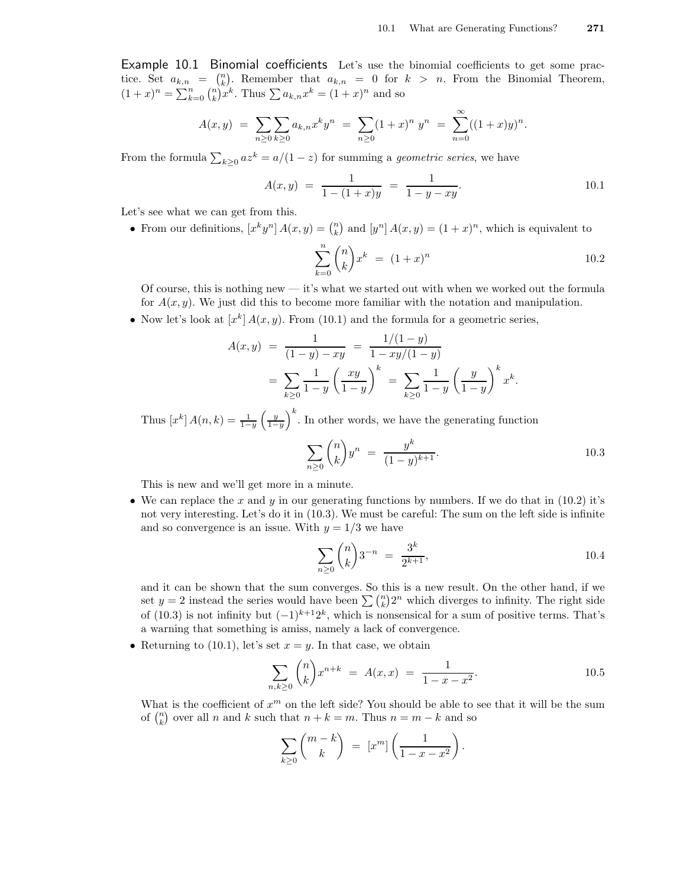**Example 10.1 Binomial coefficients** Let's use the binomial coefficients to get some practice. Set $a_{k,n} = \binom{n}{k}$. Remember that $a_{k,n} = 0$ for $k > n$. From the Binomial Theorem, $(1+x)^n = \sum_{k=0}^{n} \binom{n}{k} x^k$. Thus $\sum a_{k,n} x^k = (1+x)^n$ and so

$$A(x,y) = \sum_{n \ge 0} \sum_{k \ge 0} a_{k,n} x^k y^n = \sum_{n \ge 0} (1+x)^n \, y^n = \sum_{n=0}^{\infty} ((1+x)y)^n.$$

From the formula $\sum_{k \ge 0} a z^k = a/(1-z)$ for summing a *geometric series*, we have

$$A(x,y) = \frac{1}{1-(1+x)y} = \frac{1}{1-y-xy}. \tag{10.1}$$

Let's see what we can get from this.

- From our definitions, $[x^k y^n]\, A(x,y) = \binom{n}{k}$ and $[y^n]\, A(x,y) = (1+x)^n$, which is equivalent to

$$\sum_{k=0}^{n} \binom{n}{k} x^k = (1+x)^n \tag{10.2}$$

  Of course, this is nothing new — it's what we started out with when we worked out the formula for $A(x,y)$. We just did this to become more familiar with the notation and manipulation.

- Now let's look at $[x^k]\, A(x,y)$. From (10.1) and the formula for a geometric series,

$$\begin{aligned} A(x,y) &= \frac{1}{(1-y)-xy} = \frac{1/(1-y)}{1-xy/(1-y)} \\ &= \sum_{k \ge 0} \frac{1}{1-y} \left(\frac{xy}{1-y}\right)^k = \sum_{k \ge 0} \frac{1}{1-y} \left(\frac{y}{1-y}\right)^k x^k. \end{aligned}$$

  Thus $[x^k]\, A(n,k) = \frac{1}{1-y}\left(\frac{y}{1-y}\right)^k$. In other words, we have the generating function

$$\sum_{n \ge 0} \binom{n}{k} y^n = \frac{y^k}{(1-y)^{k+1}}. \tag{10.3}$$

  This is new and we'll get more in a minute.

- We can replace the $x$ and $y$ in our generating functions by numbers. If we do that in (10.2) it's not very interesting. Let's do it in (10.3). We must be careful: The sum on the left side is infinite and so convergence is an issue. With $y = 1/3$ we have

$$\sum_{n \ge 0} \binom{n}{k} 3^{-n} = \frac{3^k}{2^{k+1}}, \tag{10.4}$$

  and it can be shown that the sum converges. So this is a new result. On the other hand, if we set $y = 2$ instead the series would have been $\sum \binom{n}{k} 2^n$ which diverges to infinity. The right side of (10.3) is not infinity but $(-1)^{k+1} 2^k$, which is nonsensical for a sum of positive terms. That's a warning that something is amiss, namely a lack of convergence.

- Returning to (10.1), let's set $x = y$. In that case, we obtain

$$\sum_{n,k \ge 0} \binom{n}{k} x^{n+k} = A(x,x) = \frac{1}{1-x-x^2}. \tag{10.5}$$

  What is the coefficient of $x^m$ on the left side? You should be able to see that it will be the sum of $\binom{n}{k}$ over all $n$ and $k$ such that $n+k=m$. Thus $n = m-k$ and so

$$\sum_{k \ge 0} \binom{m-k}{k} = [x^m] \left(\frac{1}{1-x-x^2}\right).$$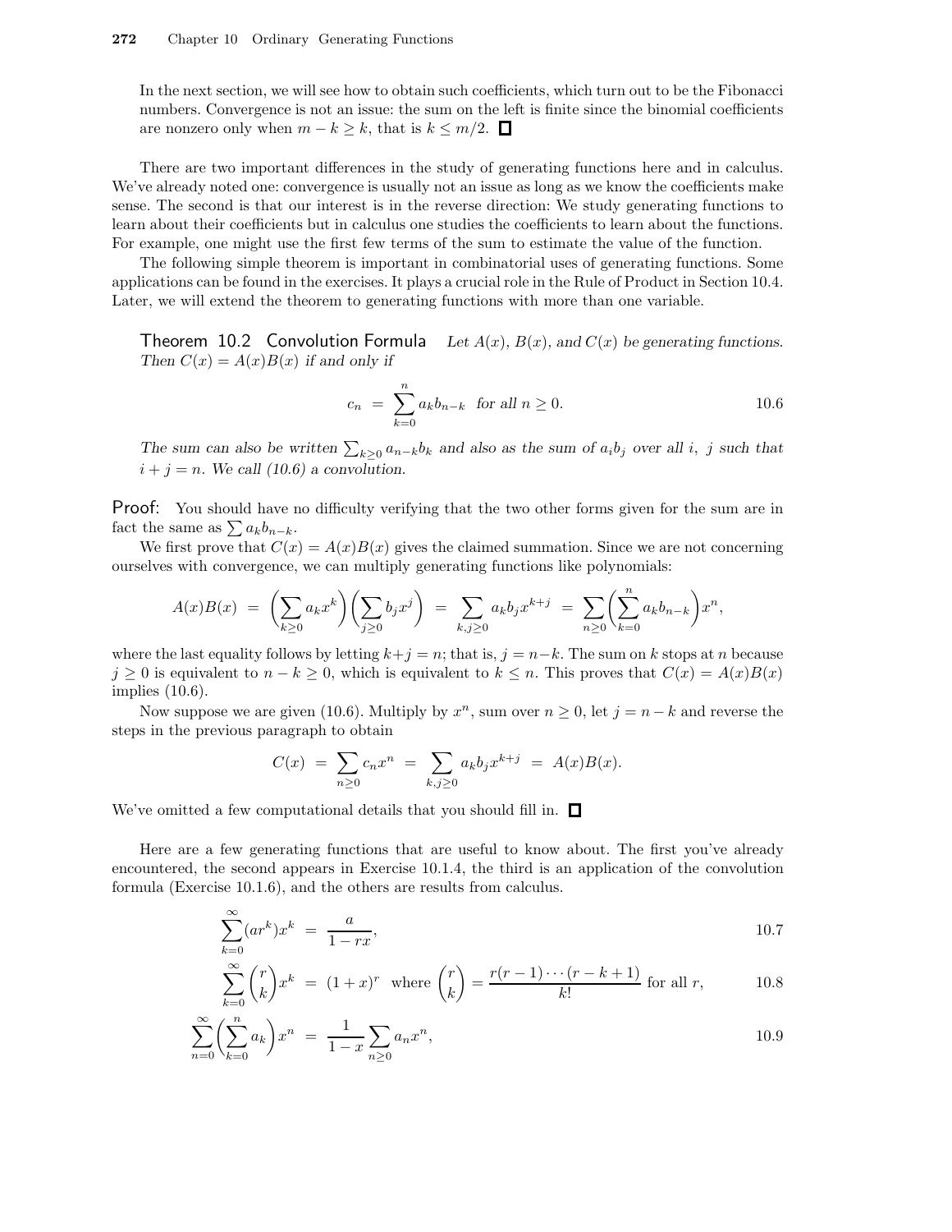In the next section, we will see how to obtain such coefficients, which turn out to be the Fibonacci numbers. Convergence is not an issue: the sum on the left is finite since the binomial coefficients are nonzero only when $m-k \geq k$, that is $k \leq m/2$. □

There are two important differences in the study of generating functions here and in calculus. We've already noted one: convergence is usually not an issue as long as we know the coefficients make sense. The second is that our interest is in the reverse direction: We study generating functions to learn about their coefficients but in calculus one studies the coefficients to learn about the functions. For example, one might use the first few terms of the sum to estimate the value of the function.

The following simple theorem is important in combinatorial uses of generating functions. Some applications can be found in the exercises. It plays a crucial role in the Rule of Product in Section 10.4. Later, we will extend the theorem to generating functions with more than one variable.

**Theorem 10.2 Convolution Formula** *Let $A(x)$, $B(x)$, and $C(x)$ be generating functions. Then $C(x) = A(x)B(x)$ if and only if*

$$c_n = \sum_{k=0}^{n} a_k b_{n-k} \quad \text{for all } n \geq 0. \tag{10.6}$$

*The sum can also be written $\sum_{k\geq 0} a_{n-k} b_k$ and also as the sum of $a_i b_j$ over all $i$, $j$ such that $i+j=n$. We call (10.6) a convolution.*

**Proof:** You should have no difficulty verifying that the two other forms given for the sum are in fact the same as $\sum a_k b_{n-k}$.

We first prove that $C(x) = A(x)B(x)$ gives the claimed summation. Since we are not concerning ourselves with convergence, we can multiply generating functions like polynomials:

$$A(x)B(x) = \left(\sum_{k\geq 0} a_k x^k\right)\left(\sum_{j\geq 0} b_j x^j\right) = \sum_{k,j\geq 0} a_k b_j x^{k+j} = \sum_{n\geq 0}\left(\sum_{k=0}^{n} a_k b_{n-k}\right)x^n,$$

where the last equality follows by letting $k+j=n$; that is, $j=n-k$. The sum on $k$ stops at $n$ because $j \geq 0$ is equivalent to $n-k \geq 0$, which is equivalent to $k \leq n$. This proves that $C(x) = A(x)B(x)$ implies (10.6).

Now suppose we are given (10.6). Multiply by $x^n$, sum over $n \geq 0$, let $j = n-k$ and reverse the steps in the previous paragraph to obtain

$$C(x) = \sum_{n\geq 0} c_n x^n = \sum_{k,j\geq 0} a_k b_j x^{k+j} = A(x)B(x).$$

We've omitted a few computational details that you should fill in. □

Here are a few generating functions that are useful to know about. The first you've already encountered, the second appears in Exercise 10.1.4, the third is an application of the convolution formula (Exercise 10.1.6), and the others are results from calculus.

$$\sum_{k=0}^{\infty} (ar^k)x^k = \frac{a}{1-rx}, \tag{10.7}$$

$$\sum_{k=0}^{\infty} \binom{r}{k} x^k = (1+x)^r \quad \text{where } \binom{r}{k} = \frac{r(r-1)\cdots(r-k+1)}{k!} \text{ for all } r, \tag{10.8}$$

$$\sum_{n=0}^{\infty}\left(\sum_{k=0}^{n} a_k\right)x^n = \frac{1}{1-x}\sum_{n\geq 0} a_n x^n, \tag{10.9}$$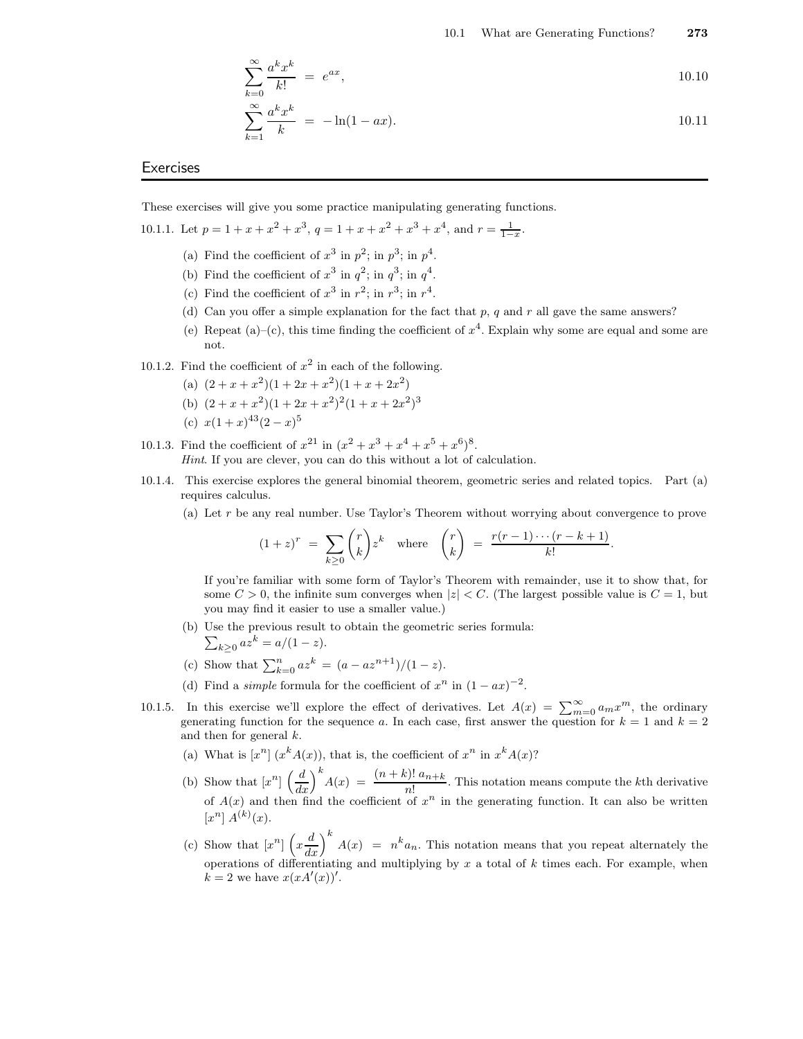$$\sum_{k=0}^{\infty} \frac{a^k x^k}{k!} = e^{ax}, \tag{10.10}$$

$$\sum_{k=1}^{\infty} \frac{a^k x^k}{k} = -\ln(1-ax). \tag{10.11}$$

## Exercises

These exercises will give you some practice manipulating generating functions.

10.1.1. Let $p = 1 + x + x^2 + x^3$, $q = 1 + x + x^2 + x^3 + x^4$, and $r = \frac{1}{1-x}$.

(a) Find the coefficient of $x^3$ in $p^2$; in $p^3$; in $p^4$.

(b) Find the coefficient of $x^3$ in $q^2$; in $q^3$; in $q^4$.

(c) Find the coefficient of $x^3$ in $r^2$; in $r^3$; in $r^4$.

(d) Can you offer a simple explanation for the fact that $p$, $q$ and $r$ all gave the same answers?

(e) Repeat (a)–(c), this time finding the coefficient of $x^4$. Explain why some are equal and some are not.

10.1.2. Find the coefficient of $x^2$ in each of the following.

(a) $(2 + x + x^2)(1 + 2x + x^2)(1 + x + 2x^2)$

(b) $(2 + x + x^2)(1 + 2x + x^2)^2(1 + x + 2x^2)^3$

(c) $x(1 + x)^{43}(2 - x)^5$

10.1.3. Find the coefficient of $x^{21}$ in $(x^2 + x^3 + x^4 + x^5 + x^6)^8$.
*Hint*. If you are clever, you can do this without a lot of calculation.

10.1.4. This exercise explores the general binomial theorem, geometric series and related topics. Part (a) requires calculus.

(a) Let $r$ be any real number. Use Taylor's Theorem without worrying about convergence to prove

$$(1+z)^r = \sum_{k \geq 0} \binom{r}{k} z^k \quad \text{where} \quad \binom{r}{k} = \frac{r(r-1)\cdots(r-k+1)}{k!}.$$

If you're familiar with some form of Taylor's Theorem with remainder, use it to show that, for some $C > 0$, the infinite sum converges when $|z| < C$. (The largest possible value is $C = 1$, but you may find it easier to use a smaller value.)

(b) Use the previous result to obtain the geometric series formula: $\sum_{k \geq 0} az^k = a/(1-z)$.

(c) Show that $\sum_{k=0}^{n} az^k = (a - az^{n+1})/(1-z)$.

(d) Find a *simple* formula for the coefficient of $x^n$ in $(1 - ax)^{-2}$.

10.1.5. In this exercise we'll explore the effect of derivatives. Let $A(x) = \sum_{m=0}^{\infty} a_m x^m$, the ordinary generating function for the sequence $a$. In each case, first answer the question for $k = 1$ and $k = 2$ and then for general $k$.

(a) What is $[x^n]\,(x^k A(x))$, that is, the coefficient of $x^n$ in $x^k A(x)$?

(b) Show that $[x^n] \left(\frac{d}{dx}\right)^k A(x) = \frac{(n+k)!\, a_{n+k}}{n!}$. This notation means compute the $k$th derivative of $A(x)$ and then find the coefficient of $x^n$ in the generating function. It can also be written $[x^n]\, A^{(k)}(x)$.

(c) Show that $[x^n] \left(x\frac{d}{dx}\right)^k A(x) = n^k a_n$. This notation means that you repeat alternately the operations of differentiating and multiplying by $x$ a total of $k$ times each. For example, when $k = 2$ we have $x(xA'(x))'$.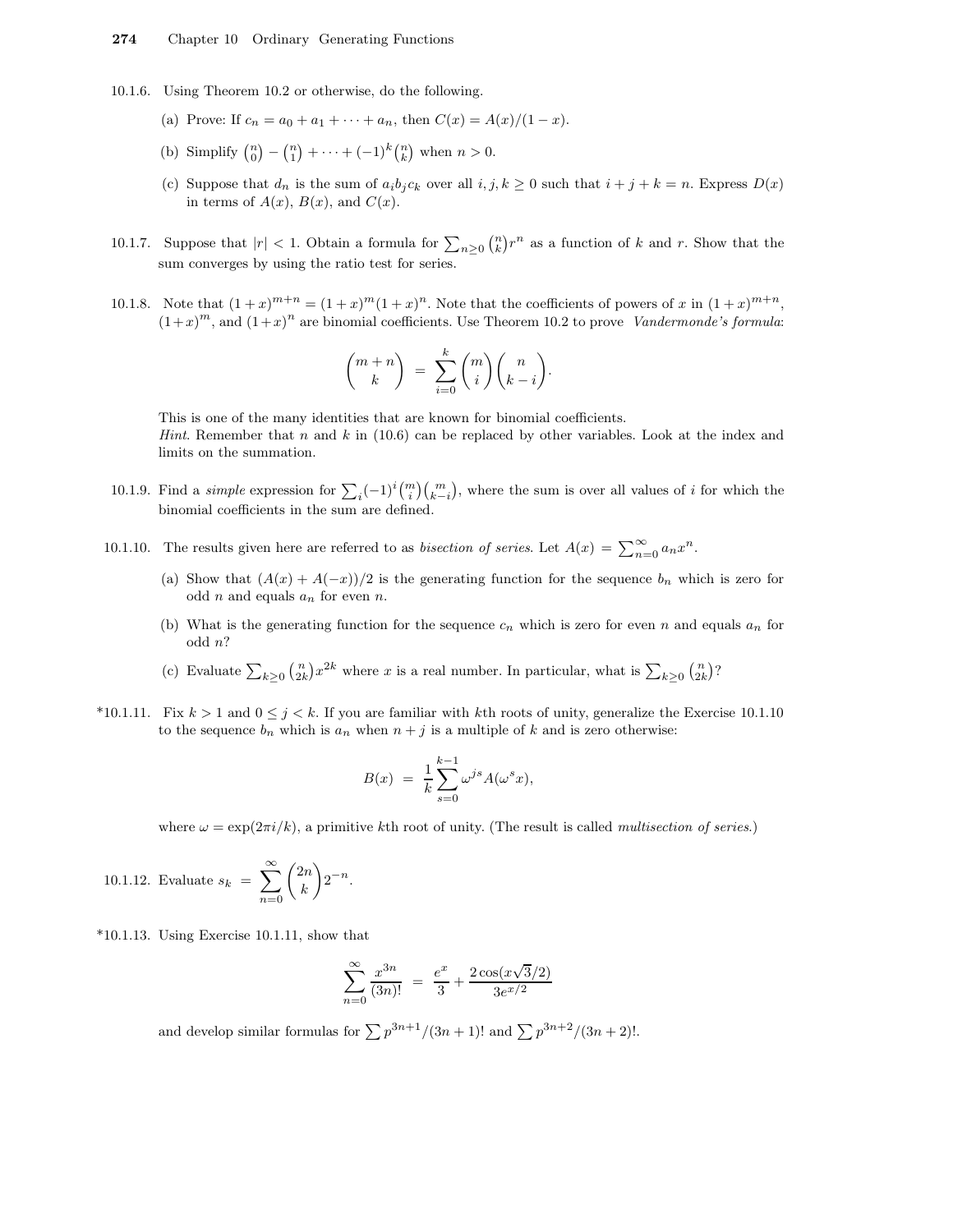10.1.6. Using Theorem 10.2 or otherwise, do the following.

(a) Prove: If $c_n = a_0 + a_1 + \cdots + a_n$, then $C(x) = A(x)/(1-x)$.

(b) Simplify $\binom{n}{0} - \binom{n}{1} + \cdots + (-1)^k \binom{n}{k}$ when $n > 0$.

(c) Suppose that $d_n$ is the sum of $a_i b_j c_k$ over all $i, j, k \geq 0$ such that $i + j + k = n$. Express $D(x)$ in terms of $A(x)$, $B(x)$, and $C(x)$.

10.1.7. Suppose that $|r| < 1$. Obtain a formula for $\sum_{n \geq 0} \binom{n}{k} r^n$ as a function of $k$ and $r$. Show that the sum converges by using the ratio test for series.

10.1.8. Note that $(1+x)^{m+n} = (1+x)^m (1+x)^n$. Note that the coefficients of powers of $x$ in $(1+x)^{m+n}$, $(1+x)^m$, and $(1+x)^n$ are binomial coefficients. Use Theorem 10.2 to prove *Vandermonde's formula*:

$$\binom{m+n}{k} = \sum_{i=0}^{k} \binom{m}{i} \binom{n}{k-i}.$$

This is one of the many identities that are known for binomial coefficients.
*Hint*. Remember that $n$ and $k$ in (10.6) can be replaced by other variables. Look at the index and limits on the summation.

10.1.9. Find a *simple* expression for $\sum_i (-1)^i \binom{m}{i} \binom{m}{k-i}$, where the sum is over all values of $i$ for which the binomial coefficients in the sum are defined.

10.1.10. The results given here are referred to as *bisection of series*. Let $A(x) = \sum_{n=0}^{\infty} a_n x^n$.

(a) Show that $(A(x) + A(-x))/2$ is the generating function for the sequence $b_n$ which is zero for odd $n$ and equals $a_n$ for even $n$.

(b) What is the generating function for the sequence $c_n$ which is zero for even $n$ and equals $a_n$ for odd $n$?

(c) Evaluate $\sum_{k \geq 0} \binom{n}{2k} x^{2k}$ where $x$ is a real number. In particular, what is $\sum_{k \geq 0} \binom{n}{2k}$?

*10.1.11. Fix $k > 1$ and $0 \leq j < k$. If you are familiar with $k$th roots of unity, generalize the Exercise 10.1.10 to the sequence $b_n$ which is $a_n$ when $n + j$ is a multiple of $k$ and is zero otherwise:

$$B(x) = \frac{1}{k} \sum_{s=0}^{k-1} \omega^{js} A(\omega^s x),$$

where $\omega = \exp(2\pi i/k)$, a primitive $k$th root of unity. (The result is called *multisection of series*.)

10.1.12. Evaluate $s_k = \displaystyle\sum_{n=0}^{\infty} \binom{2n}{k} 2^{-n}$.

*10.1.13. Using Exercise 10.1.11, show that

$$\sum_{n=0}^{\infty} \frac{x^{3n}}{(3n)!} = \frac{e^x}{3} + \frac{2\cos(x\sqrt{3}/2)}{3e^{x/2}}$$

and develop similar formulas for $\sum p^{3n+1}/(3n+1)!$ and $\sum p^{3n+2}/(3n+2)!$.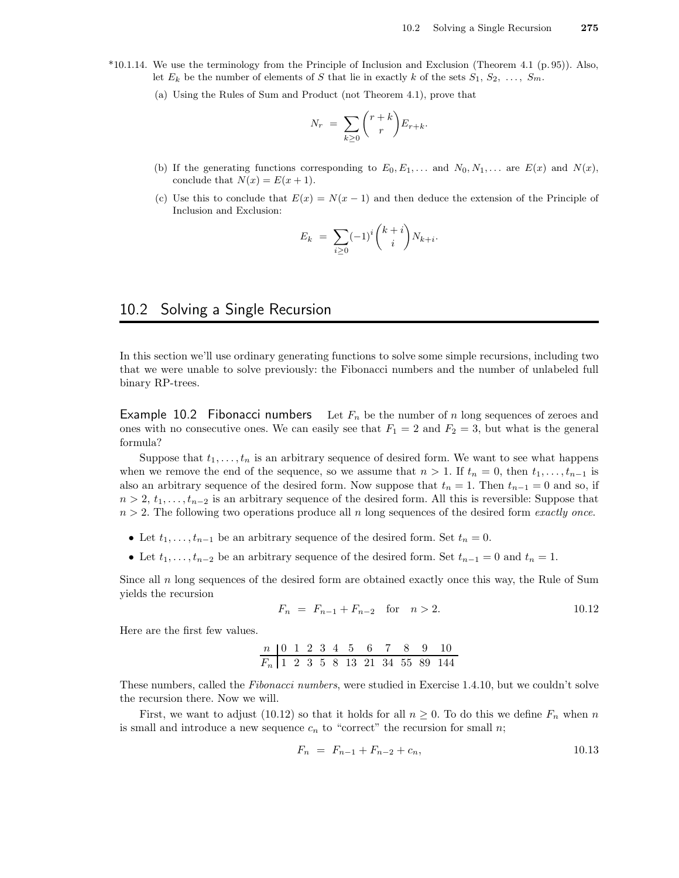*10.1.14. We use the terminology from the Principle of Inclusion and Exclusion (Theorem 4.1 (p. 95)). Also, let $E_k$ be the number of elements of $S$ that lie in exactly $k$ of the sets $S_1, S_2, \ldots, S_m$.

(a) Using the Rules of Sum and Product (not Theorem 4.1), prove that

$$N_r = \sum_{k \geq 0} \binom{r+k}{r} E_{r+k}.$$

(b) If the generating functions corresponding to $E_0, E_1, \ldots$ and $N_0, N_1, \ldots$ are $E(x)$ and $N(x)$, conclude that $N(x) = E(x+1)$.

(c) Use this to conclude that $E(x) = N(x-1)$ and then deduce the extension of the Principle of Inclusion and Exclusion:

$$E_k = \sum_{i \geq 0} (-1)^i \binom{k+i}{i} N_{k+i}.$$

## 10.2 Solving a Single Recursion

In this section we'll use ordinary generating functions to solve some simple recursions, including two that we were unable to solve previously: the Fibonacci numbers and the number of unlabeled full binary RP-trees.

**Example 10.2 Fibonacci numbers** Let $F_n$ be the number of $n$ long sequences of zeroes and ones with no consecutive ones. We can easily see that $F_1 = 2$ and $F_2 = 3$, but what is the general formula?

Suppose that $t_1, \ldots, t_n$ is an arbitrary sequence of desired form. We want to see what happens when we remove the end of the sequence, so we assume that $n > 1$. If $t_n = 0$, then $t_1, \ldots, t_{n-1}$ is also an arbitrary sequence of the desired form. Now suppose that $t_n = 1$. Then $t_{n-1} = 0$ and so, if $n > 2$, $t_1, \ldots, t_{n-2}$ is an arbitrary sequence of the desired form. All this is reversible: Suppose that $n > 2$. The following two operations produce all $n$ long sequences of the desired form *exactly once*.

- Let $t_1, \ldots, t_{n-1}$ be an arbitrary sequence of the desired form. Set $t_n = 0$.
- Let $t_1, \ldots, t_{n-2}$ be an arbitrary sequence of the desired form. Set $t_{n-1} = 0$ and $t_n = 1$.

Since all $n$ long sequences of the desired form are obtained exactly once this way, the Rule of Sum yields the recursion

$$F_n = F_{n-1} + F_{n-2} \quad \text{for} \quad n > 2. \tag{10.12}$$

Here are the first few values.

| $n$ | 0 | 1 | 2 | 3 | 4 | 5 | 6 | 7 | 8 | 9 | 10 |
|---|---|---|---|---|---|---|---|---|---|---|---|
| $F_n$ | 1 | 2 | 3 | 5 | 8 | 13 | 21 | 34 | 55 | 89 | 144 |

These numbers, called the *Fibonacci numbers*, were studied in Exercise 1.4.10, but we couldn't solve the recursion there. Now we will.

First, we want to adjust (10.12) so that it holds for all $n \geq 0$. To do this we define $F_n$ when $n$ is small and introduce a new sequence $c_n$ to "correct" the recursion for small $n$;

$$F_n = F_{n-1} + F_{n-2} + c_n, \tag{10.13}$$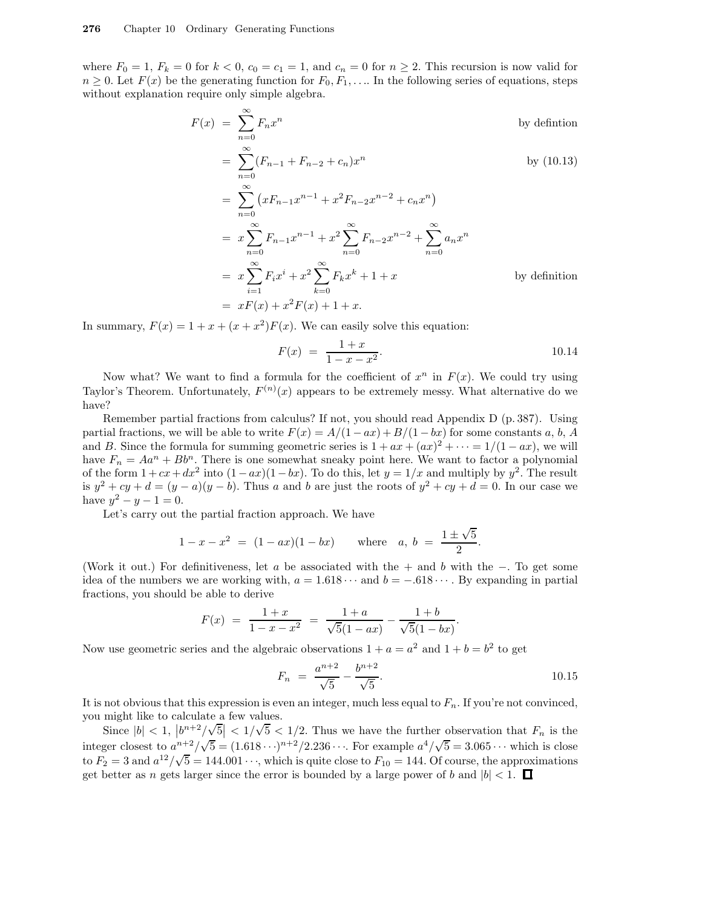where $F_0 = 1$, $F_k = 0$ for $k < 0$, $c_0 = c_1 = 1$, and $c_n = 0$ for $n \geq 2$. This recursion is now valid for $n \geq 0$. Let $F(x)$ be the generating function for $F_0, F_1, \ldots$. In the following series of equations, steps without explanation require only simple algebra.

$$
\begin{aligned}
F(x) &= \sum_{n=0}^{\infty} F_n x^n && \text{by defintion} \\
&= \sum_{n=0}^{\infty} (F_{n-1} + F_{n-2} + c_n) x^n && \text{by (10.13)} \\
&= \sum_{n=0}^{\infty} \left( x F_{n-1} x^{n-1} + x^2 F_{n-2} x^{n-2} + c_n x^n \right) \\
&= x \sum_{n=0}^{\infty} F_{n-1} x^{n-1} + x^2 \sum_{n=0}^{\infty} F_{n-2} x^{n-2} + \sum_{n=0}^{\infty} a_n x^n \\
&= x \sum_{i=1}^{\infty} F_i x^i + x^2 \sum_{k=0}^{\infty} F_k x^k + 1 + x && \text{by definition} \\
&= x F(x) + x^2 F(x) + 1 + x.
\end{aligned}
$$

In summary, $F(x) = 1 + x + (x + x^2) F(x)$. We can easily solve this equation:

$$
F(x) = \frac{1 + x}{1 - x - x^2}. \tag{10.14}
$$

Now what? We want to find a formula for the coefficient of $x^n$ in $F(x)$. We could try using Taylor's Theorem. Unfortunately, $F^{(n)}(x)$ appears to be extremely messy. What alternative do we have?

Remember partial fractions from calculus? If not, you should read Appendix D (p. 387). Using partial fractions, we will be able to write $F(x) = A/(1 - ax) + B/(1 - bx)$ for some constants $a$, $b$, $A$ and $B$. Since the formula for summing geometric series is $1 + ax + (ax)^2 + \cdots = 1/(1 - ax)$, we will have $F_n = Aa^n + Bb^n$. There is one somewhat sneaky point here. We want to factor a polynomial of the form $1 + cx + dx^2$ into $(1 - ax)(1 - bx)$. To do this, let $y = 1/x$ and multiply by $y^2$. The result is $y^2 + cy + d = (y - a)(y - b)$. Thus $a$ and $b$ are just the roots of $y^2 + cy + d = 0$. In our case we have $y^2 - y - 1 = 0$.

Let's carry out the partial fraction approach. We have

$$
1 - x - x^2 = (1 - ax)(1 - bx) \qquad \text{where} \quad a,\, b = \frac{1 \pm \sqrt{5}}{2}.
$$

(Work it out.) For definitiveness, let $a$ be associated with the $+$ and $b$ with the $-$. To get some idea of the numbers we are working with, $a = 1.618\cdots$ and $b = -.618\cdots$. By expanding in partial fractions, you should be able to derive

$$
F(x) = \frac{1 + x}{1 - x - x^2} = \frac{1 + a}{\sqrt{5}(1 - ax)} - \frac{1 + b}{\sqrt{5}(1 - bx)}.
$$

Now use geometric series and the algebraic observations $1 + a = a^2$ and $1 + b = b^2$ to get

$$
F_n = \frac{a^{n+2}}{\sqrt{5}} - \frac{b^{n+2}}{\sqrt{5}}. \tag{10.15}
$$

It is not obvious that this expression is even an integer, much less equal to $F_n$. If you're not convinced, you might like to calculate a few values.

Since $|b| < 1$, $\left| b^{n+2}/\sqrt{5} \right| < 1/\sqrt{5} < 1/2$. Thus we have the further observation that $F_n$ is the integer closest to $a^{n+2}/\sqrt{5} = (1.618\cdots)^{n+2}/2.236\cdots$. For example $a^4/\sqrt{5} = 3.065\cdots$ which is close to $F_2 = 3$ and $a^{12}/\sqrt{5} = 144.001\cdots$, which is quite close to $F_{10} = 144$. Of course, the approximations get better as $n$ gets larger since the error is bounded by a large power of $b$ and $|b| < 1$. □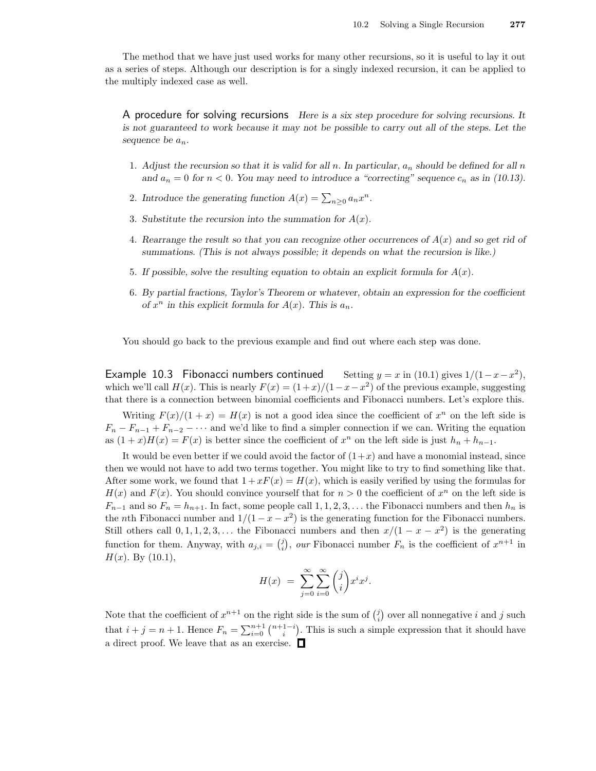The method that we have just used works for many other recursions, so it is useful to lay it out as a series of steps. Although our description is for a singly indexed recursion, it can be applied to the multiply indexed case as well.

**A procedure for solving recursions** *Here is a six step procedure for solving recursions. It is not guaranteed to work because it may not be possible to carry out all of the steps. Let the sequence be $a_n$.*

1. *Adjust the recursion so that it is valid for all $n$. In particular, $a_n$ should be defined for all $n$ and $a_n = 0$ for $n < 0$. You may need to introduce a "correcting" sequence $c_n$ as in (10.13).*
2. *Introduce the generating function $A(x) = \sum_{n \ge 0} a_n x^n$.*
3. *Substitute the recursion into the summation for $A(x)$.*
4. *Rearrange the result so that you can recognize other occurrences of $A(x)$ and so get rid of summations. (This is not always possible; it depends on what the recursion is like.)*
5. *If possible, solve the resulting equation to obtain an explicit formula for $A(x)$.*
6. *By partial fractions, Taylor's Theorem or whatever, obtain an expression for the coefficient of $x^n$ in this explicit formula for $A(x)$. This is $a_n$.*

You should go back to the previous example and find out where each step was done.

**Example 10.3 Fibonacci numbers continued** Setting $y = x$ in (10.1) gives $1/(1-x-x^2)$, which we'll call $H(x)$. This is nearly $F(x) = (1+x)/(1-x-x^2)$ of the previous example, suggesting that there is a connection between binomial coefficients and Fibonacci numbers. Let's explore this.

Writing $F(x)/(1+x) = H(x)$ is not a good idea since the coefficient of $x^n$ on the left side is $F_n - F_{n-1} + F_{n-2} - \cdots$ and we'd like to find a simpler connection if we can. Writing the equation as $(1+x)H(x) = F(x)$ is better since the coefficient of $x^n$ on the left side is just $h_n + h_{n-1}$.

It would be even better if we could avoid the factor of $(1+x)$ and have a monomial instead, since then we would not have to add two terms together. You might like to try to find something like that. After some work, we found that $1 + xF(x) = H(x)$, which is easily verified by using the formulas for $H(x)$ and $F(x)$. You should convince yourself that for $n > 0$ the coefficient of $x^n$ on the left side is $F_{n-1}$ and so $F_n = h_{n+1}$. In fact, some people call $1, 1, 2, 3, \ldots$ the Fibonacci numbers and then $h_n$ is the $n$th Fibonacci number and $1/(1-x-x^2)$ is the generating function for the Fibonacci numbers. Still others call $0, 1, 1, 2, 3, \ldots$ the Fibonacci numbers and then $x/(1-x-x^2)$ is the generating function for them. Anyway, with $a_{j,i} = \binom{j}{i}$, *our* Fibonacci number $F_n$ is the coefficient of $x^{n+1}$ in $H(x)$. By (10.1),

$$H(x) = \sum_{j=0}^{\infty} \sum_{i=0}^{\infty} \binom{j}{i} x^i x^j.$$

Note that the coefficient of $x^{n+1}$ on the right side is the sum of $\binom{j}{i}$ over all nonnegative $i$ and $j$ such that $i + j = n + 1$. Hence $F_n = \sum_{i=0}^{n+1} \binom{n+1-i}{i}$. This is such a simple expression that it should have a direct proof. We leave that as an exercise. □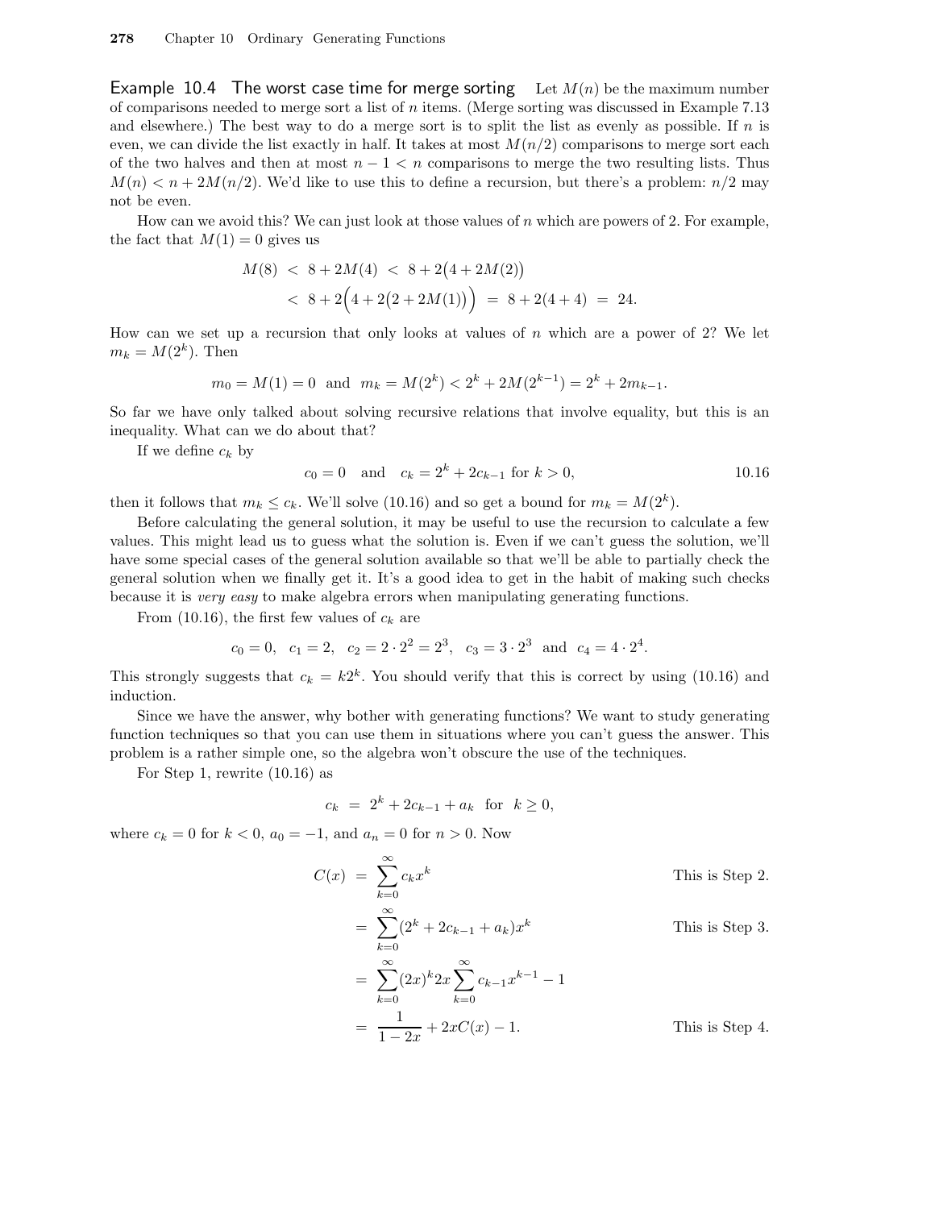**Example 10.4 The worst case time for merge sorting** Let $M(n)$ be the maximum number of comparisons needed to merge sort a list of $n$ items. (Merge sorting was discussed in Example 7.13 and elsewhere.) The best way to do a merge sort is to split the list as evenly as possible. If $n$ is even, we can divide the list exactly in half. It takes at most $M(n/2)$ comparisons to merge sort each of the two halves and then at most $n-1 < n$ comparisons to merge the two resulting lists. Thus $M(n) < n + 2M(n/2)$. We'd like to use this to define a recursion, but there's a problem: $n/2$ may not be even.

How can we avoid this? We can just look at those values of $n$ which are powers of 2. For example, the fact that $M(1) = 0$ gives us

$$
\begin{aligned}
M(8) &< 8 + 2M(4) < 8 + 2\big(4 + 2M(2)\big) \\
&< 8 + 2\Big(4 + 2\big(2 + 2M(1)\big)\Big) = 8 + 2(4+4) = 24.
\end{aligned}
$$

How can we set up a recursion that only looks at values of $n$ which are a power of 2? We let $m_k = M(2^k)$. Then

$$m_0 = M(1) = 0 \quad\text{and}\quad m_k = M(2^k) < 2^k + 2M(2^{k-1}) = 2^k + 2m_{k-1}.$$

So far we have only talked about solving recursive relations that involve equality, but this is an inequality. What can we do about that?

If we define $c_k$ by

$$c_0 = 0 \quad\text{and}\quad c_k = 2^k + 2c_{k-1} \text{ for } k > 0, \tag{10.16}$$

then it follows that $m_k \le c_k$. We'll solve (10.16) and so get a bound for $m_k = M(2^k)$.

Before calculating the general solution, it may be useful to use the recursion to calculate a few values. This might lead us to guess what the solution is. Even if we can't guess the solution, we'll have some special cases of the general solution available so that we'll be able to partially check the general solution when we finally get it. It's a good idea to get in the habit of making such checks because it is *very easy* to make algebra errors when manipulating generating functions.

From (10.16), the first few values of $c_k$ are

$$c_0 = 0,\quad c_1 = 2,\quad c_2 = 2\cdot 2^2 = 2^3,\quad c_3 = 3\cdot 2^3 \quad\text{and}\quad c_4 = 4\cdot 2^4.$$

This strongly suggests that $c_k = k2^k$. You should verify that this is correct by using (10.16) and induction.

Since we have the answer, why bother with generating functions? We want to study generating function techniques so that you can use them in situations where you can't guess the answer. This problem is a rather simple one, so the algebra won't obscure the use of the techniques.

For Step 1, rewrite (10.16) as

$$c_k = 2^k + 2c_{k-1} + a_k \quad\text{for}\quad k \ge 0,$$

where $c_k = 0$ for $k < 0$, $a_0 = -1$, and $a_n = 0$ for $n > 0$. Now

$$
\begin{aligned}
C(x) &= \sum_{k=0}^{\infty} c_k x^k && \text{This is Step 2.} \\
&= \sum_{k=0}^{\infty} (2^k + 2c_{k-1} + a_k)x^k && \text{This is Step 3.} \\
&= \sum_{k=0}^{\infty} (2x)^k 2x \sum_{k=0}^{\infty} c_{k-1}x^{k-1} - 1 \\
&= \frac{1}{1-2x} + 2xC(x) - 1. && \text{This is Step 4.}
\end{aligned}
$$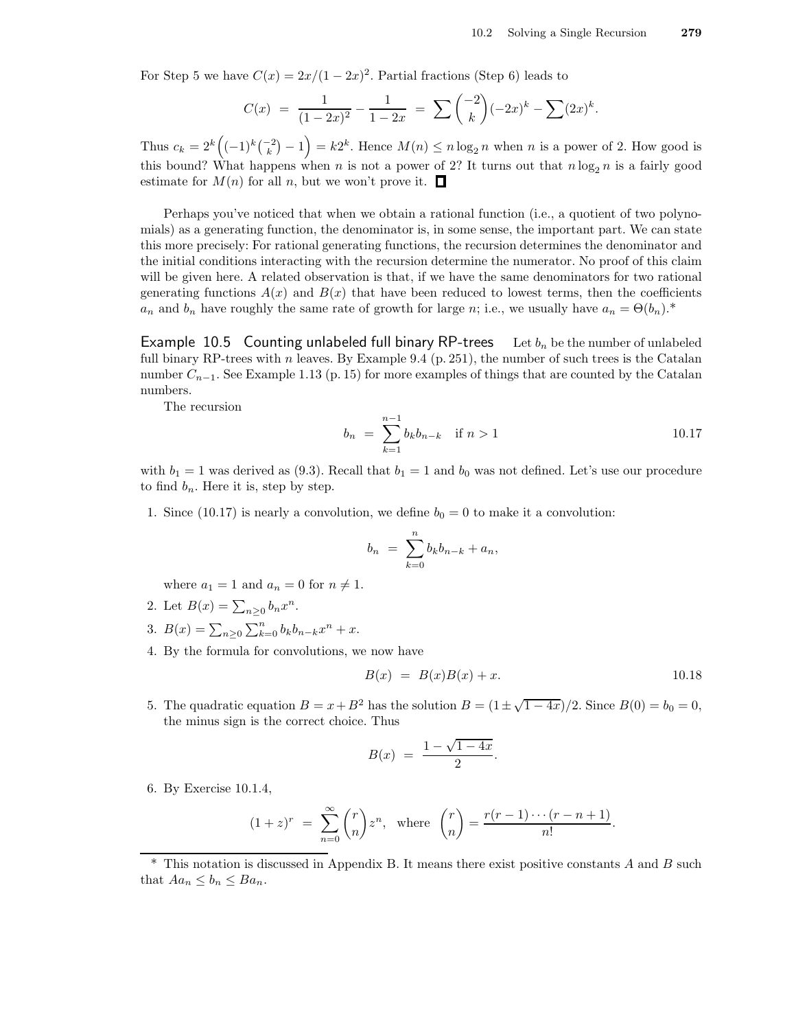For Step 5 we have $C(x) = 2x/(1-2x)^2$. Partial fractions (Step 6) leads to

$$C(x) \;=\; \frac{1}{(1-2x)^2} - \frac{1}{1-2x} \;=\; \sum \binom{-2}{k}(-2x)^k - \sum (2x)^k.$$

Thus $c_k = 2^k\Big((-1)^k\binom{-2}{k} - 1\Big) = k2^k$. Hence $M(n) \le n\log_2 n$ when $n$ is a power of 2. How good is this bound? What happens when $n$ is not a power of 2? It turns out that $n\log_2 n$ is a fairly good estimate for $M(n)$ for all $n$, but we won't prove it. □

Perhaps you've noticed that when we obtain a rational function (i.e., a quotient of two polynomials) as a generating function, the denominator is, in some sense, the important part. We can state this more precisely: For rational generating functions, the recursion determines the denominator and the initial conditions interacting with the recursion determine the numerator. No proof of this claim will be given here. A related observation is that, if we have the same denominators for two rational generating functions $A(x)$ and $B(x)$ that have been reduced to lowest terms, then the coefficients $a_n$ and $b_n$ have roughly the same rate of growth for large $n$; i.e., we usually have $a_n = \Theta(b_n)$.*

**Example 10.5 Counting unlabeled full binary RP-trees** Let $b_n$ be the number of unlabeled full binary RP-trees with $n$ leaves. By Example 9.4 (p. 251), the number of such trees is the Catalan number $C_{n-1}$. See Example 1.13 (p. 15) for more examples of things that are counted by the Catalan numbers.

The recursion

$$b_n \;=\; \sum_{k=1}^{n-1} b_k b_{n-k} \quad \text{if } n > 1 \tag{10.17}$$

with $b_1 = 1$ was derived as (9.3). Recall that $b_1 = 1$ and $b_0$ was not defined. Let's use our procedure to find $b_n$. Here it is, step by step.

1. Since (10.17) is nearly a convolution, we define $b_0 = 0$ to make it a convolution:

   $$b_n \;=\; \sum_{k=0}^{n} b_k b_{n-k} + a_n,$$

   where $a_1 = 1$ and $a_n = 0$ for $n \neq 1$.

2. Let $B(x) = \sum_{n\ge 0} b_n x^n$.

3. $B(x) = \sum_{n\ge 0}\sum_{k=0}^{n} b_k b_{n-k} x^n + x$.

4. By the formula for convolutions, we now have

   $$B(x) \;=\; B(x)B(x) + x. \tag{10.18}$$

5. The quadratic equation $B = x + B^2$ has the solution $B = (1 \pm \sqrt{1-4x})/2$. Since $B(0) = b_0 = 0$, the minus sign is the correct choice. Thus

   $$B(x) \;=\; \frac{1-\sqrt{1-4x}}{2}.$$

6. By Exercise 10.1.4,

   $$(1+z)^r \;=\; \sum_{n=0}^{\infty} \binom{r}{n} z^n, \quad \text{where} \quad \binom{r}{n} = \frac{r(r-1)\cdots(r-n+1)}{n!}.$$

---

* This notation is discussed in Appendix B. It means there exist positive constants $A$ and $B$ such that $Aa_n \le b_n \le Ba_n$.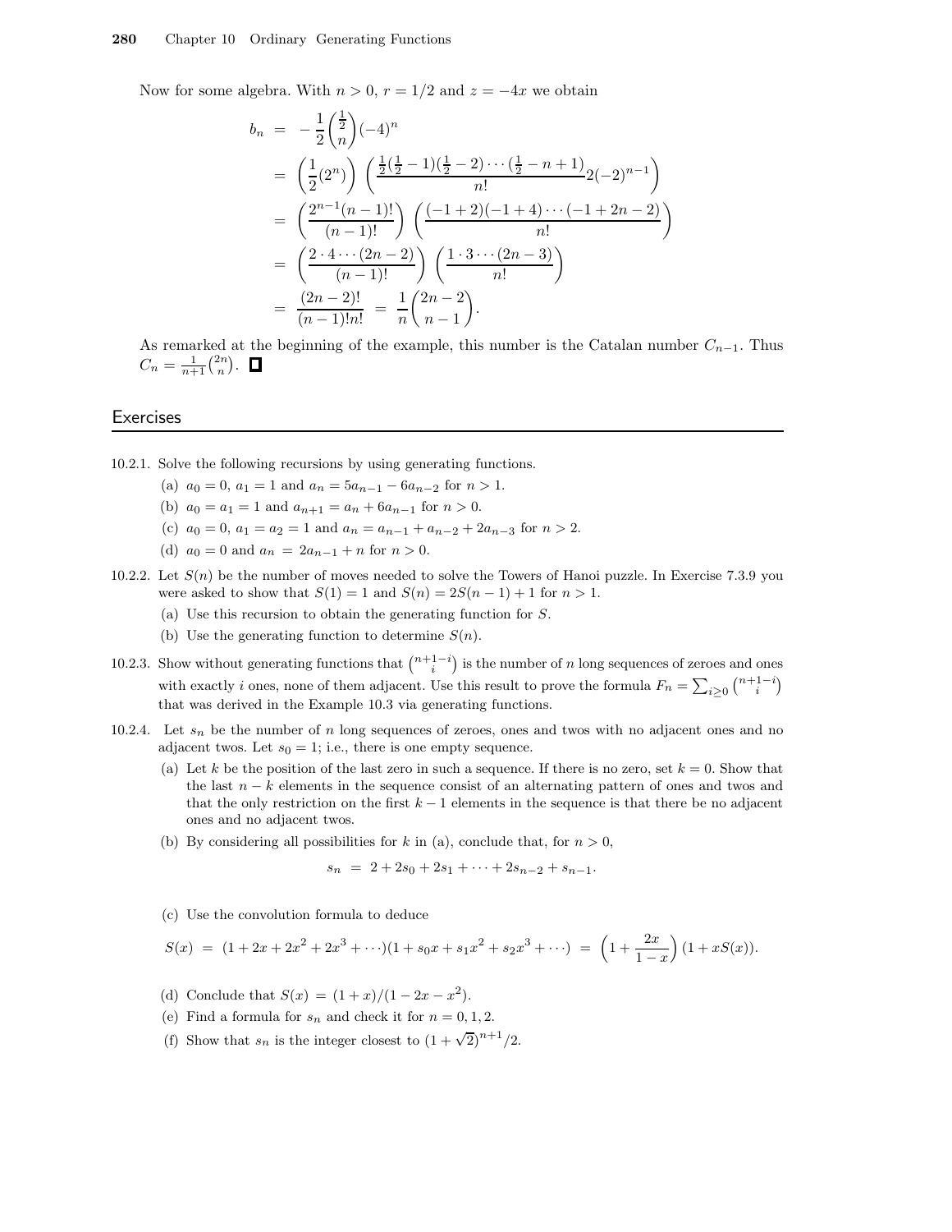Now for some algebra. With $n > 0$, $r = 1/2$ and $z = -4x$ we obtain

$$
\begin{aligned}
b_n &= -\frac{1}{2}\binom{\frac{1}{2}}{n}(-4)^n \\
&= \left(\frac{1}{2}(2^n)\right)\left(\frac{\frac{1}{2}(\frac{1}{2}-1)(\frac{1}{2}-2)\cdots(\frac{1}{2}-n+1)}{n!}2(-2)^{n-1}\right) \\
&= \left(\frac{2^{n-1}(n-1)!}{(n-1)!}\right)\left(\frac{(-1+2)(-1+4)\cdots(-1+2n-2)}{n!}\right) \\
&= \left(\frac{2\cdot 4\cdots(2n-2)}{(n-1)!}\right)\left(\frac{1\cdot 3\cdots(2n-3)}{n!}\right) \\
&= \frac{(2n-2)!}{(n-1)!n!} \;=\; \frac{1}{n}\binom{2n-2}{n-1}.
\end{aligned}
$$

As remarked at the beginning of the example, this number is the Catalan number $C_{n-1}$. Thus $C_n = \frac{1}{n+1}\binom{2n}{n}$. □

## Exercises

10.2.1. Solve the following recursions by using generating functions.

(a) $a_0 = 0$, $a_1 = 1$ and $a_n = 5a_{n-1} - 6a_{n-2}$ for $n > 1$.

(b) $a_0 = a_1 = 1$ and $a_{n+1} = a_n + 6a_{n-1}$ for $n > 0$.

(c) $a_0 = 0$, $a_1 = a_2 = 1$ and $a_n = a_{n-1} + a_{n-2} + 2a_{n-3}$ for $n > 2$.

(d) $a_0 = 0$ and $a_n = 2a_{n-1} + n$ for $n > 0$.

10.2.2. Let $S(n)$ be the number of moves needed to solve the Towers of Hanoi puzzle. In Exercise 7.3.9 you were asked to show that $S(1) = 1$ and $S(n) = 2S(n-1) + 1$ for $n > 1$.

(a) Use this recursion to obtain the generating function for $S$.

(b) Use the generating function to determine $S(n)$.

10.2.3. Show without generating functions that $\binom{n+1-i}{i}$ is the number of $n$ long sequences of zeroes and ones with exactly $i$ ones, none of them adjacent. Use this result to prove the formula $F_n = \sum_{i\ge 0}\binom{n+1-i}{i}$ that was derived in the Example 10.3 via generating functions.

10.2.4. Let $s_n$ be the number of $n$ long sequences of zeroes, ones and twos with no adjacent ones and no adjacent twos. Let $s_0 = 1$; i.e., there is one empty sequence.

(a) Let $k$ be the position of the last zero in such a sequence. If there is no zero, set $k = 0$. Show that the last $n-k$ elements in the sequence consist of an alternating pattern of ones and twos and that the only restriction on the first $k-1$ elements in the sequence is that there be no adjacent ones and no adjacent twos.

(b) By considering all possibilities for $k$ in (a), conclude that, for $n > 0$,

$$s_n \;=\; 2 + 2s_0 + 2s_1 + \cdots + 2s_{n-2} + s_{n-1}.$$

(c) Use the convolution formula to deduce

$$S(x) \;=\; (1 + 2x + 2x^2 + 2x^3 + \cdots)(1 + s_0x + s_1x^2 + s_2x^3 + \cdots) \;=\; \left(1 + \frac{2x}{1-x}\right)(1 + xS(x)).$$

(d) Conclude that $S(x) = (1+x)/(1-2x-x^2)$.

(e) Find a formula for $s_n$ and check it for $n = 0, 1, 2$.

(f) Show that $s_n$ is the integer closest to $(1+\sqrt{2})^{n+1}/2$.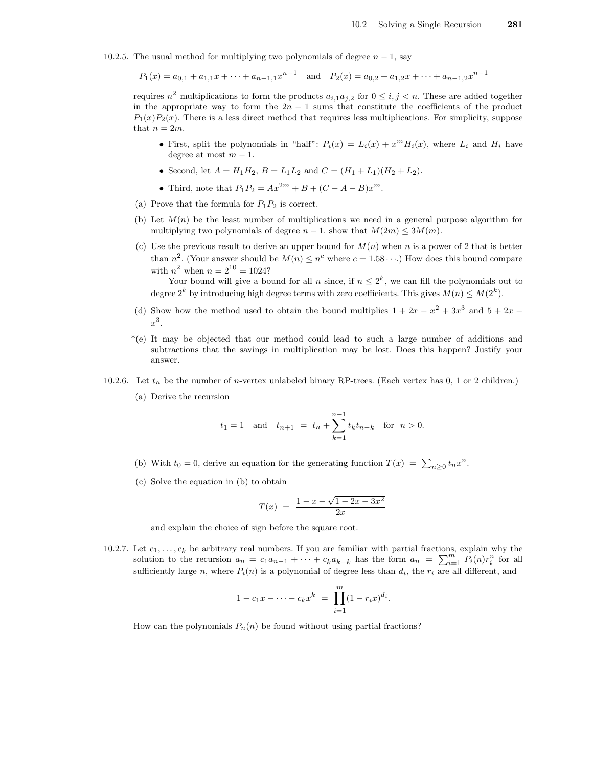10.2.5. The usual method for multiplying two polynomials of degree $n-1$, say

$$P_1(x) = a_{0,1} + a_{1,1}x + \cdots + a_{n-1,1}x^{n-1} \quad \text{and} \quad P_2(x) = a_{0,2} + a_{1,2}x + \cdots + a_{n-1,2}x^{n-1}$$

requires $n^2$ multiplications to form the products $a_{i,1}a_{j,2}$ for $0 \le i,j < n$. These are added together in the appropriate way to form the $2n-1$ sums that constitute the coefficients of the product $P_1(x)P_2(x)$. There is a less direct method that requires less multiplications. For simplicity, suppose that $n = 2m$.

- First, split the polynomials in "half": $P_i(x) = L_i(x) + x^m H_i(x)$, where $L_i$ and $H_i$ have degree at most $m-1$.
- Second, let $A = H_1H_2$, $B = L_1L_2$ and $C = (H_1 + L_1)(H_2 + L_2)$.
- Third, note that $P_1P_2 = Ax^{2m} + B + (C - A - B)x^m$.

(a) Prove that the formula for $P_1P_2$ is correct.

(b) Let $M(n)$ be the least number of multiplications we need in a general purpose algorithm for multiplying two polynomials of degree $n-1$. show that $M(2m) \le 3M(m)$.

(c) Use the previous result to derive an upper bound for $M(n)$ when $n$ is a power of 2 that is better than $n^2$. (Your answer should be $M(n) \le n^c$ where $c = 1.58\cdots$.) How does this bound compare with $n^2$ when $n = 2^{10} = 1024$?

Your bound will give a bound for all $n$ since, if $n \le 2^k$, we can fill the polynomials out to degree $2^k$ by introducing high degree terms with zero coefficients. This gives $M(n) \le M(2^k)$.

(d) Show how the method used to obtain the bound multiplies $1 + 2x - x^2 + 3x^3$ and $5 + 2x - x^3$.

*(e) It may be objected that our method could lead to such a large number of additions and subtractions that the savings in multiplication may be lost. Does this happen? Justify your answer.

10.2.6. Let $t_n$ be the number of $n$-vertex unlabeled binary RP-trees. (Each vertex has 0, 1 or 2 children.)

(a) Derive the recursion

$$t_1 = 1 \quad \text{and} \quad t_{n+1} = t_n + \sum_{k=1}^{n-1} t_k t_{n-k} \quad \text{for} \quad n > 0.$$

(b) With $t_0 = 0$, derive an equation for the generating function $T(x) = \sum_{n\ge 0} t_n x^n$.

(c) Solve the equation in (b) to obtain

$$T(x) = \frac{1 - x - \sqrt{1 - 2x - 3x^2}}{2x}$$

and explain the choice of sign before the square root.

10.2.7. Let $c_1, \ldots, c_k$ be arbitrary real numbers. If you are familiar with partial fractions, explain why the solution to the recursion $a_n = c_1a_{n-1} + \cdots + c_ka_{k-k}$ has the form $a_n = \sum_{i=1}^m P_i(n)r_i^n$ for all sufficiently large $n$, where $P_i(n)$ is a polynomial of degree less than $d_i$, the $r_i$ are all different, and

$$1 - c_1x - \cdots - c_kx^k = \prod_{i=1}^m (1 - r_ix)^{d_i}.$$

How can the polynomials $P_n(n)$ be found without using partial fractions?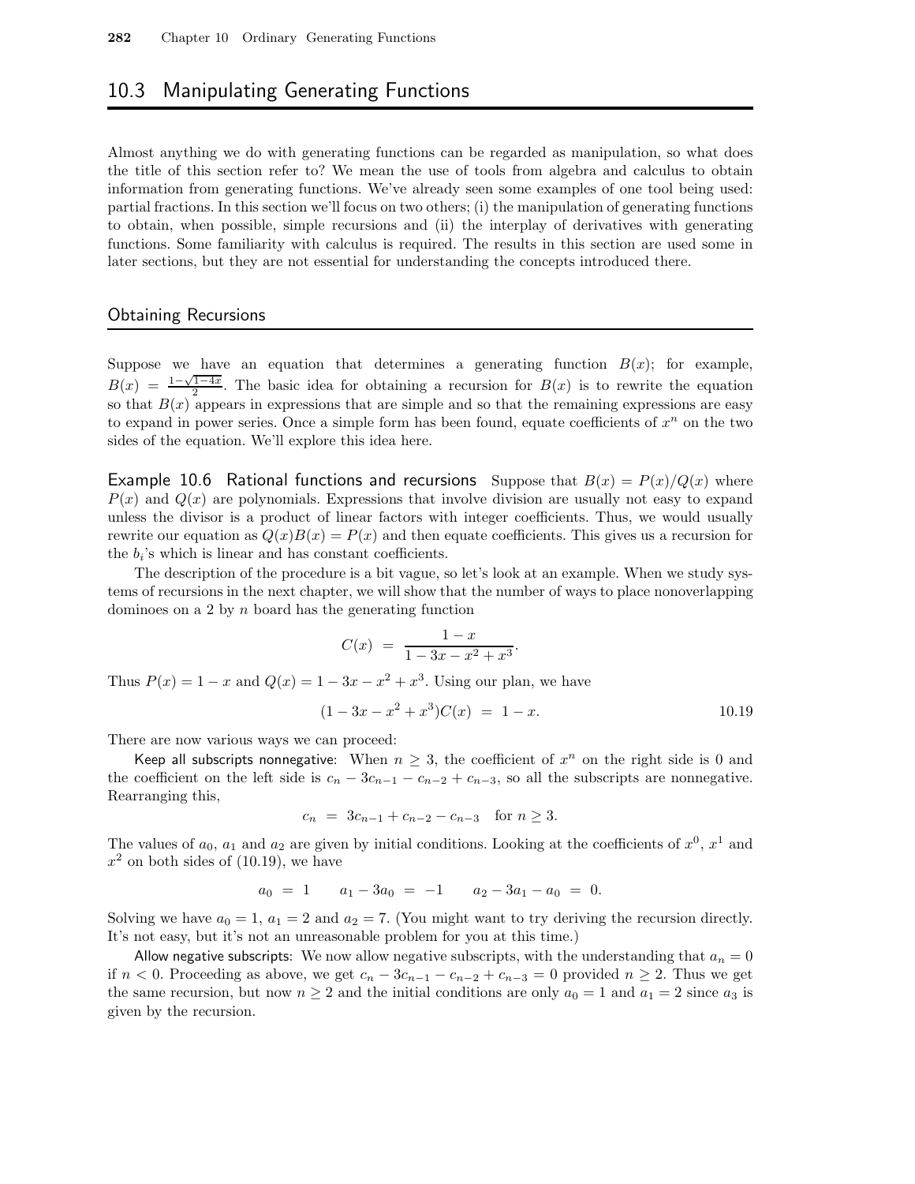## 10.3 Manipulating Generating Functions

Almost anything we do with generating functions can be regarded as manipulation, so what does the title of this section refer to? We mean the use of tools from algebra and calculus to obtain information from generating functions. We've already seen some examples of one tool being used: partial fractions. In this section we'll focus on two others; (i) the manipulation of generating functions to obtain, when possible, simple recursions and (ii) the interplay of derivatives with generating functions. Some familiarity with calculus is required. The results in this section are used some in later sections, but they are not essential for understanding the concepts introduced there.

### Obtaining Recursions

Suppose we have an equation that determines a generating function $B(x)$; for example, $B(x) = \frac{1-\sqrt{1-4x}}{2}$. The basic idea for obtaining a recursion for $B(x)$ is to rewrite the equation so that $B(x)$ appears in expressions that are simple and so that the remaining expressions are easy to expand in power series. Once a simple form has been found, equate coefficients of $x^n$ on the two sides of the equation. We'll explore this idea here.

**Example 10.6 Rational functions and recursions** Suppose that $B(x) = P(x)/Q(x)$ where $P(x)$ and $Q(x)$ are polynomials. Expressions that involve division are usually not easy to expand unless the divisor is a product of linear factors with integer coefficients. Thus, we would usually rewrite our equation as $Q(x)B(x) = P(x)$ and then equate coefficients. This gives us a recursion for the $b_i$'s which is linear and has constant coefficients.

The description of the procedure is a bit vague, so let's look at an example. When we study systems of recursions in the next chapter, we will show that the number of ways to place nonoverlapping dominoes on a 2 by $n$ board has the generating function

$$C(x) \;=\; \frac{1-x}{1-3x-x^2+x^3}.$$

Thus $P(x) = 1-x$ and $Q(x) = 1-3x-x^2+x^3$. Using our plan, we have

$$(1-3x-x^2+x^3)C(x) \;=\; 1-x. \qquad 10.19$$

There are now various ways we can proceed:

*Keep all subscripts nonnegative:* When $n \geq 3$, the coefficient of $x^n$ on the right side is 0 and the coefficient on the left side is $c_n - 3c_{n-1} - c_{n-2} + c_{n-3}$, so all the subscripts are nonnegative. Rearranging this,

$$c_n \;=\; 3c_{n-1} + c_{n-2} - c_{n-3} \quad \text{for } n \geq 3.$$

The values of $a_0$, $a_1$ and $a_2$ are given by initial conditions. Looking at the coefficients of $x^0$, $x^1$ and $x^2$ on both sides of (10.19), we have

$$a_0 \;=\; 1 \qquad a_1 - 3a_0 \;=\; -1 \qquad a_2 - 3a_1 - a_0 \;=\; 0.$$

Solving we have $a_0 = 1$, $a_1 = 2$ and $a_2 = 7$. (You might want to try deriving the recursion directly. It's not easy, but it's not an unreasonable problem for you at this time.)

*Allow negative subscripts:* We now allow negative subscripts, with the understanding that $a_n = 0$ if $n < 0$. Proceeding as above, we get $c_n - 3c_{n-1} - c_{n-2} + c_{n-3} = 0$ provided $n \geq 2$. Thus we get the same recursion, but now $n \geq 2$ and the initial conditions are only $a_0 = 1$ and $a_1 = 2$ since $a_3$ is given by the recursion.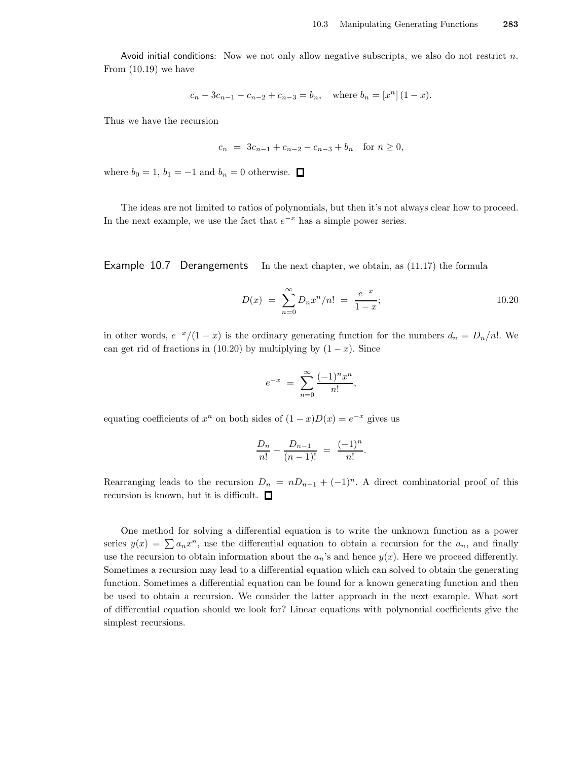Avoid initial conditions: Now we not only allow negative subscripts, we also do not restrict $n$. From (10.19) we have

$$c_n - 3c_{n-1} - c_{n-2} + c_{n-3} = b_n, \quad \text{where } b_n = [x^n]\,(1-x).$$

Thus we have the recursion

$$c_n \;=\; 3c_{n-1} + c_{n-2} - c_{n-3} + b_n \quad \text{for } n \geq 0,$$

where $b_0 = 1$, $b_1 = -1$ and $b_n = 0$ otherwise. □

The ideas are not limited to ratios of polynomials, but then it's not always clear how to proceed. In the next example, we use the fact that $e^{-x}$ has a simple power series.

**Example 10.7 Derangements** In the next chapter, we obtain, as (11.17) the formula

$$D(x) \;=\; \sum_{n=0}^{\infty} D_n x^n/n! \;=\; \frac{e^{-x}}{1-x}; \tag{10.20}$$

in other words, $e^{-x}/(1-x)$ is the ordinary generating function for the numbers $d_n = D_n/n!$. We can get rid of fractions in (10.20) by multiplying by $(1-x)$. Since

$$e^{-x} \;=\; \sum_{n=0}^{\infty} \frac{(-1)^n x^n}{n!},$$

equating coefficients of $x^n$ on both sides of $(1-x)D(x) = e^{-x}$ gives us

$$\frac{D_n}{n!} - \frac{D_{n-1}}{(n-1)!} \;=\; \frac{(-1)^n}{n!}.$$

Rearranging leads to the recursion $D_n = nD_{n-1} + (-1)^n$. A direct combinatorial proof of this recursion is known, but it is difficult. □

One method for solving a differential equation is to write the unknown function as a power series $y(x) = \sum a_n x^n$, use the differential equation to obtain a recursion for the $a_n$, and finally use the recursion to obtain information about the $a_n$'s and hence $y(x)$. Here we proceed differently. Sometimes a recursion may lead to a differential equation which can solved to obtain the generating function. Sometimes a differential equation can be found for a known generating function and then be used to obtain a recursion. We consider the latter approach in the next example. What sort of differential equation should we look for? Linear equations with polynomial coefficients give the simplest recursions.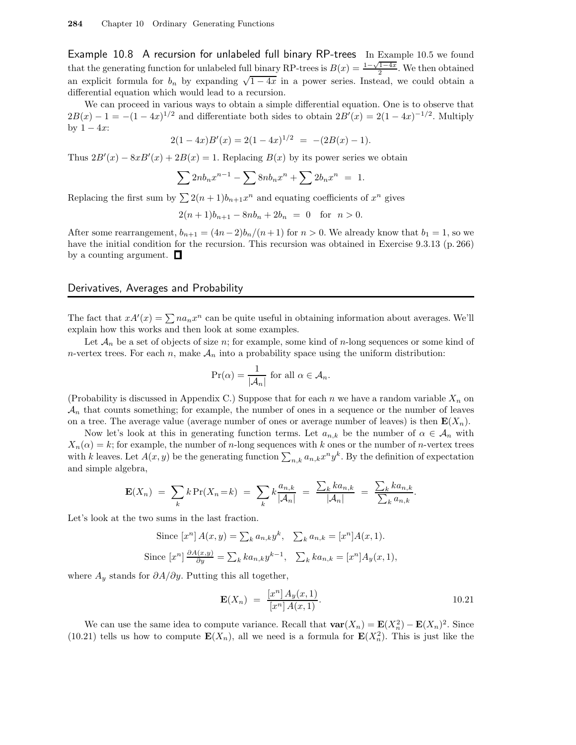**Example 10.8 A recursion for unlabeled full binary RP-trees** In Example 10.5 we found that the generating function for unlabeled full binary RP-trees is $B(x) = \frac{1-\sqrt{1-4x}}{2}$. We then obtained an explicit formula for $b_n$ by expanding $\sqrt{1-4x}$ in a power series. Instead, we could obtain a differential equation which would lead to a recursion.

We can proceed in various ways to obtain a simple differential equation. One is to observe that $2B(x) - 1 = -(1-4x)^{1/2}$ and differentiate both sides to obtain $2B'(x) = 2(1-4x)^{-1/2}$. Multiply by $1-4x$:

$$2(1-4x)B'(x) = 2(1-4x)^{1/2} \;=\; -(2B(x)-1).$$

Thus $2B'(x) - 8xB'(x) + 2B(x) = 1$. Replacing $B(x)$ by its power series we obtain

$$\sum 2nb_n x^{n-1} - \sum 8nb_n x^n + \sum 2b_n x^n \;=\; 1.$$

Replacing the first sum by $\sum 2(n+1)b_{n+1}x^n$ and equating coefficients of $x^n$ gives

$$2(n+1)b_{n+1} - 8nb_n + 2b_n \;=\; 0 \quad \text{for} \quad n > 0.$$

After some rearrangement, $b_{n+1} = (4n-2)b_n/(n+1)$ for $n > 0$. We already know that $b_1 = 1$, so we have the initial condition for the recursion. This recursion was obtained in Exercise 9.3.13 (p. 266) by a counting argument. □

## Derivatives, Averages and Probability

The fact that $xA'(x) = \sum na_n x^n$ can be quite useful in obtaining information about averages. We'll explain how this works and then look at some examples.

Let $\mathcal{A}_n$ be a set of objects of size $n$; for example, some kind of $n$-long sequences or some kind of $n$-vertex trees. For each $n$, make $\mathcal{A}_n$ into a probability space using the uniform distribution:

$$\Pr(\alpha) = \frac{1}{|\mathcal{A}_n|} \text{ for all } \alpha \in \mathcal{A}_n.$$

(Probability is discussed in Appendix C.) Suppose that for each $n$ we have a random variable $X_n$ on $\mathcal{A}_n$ that counts something; for example, the number of ones in a sequence or the number of leaves on a tree. The average value (average number of ones or average number of leaves) is then $\mathbf{E}(X_n)$.

Now let's look at this in generating function terms. Let $a_{n,k}$ be the number of $\alpha \in \mathcal{A}_n$ with $X_n(\alpha) = k$; for example, the number of $n$-long sequences with $k$ ones or the number of $n$-vertex trees with $k$ leaves. Let $A(x,y)$ be the generating function $\sum_{n,k} a_{n,k}x^n y^k$. By the definition of expectation and simple algebra,

$$\mathbf{E}(X_n) \;=\; \sum_k k \Pr(X_n = k) \;=\; \sum_k k \frac{a_{n,k}}{|\mathcal{A}_n|} \;=\; \frac{\sum_k k a_{n,k}}{|\mathcal{A}_n|} \;=\; \frac{\sum_k k a_{n,k}}{\sum_k a_{n,k}}.$$

Let's look at the two sums in the last fraction.

$$\text{Since } [x^n]\, A(x,y) = \textstyle\sum_k a_{n,k} y^k, \quad \sum_k a_{n,k} = [x^n] A(x,1).$$

$$\text{Since } [x^n]\, \tfrac{\partial A(x,y)}{\partial y} = \textstyle\sum_k k a_{n,k} y^{k-1}, \quad \sum_k k a_{n,k} = [x^n] A_y(x,1),$$

where $A_y$ stands for $\partial A / \partial y$. Putting this all together,

$$\mathbf{E}(X_n) \;=\; \frac{[x^n]\, A_y(x,1)}{[x^n]\, A(x,1)}. \tag{10.21}$$

We can use the same idea to compute variance. Recall that $\mathbf{var}(X_n) = \mathbf{E}(X_n^2) - \mathbf{E}(X_n)^2$. Since (10.21) tells us how to compute $\mathbf{E}(X_n)$, all we need is a formula for $\mathbf{E}(X_n^2)$. This is just like the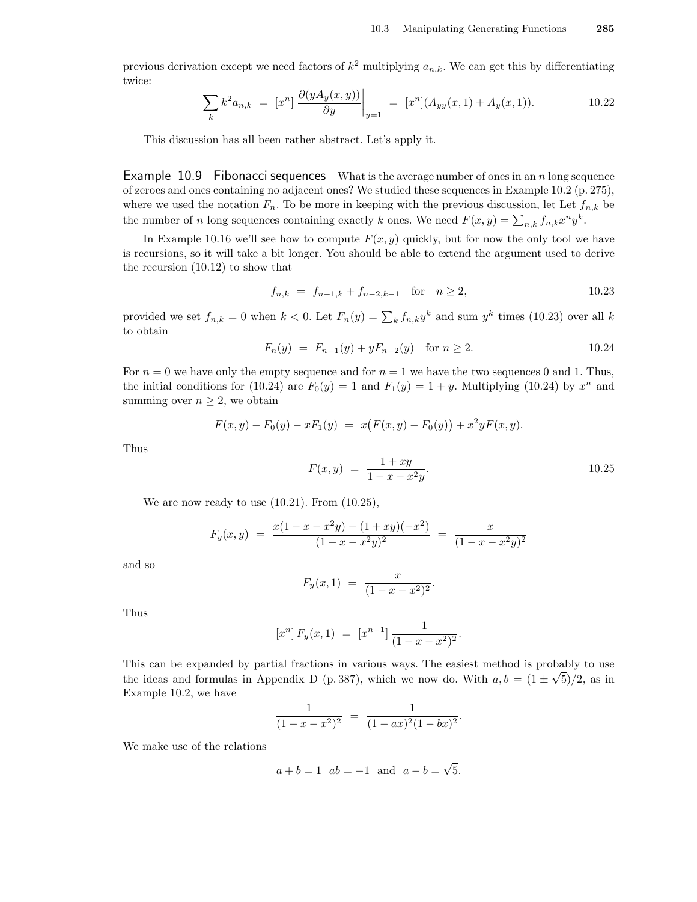previous derivation except we need factors of $k^2$ multiplying $a_{n,k}$. We can get this by differentiating twice:

$$\sum_k k^2 a_{n,k} \;=\; [x^n]\, \frac{\partial(yA_y(x,y))}{\partial y}\bigg|_{y=1} \;=\; [x^n](A_{yy}(x,1) + A_y(x,1)). \qquad 10.22$$

This discussion has all been rather abstract. Let's apply it.

**Example 10.9 Fibonacci sequences** What is the average number of ones in an $n$ long sequence of zeroes and ones containing no adjacent ones? We studied these sequences in Example 10.2 (p. 275), where we used the notation $F_n$. To be more in keeping with the previous discussion, let Let $f_{n,k}$ be the number of $n$ long sequences containing exactly $k$ ones. We need $F(x,y) = \sum_{n,k} f_{n,k} x^n y^k$.

In Example 10.16 we'll see how to compute $F(x,y)$ quickly, but for now the only tool we have is recursions, so it will take a bit longer. You should be able to extend the argument used to derive the recursion (10.12) to show that

$$f_{n,k} \;=\; f_{n-1,k} + f_{n-2,k-1} \quad \text{for} \quad n \geq 2, \qquad 10.23$$

provided we set $f_{n,k} = 0$ when $k < 0$. Let $F_n(y) = \sum_k f_{n,k} y^k$ and sum $y^k$ times (10.23) over all $k$ to obtain

$$F_n(y) \;=\; F_{n-1}(y) + yF_{n-2}(y) \quad \text{for } n \geq 2. \qquad 10.24$$

For $n = 0$ we have only the empty sequence and for $n = 1$ we have the two sequences 0 and 1. Thus, the initial conditions for (10.24) are $F_0(y) = 1$ and $F_1(y) = 1 + y$. Multiplying (10.24) by $x^n$ and summing over $n \geq 2$, we obtain

$$F(x,y) - F_0(y) - xF_1(y) \;=\; x\big(F(x,y) - F_0(y)\big) + x^2 y F(x,y).$$

Thus

$$F(x,y) \;=\; \frac{1 + xy}{1 - x - x^2 y}. \qquad 10.25$$

We are now ready to use (10.21). From (10.25),

$$F_y(x,y) \;=\; \frac{x(1 - x - x^2 y) - (1 + xy)(-x^2)}{(1 - x - x^2 y)^2} \;=\; \frac{x}{(1 - x - x^2 y)^2}$$

and so

$$F_y(x,1) \;=\; \frac{x}{(1 - x - x^2)^2}.$$

Thus

$$[x^n]\, F_y(x,1) \;=\; [x^{n-1}]\, \frac{1}{(1 - x - x^2)^2}.$$

This can be expanded by partial fractions in various ways. The easiest method is probably to use the ideas and formulas in Appendix D (p. 387), which we now do. With $a, b = (1 \pm \sqrt{5})/2$, as in Example 10.2, we have

$$\frac{1}{(1 - x - x^2)^2} \;=\; \frac{1}{(1 - ax)^2(1 - bx)^2}.$$

We make use of the relations

$$a + b = 1 \quad ab = -1 \quad \text{and} \quad a - b = \sqrt{5}.$$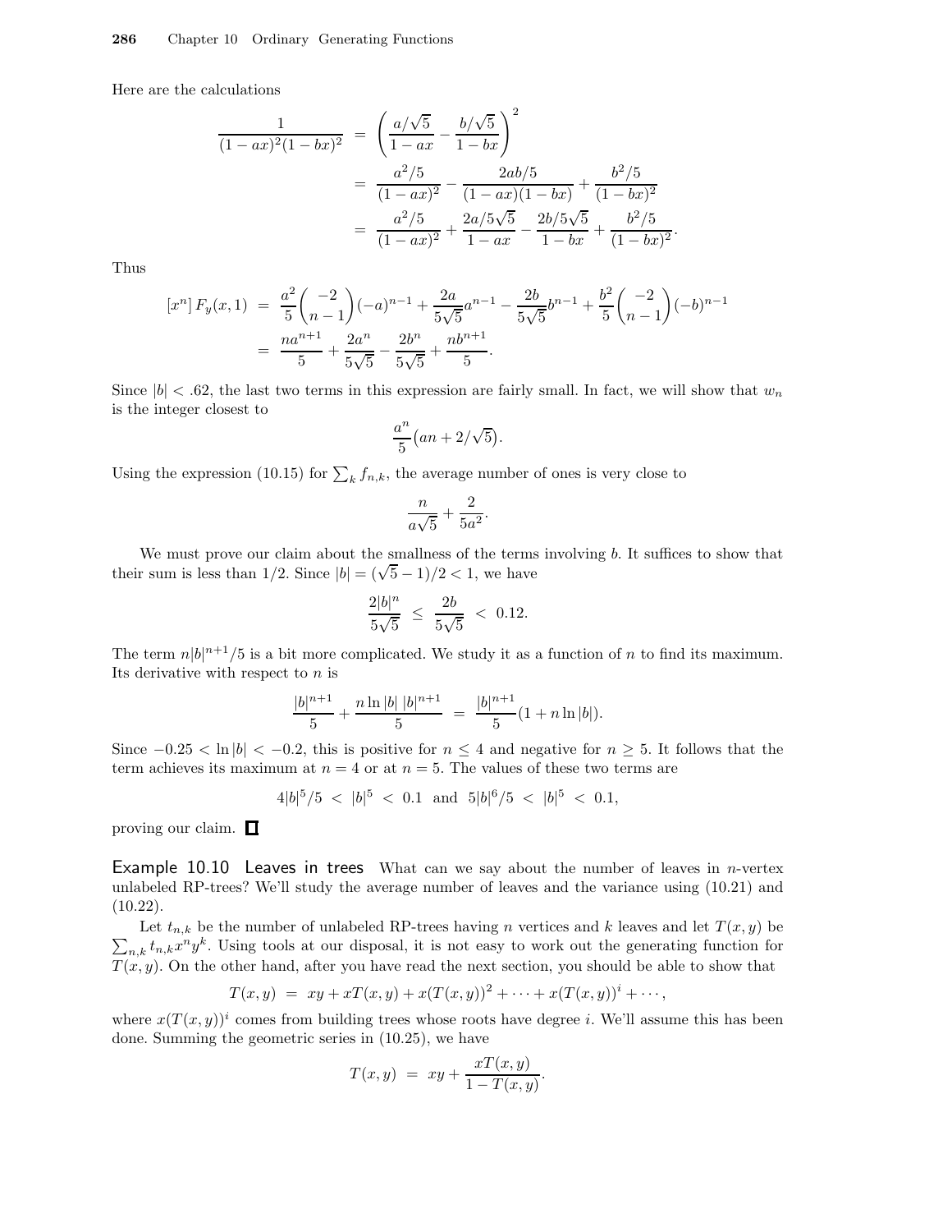Here are the calculations

$$
\begin{aligned}
\frac{1}{(1-ax)^2(1-bx)^2} &= \left(\frac{a/\sqrt{5}}{1-ax} - \frac{b/\sqrt{5}}{1-bx}\right)^2 \\
&= \frac{a^2/5}{(1-ax)^2} - \frac{2ab/5}{(1-ax)(1-bx)} + \frac{b^2/5}{(1-bx)^2} \\
&= \frac{a^2/5}{(1-ax)^2} + \frac{2a/5\sqrt{5}}{1-ax} - \frac{2b/5\sqrt{5}}{1-bx} + \frac{b^2/5}{(1-bx)^2}.
\end{aligned}
$$

Thus

$$
\begin{aligned}
[x^n]\, F_y(x,1) &= \frac{a^2}{5}\binom{-2}{n-1}(-a)^{n-1} + \frac{2a}{5\sqrt{5}}a^{n-1} - \frac{2b}{5\sqrt{5}}b^{n-1} + \frac{b^2}{5}\binom{-2}{n-1}(-b)^{n-1} \\
&= \frac{na^{n+1}}{5} + \frac{2a^n}{5\sqrt{5}} - \frac{2b^n}{5\sqrt{5}} + \frac{nb^{n+1}}{5}.
\end{aligned}
$$

Since $|b| < .62$, the last two terms in this expression are fairly small. In fact, we will show that $w_n$ is the integer closest to

$$
\frac{a^n}{5}\big(an + 2/\sqrt{5}\big).
$$

Using the expression (10.15) for $\sum_k f_{n,k}$, the average number of ones is very close to

$$
\frac{n}{a\sqrt{5}} + \frac{2}{5a^2}.
$$

We must prove our claim about the smallness of the terms involving $b$. It suffices to show that their sum is less than $1/2$. Since $|b| = (\sqrt{5}-1)/2 < 1$, we have

$$
\frac{2|b|^n}{5\sqrt{5}} \;\le\; \frac{2b}{5\sqrt{5}} \;<\; 0.12.
$$

The term $n|b|^{n+1}/5$ is a bit more complicated. We study it as a function of $n$ to find its maximum. Its derivative with respect to $n$ is

$$
\frac{|b|^{n+1}}{5} + \frac{n \ln|b|\; |b|^{n+1}}{5} \;=\; \frac{|b|^{n+1}}{5}(1 + n\ln|b|).
$$

Since $-0.25 < \ln|b| < -0.2$, this is positive for $n \le 4$ and negative for $n \ge 5$. It follows that the term achieves its maximum at $n = 4$ or at $n = 5$. The values of these two terms are

$$
4|b|^5/5 \;<\; |b|^5 \;<\; 0.1 \quad\text{and}\quad 5|b|^6/5 \;<\; |b|^5 \;<\; 0.1,
$$

proving our claim. □

**Example 10.10 Leaves in trees** What can we say about the number of leaves in $n$-vertex unlabeled RP-trees? We'll study the average number of leaves and the variance using (10.21) and (10.22).

Let $t_{n,k}$ be the number of unlabeled RP-trees having $n$ vertices and $k$ leaves and let $T(x,y)$ be $\sum_{n,k} t_{n,k}x^ny^k$. Using tools at our disposal, it is not easy to work out the generating function for $T(x,y)$. On the other hand, after you have read the next section, you should be able to show that

$$
T(x,y) \;=\; xy + xT(x,y) + x(T(x,y))^2 + \cdots + x(T(x,y))^i + \cdots,
$$

where $x(T(x,y))^i$ comes from building trees whose roots have degree $i$. We'll assume this has been done. Summing the geometric series in (10.25), we have

$$
T(x,y) \;=\; xy + \frac{xT(x,y)}{1 - T(x,y)}.
$$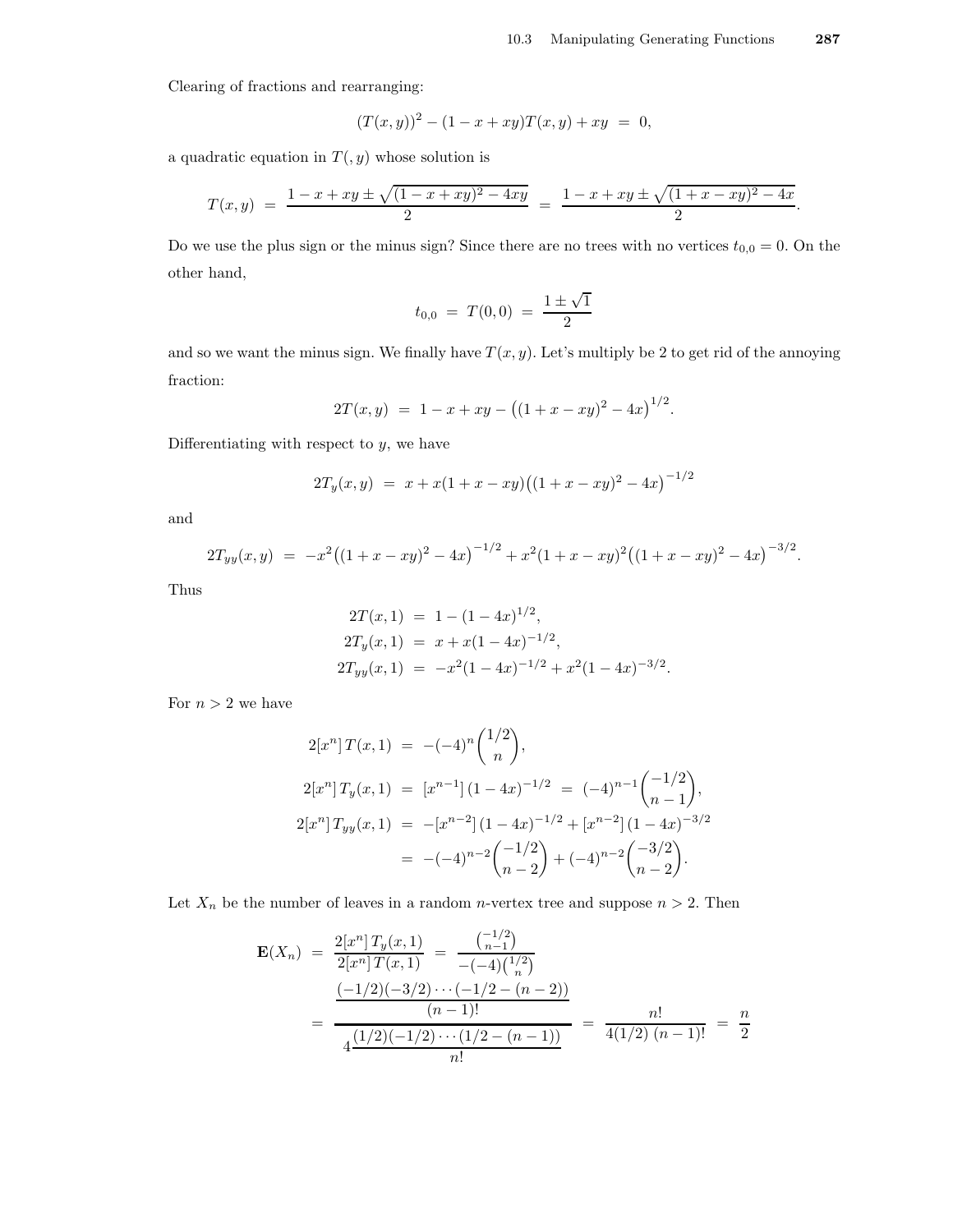Clearing of fractions and rearranging:

$$(T(x,y))^2 - (1-x+xy)T(x,y) + xy \;=\; 0,$$

a quadratic equation in $T(,y)$ whose solution is

$$T(x,y) \;=\; \frac{1-x+xy \pm \sqrt{(1-x+xy)^2 - 4xy}}{2} \;=\; \frac{1-x+xy \pm \sqrt{(1+x-xy)^2 - 4x}}{2}.$$

Do we use the plus sign or the minus sign? Since there are no trees with no vertices $t_{0,0} = 0$. On the other hand,

$$t_{0,0} \;=\; T(0,0) \;=\; \frac{1 \pm \sqrt{1}}{2}$$

and so we want the minus sign. We finally have $T(x,y)$. Let's multiply be 2 to get rid of the annoying fraction:

$$2T(x,y) \;=\; 1-x+xy - \big((1+x-xy)^2 - 4x\big)^{1/2}.$$

Differentiating with respect to $y$, we have

$$2T_y(x,y) \;=\; x + x(1+x-xy)\big((1+x-xy)^2 - 4x\big)^{-1/2}$$

and

$$2T_{yy}(x,y) \;=\; -x^2\big((1+x-xy)^2 - 4x\big)^{-1/2} + x^2(1+x-xy)^2\big((1+x-xy)^2 - 4x\big)^{-3/2}.$$

Thus

$$\begin{aligned}
2T(x,1) &= 1 - (1-4x)^{1/2}, \\
2T_y(x,1) &= x + x(1-4x)^{-1/2}, \\
2T_{yy}(x,1) &= -x^2(1-4x)^{-1/2} + x^2(1-4x)^{-3/2}.
\end{aligned}$$

For $n > 2$ we have

$$\begin{aligned}
2[x^n]\,T(x,1) &= -(-4)^n\binom{1/2}{n}, \\
2[x^n]\,T_y(x,1) &= [x^{n-1}]\,(1-4x)^{-1/2} \;=\; (-4)^{n-1}\binom{-1/2}{n-1}, \\
2[x^n]\,T_{yy}(x,1) &= -[x^{n-2}]\,(1-4x)^{-1/2} + [x^{n-2}]\,(1-4x)^{-3/2} \\
&= -(-4)^{n-2}\binom{-1/2}{n-2} + (-4)^{n-2}\binom{-3/2}{n-2}.
\end{aligned}$$

Let $X_n$ be the number of leaves in a random $n$-vertex tree and suppose $n > 2$. Then

$$\begin{aligned}
\mathbf{E}(X_n) &= \frac{2[x^n]\,T_y(x,1)}{2[x^n]\,T(x,1)} \;=\; \frac{\binom{-1/2}{n-1}}{-(-4)\binom{1/2}{n}} \\
&= \frac{\dfrac{(-1/2)(-3/2)\cdots(-1/2-(n-2))}{(n-1)!}}{4\dfrac{(1/2)(-1/2)\cdots(1/2-(n-1))}{n!}} \;=\; \frac{n!}{4(1/2)\,(n-1)!} \;=\; \frac{n}{2}
\end{aligned}$$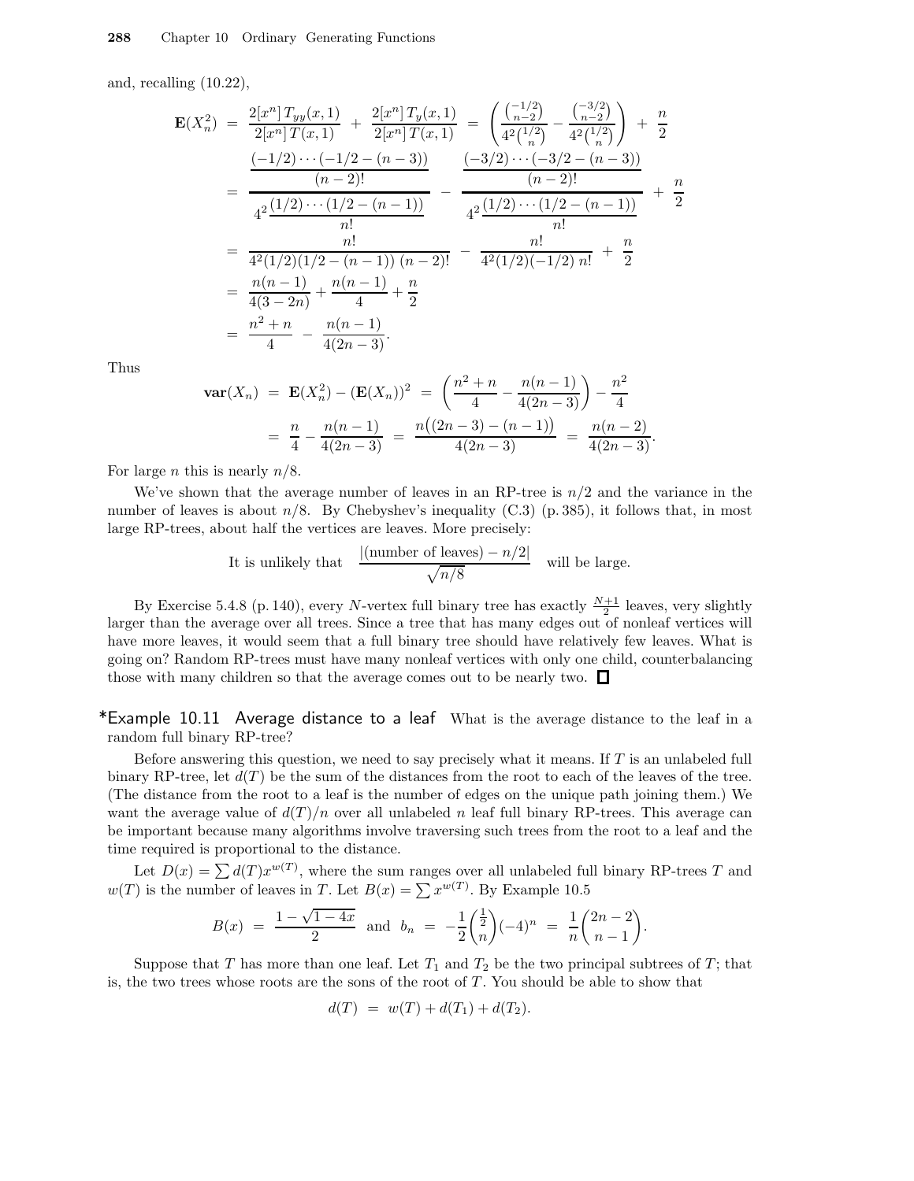and, recalling (10.22),

$$
\begin{aligned}
\mathbf{E}(X_n^2) &= \frac{2[x^n]\,T_{yy}(x,1)}{2[x^n]\,T(x,1)} + \frac{2[x^n]\,T_y(x,1)}{2[x^n]\,T(x,1)} = \left(\frac{\binom{-1/2}{n-2}}{4^2\binom{1/2}{n}} - \frac{\binom{-3/2}{n-2}}{4^2\binom{1/2}{n}}\right) + \frac{n}{2} \\
&= \frac{\dfrac{(-1/2)\cdots(-1/2-(n-3))}{(n-2)!}}{4^2\dfrac{(1/2)\cdots(1/2-(n-1))}{n!}} - \frac{\dfrac{(-3/2)\cdots(-3/2-(n-3))}{(n-2)!}}{4^2\dfrac{(1/2)\cdots(1/2-(n-1))}{n!}} + \frac{n}{2} \\
&= \frac{n!}{4^2(1/2)(1/2-(n-1))\,(n-2)!} - \frac{n!}{4^2(1/2)(-1/2)\,n!} + \frac{n}{2} \\
&= \frac{n(n-1)}{4(3-2n)} + \frac{n(n-1)}{4} + \frac{n}{2} \\
&= \frac{n^2+n}{4} - \frac{n(n-1)}{4(2n-3)}.
\end{aligned}
$$

Thus

$$
\begin{aligned}
\mathbf{var}(X_n) &= \mathbf{E}(X_n^2) - (\mathbf{E}(X_n))^2 = \left(\frac{n^2+n}{4} - \frac{n(n-1)}{4(2n-3)}\right) - \frac{n^2}{4} \\
&= \frac{n}{4} - \frac{n(n-1)}{4(2n-3)} = \frac{n\big((2n-3)-(n-1)\big)}{4(2n-3)} = \frac{n(n-2)}{4(2n-3)}.
\end{aligned}
$$

For large $n$ this is nearly $n/8$.

We've shown that the average number of leaves in an RP-tree is $n/2$ and the variance in the number of leaves is about $n/8$. By Chebyshev's inequality (C.3) (p. 385), it follows that, in most large RP-trees, about half the vertices are leaves. More precisely:

$$\text{It is unlikely that} \quad \frac{|(\text{number of leaves}) - n/2|}{\sqrt{n/8}} \quad \text{will be large.}$$

By Exercise 5.4.8 (p. 140), every $N$-vertex full binary tree has exactly $\frac{N+1}{2}$ leaves, very slightly larger than the average over all trees. Since a tree that has many edges out of nonleaf vertices will have more leaves, it would seem that a full binary tree should have relatively few leaves. What is going on? Random RP-trees must have many nonleaf vertices with only one child, counterbalancing those with many children so that the average comes out to be nearly two. □

**\*Example 10.11 Average distance to a leaf** What is the average distance to the leaf in a random full binary RP-tree?

Before answering this question, we need to say precisely what it means. If $T$ is an unlabeled full binary RP-tree, let $d(T)$ be the sum of the distances from the root to each of the leaves of the tree. (The distance from the root to a leaf is the number of edges on the unique path joining them.) We want the average value of $d(T)/n$ over all unlabeled $n$ leaf full binary RP-trees. This average can be important because many algorithms involve traversing such trees from the root to a leaf and the time required is proportional to the distance.

Let $D(x) = \sum d(T)x^{w(T)}$, where the sum ranges over all unlabeled full binary RP-trees $T$ and $w(T)$ is the number of leaves in $T$. Let $B(x) = \sum x^{w(T)}$. By Example 10.5

$$B(x) = \frac{1-\sqrt{1-4x}}{2} \quad \text{and} \quad b_n = -\frac{1}{2}\binom{\frac{1}{2}}{n}(-4)^n = \frac{1}{n}\binom{2n-2}{n-1}.$$

Suppose that $T$ has more than one leaf. Let $T_1$ and $T_2$ be the two principal subtrees of $T$; that is, the two trees whose roots are the sons of the root of $T$. You should be able to show that

$$d(T) = w(T) + d(T_1) + d(T_2).$$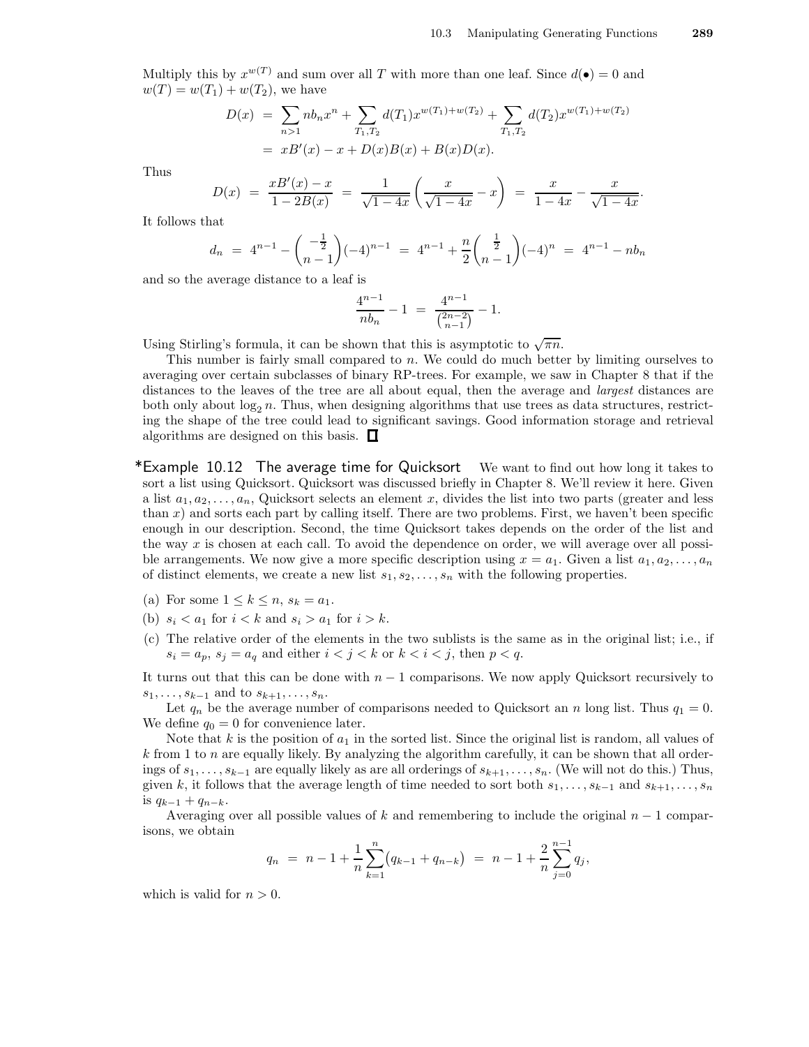Multiply this by $x^{w(T)}$ and sum over all $T$ with more than one leaf. Since $d(\bullet) = 0$ and $w(T) = w(T_1) + w(T_2)$, we have

$$
\begin{aligned}
D(x) &= \sum_{n>1} nb_n x^n + \sum_{T_1,T_2} d(T_1) x^{w(T_1)+w(T_2)} + \sum_{T_1,T_2} d(T_2) x^{w(T_1)+w(T_2)} \\
&= xB'(x) - x + D(x)B(x) + B(x)D(x).
\end{aligned}
$$

Thus

$$
D(x) = \frac{xB'(x) - x}{1 - 2B(x)} = \frac{1}{\sqrt{1-4x}}\left(\frac{x}{\sqrt{1-4x}} - x\right) = \frac{x}{1-4x} - \frac{x}{\sqrt{1-4x}}.
$$

It follows that

$$
d_n = 4^{n-1} - \binom{-\frac{1}{2}}{n-1}(-4)^{n-1} = 4^{n-1} + \frac{n}{2}\binom{\frac{1}{2}}{n-1}(-4)^n = 4^{n-1} - nb_n
$$

and so the average distance to a leaf is

$$
\frac{4^{n-1}}{nb_n} - 1 = \frac{4^{n-1}}{\binom{2n-2}{n-1}} - 1.
$$

Using Stirling's formula, it can be shown that this is asymptotic to $\sqrt{\pi n}$.

This number is fairly small compared to $n$. We could do much better by limiting ourselves to averaging over certain subclasses of binary RP-trees. For example, we saw in Chapter 8 that if the distances to the leaves of the tree are all about equal, then the average and *largest* distances are both only about $\log_2 n$. Thus, when designing algorithms that use trees as data structures, restricting the shape of the tree could lead to significant savings. Good information storage and retrieval algorithms are designed on this basis. □

**\*Example 10.12 The average time for Quicksort** We want to find out how long it takes to sort a list using Quicksort. Quicksort was discussed briefly in Chapter 8. We'll review it here. Given a list $a_1, a_2, \ldots, a_n$, Quicksort selects an element $x$, divides the list into two parts (greater and less than $x$) and sorts each part by calling itself. There are two problems. First, we haven't been specific enough in our description. Second, the time Quicksort takes depends on the order of the list and the way $x$ is chosen at each call. To avoid the dependence on order, we will average over all possible arrangements. We now give a more specific description using $x = a_1$. Given a list $a_1, a_2, \ldots, a_n$ of distinct elements, we create a new list $s_1, s_2, \ldots, s_n$ with the following properties.

(a) For some $1 \le k \le n$, $s_k = a_1$.

(b) $s_i < a_1$ for $i < k$ and $s_i > a_1$ for $i > k$.

(c) The relative order of the elements in the two sublists is the same as in the original list; i.e., if $s_i = a_p$, $s_j = a_q$ and either $i < j < k$ or $k < i < j$, then $p < q$.

It turns out that this can be done with $n-1$ comparisons. We now apply Quicksort recursively to $s_1, \ldots, s_{k-1}$ and to $s_{k+1}, \ldots, s_n$.

Let $q_n$ be the average number of comparisons needed to Quicksort an $n$ long list. Thus $q_1 = 0$. We define $q_0 = 0$ for convenience later.

Note that $k$ is the position of $a_1$ in the sorted list. Since the original list is random, all values of $k$ from 1 to $n$ are equally likely. By analyzing the algorithm carefully, it can be shown that all orderings of $s_1, \ldots, s_{k-1}$ are equally likely as are all orderings of $s_{k+1}, \ldots, s_n$. (We will not do this.) Thus, given $k$, it follows that the average length of time needed to sort both $s_1, \ldots, s_{k-1}$ and $s_{k+1}, \ldots, s_n$ is $q_{k-1} + q_{n-k}$.

Averaging over all possible values of $k$ and remembering to include the original $n-1$ comparisons, we obtain

$$
q_n = n - 1 + \frac{1}{n}\sum_{k=1}^{n}\bigl(q_{k-1} + q_{n-k}\bigr) = n - 1 + \frac{2}{n}\sum_{j=0}^{n-1} q_j,
$$

which is valid for $n > 0$.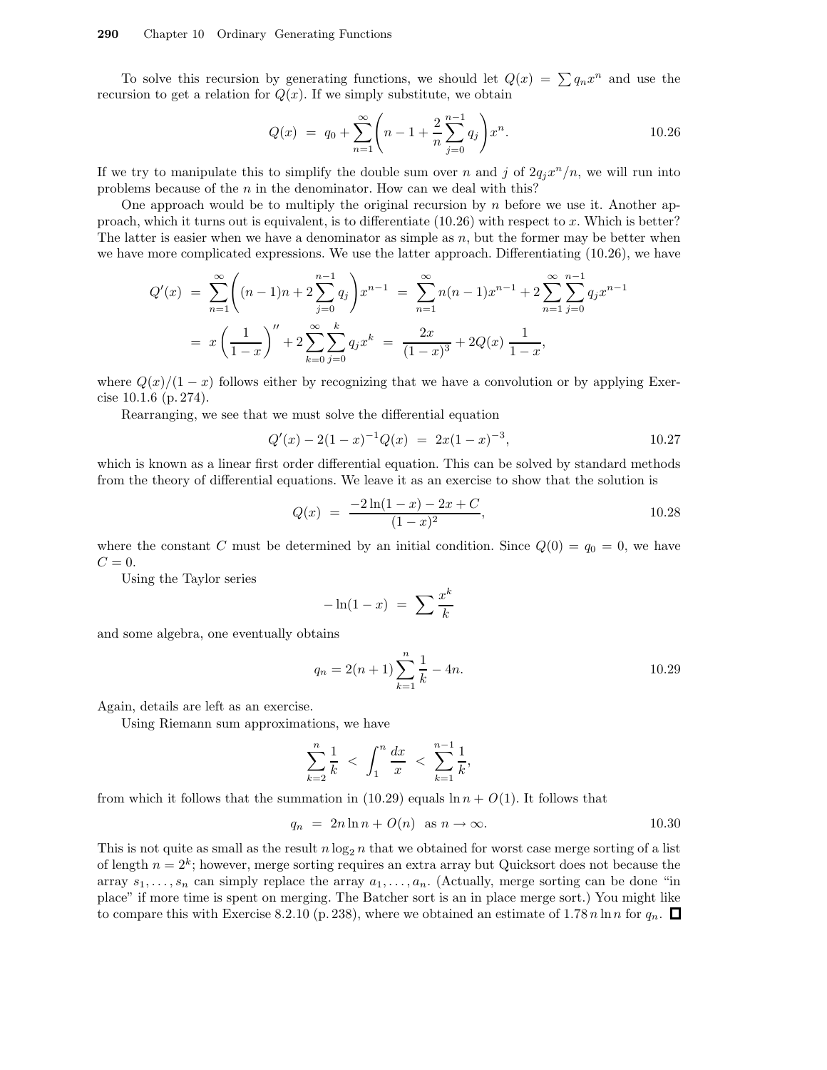To solve this recursion by generating functions, we should let $Q(x) = \sum q_n x^n$ and use the recursion to get a relation for $Q(x)$. If we simply substitute, we obtain

$$Q(x) \;=\; q_0 + \sum_{n=1}^{\infty} \left( n - 1 + \frac{2}{n} \sum_{j=0}^{n-1} q_j \right) x^n. \qquad 10.26$$

If we try to manipulate this to simplify the double sum over $n$ and $j$ of $2q_j x^n/n$, we will run into problems because of the $n$ in the denominator. How can we deal with this?

One approach would be to multiply the original recursion by $n$ before we use it. Another approach, which it turns out is equivalent, is to differentiate (10.26) with respect to $x$. Which is better? The latter is easier when we have a denominator as simple as $n$, but the former may be better when we have more complicated expressions. We use the latter approach. Differentiating (10.26), we have

$$\begin{aligned} Q'(x) \;&=\; \sum_{n=1}^{\infty} \left( (n-1)n + 2\sum_{j=0}^{n-1} q_j \right) x^{n-1} \;=\; \sum_{n=1}^{\infty} n(n-1)x^{n-1} + 2\sum_{n=1}^{\infty}\sum_{j=0}^{n-1} q_j x^{n-1} \\ &=\; x\left(\frac{1}{1-x}\right)'' + 2\sum_{k=0}^{\infty}\sum_{j=0}^{k} q_j x^k \;=\; \frac{2x}{(1-x)^3} + 2Q(x)\,\frac{1}{1-x}, \end{aligned}$$

where $Q(x)/(1-x)$ follows either by recognizing that we have a convolution or by applying Exercise 10.1.6 (p. 274).

Rearranging, we see that we must solve the differential equation

$$Q'(x) - 2(1-x)^{-1}Q(x) \;=\; 2x(1-x)^{-3}, \qquad 10.27$$

which is known as a linear first order differential equation. This can be solved by standard methods from the theory of differential equations. We leave it as an exercise to show that the solution is

$$Q(x) \;=\; \frac{-2\ln(1-x) - 2x + C}{(1-x)^2}, \qquad 10.28$$

where the constant $C$ must be determined by an initial condition. Since $Q(0) = q_0 = 0$, we have $C = 0$.

Using the Taylor series

$$-\ln(1-x) \;=\; \sum \frac{x^k}{k}$$

and some algebra, one eventually obtains

$$q_n = 2(n+1)\sum_{k=1}^{n}\frac{1}{k} - 4n. \qquad 10.29$$

Again, details are left as an exercise.

Using Riemann sum approximations, we have

$$\sum_{k=2}^{n}\frac{1}{k} \;<\; \int_1^n \frac{dx}{x} \;<\; \sum_{k=1}^{n-1}\frac{1}{k},$$

from which it follows that the summation in (10.29) equals $\ln n + O(1)$. It follows that

$$q_n \;=\; 2n\ln n + O(n) \;\;\text{as } n \to \infty. \qquad 10.30$$

This is not quite as small as the result $n\log_2 n$ that we obtained for worst case merge sorting of a list of length $n = 2^k$; however, merge sorting requires an extra array but Quicksort does not because the array $s_1, \ldots, s_n$ can simply replace the array $a_1, \ldots, a_n$. (Actually, merge sorting can be done "in place" if more time is spent on merging. The Batcher sort is an in place merge sort.) You might like to compare this with Exercise 8.2.10 (p. 238), where we obtained an estimate of $1.78\,n\ln n$ for $q_n$. □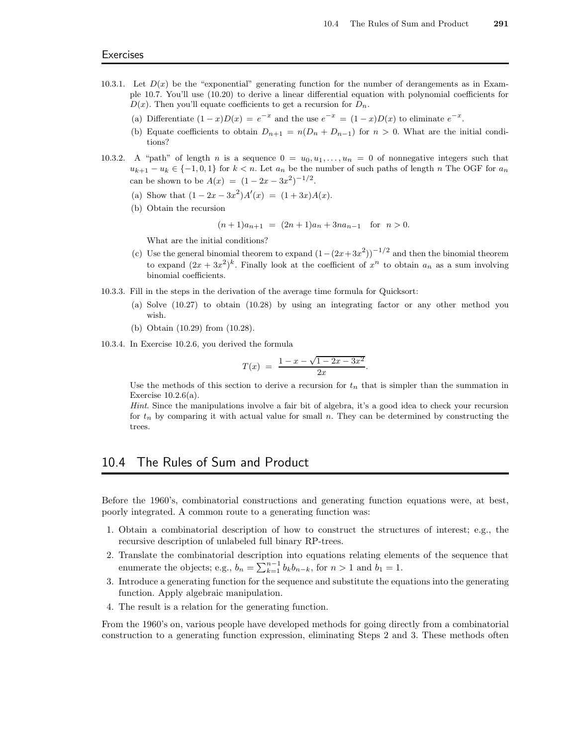## Exercises

10.3.1. Let $D(x)$ be the "exponential" generating function for the number of derangements as in Example 10.7. You'll use (10.20) to derive a linear differential equation with polynomial coefficients for $D(x)$. Then you'll equate coefficients to get a recursion for $D_n$.

(a) Differentiate $(1-x)D(x) = e^{-x}$ and the use $e^{-x} = (1-x)D(x)$ to eliminate $e^{-x}$.

(b) Equate coefficients to obtain $D_{n+1} = n(D_n + D_{n-1})$ for $n > 0$. What are the initial conditions?

10.3.2. A "path" of length $n$ is a sequence $0 = u_0, u_1, \ldots, u_n = 0$ of nonnegative integers such that $u_{k+1} - u_k \in \{-1, 0, 1\}$ for $k < n$. Let $a_n$ be the number of such paths of length $n$ The OGF for $a_n$ can be shown to be $A(x) = (1 - 2x - 3x^2)^{-1/2}$.

(a) Show that $(1 - 2x - 3x^2)A'(x) = (1 + 3x)A(x)$.

(b) Obtain the recursion

$$(n+1)a_{n+1} = (2n+1)a_n + 3na_{n-1} \quad \text{for } n > 0.$$

What are the initial conditions?

(c) Use the general binomial theorem to expand $(1-(2x+3x^2))^{-1/2}$ and then the binomial theorem to expand $(2x + 3x^2)^k$. Finally look at the coefficient of $x^n$ to obtain $a_n$ as a sum involving binomial coefficients.

10.3.3. Fill in the steps in the derivation of the average time formula for Quicksort:

(a) Solve (10.27) to obtain (10.28) by using an integrating factor or any other method you wish.

(b) Obtain (10.29) from (10.28).

10.3.4. In Exercise 10.2.6, you derived the formula

$$T(x) = \frac{1 - x - \sqrt{1 - 2x - 3x^2}}{2x}.$$

Use the methods of this section to derive a recursion for $t_n$ that is simpler than the summation in Exercise 10.2.6(a).

*Hint*. Since the manipulations involve a fair bit of algebra, it's a good idea to check your recursion for $t_n$ by comparing it with actual value for small $n$. They can be determined by constructing the trees.

## 10.4 The Rules of Sum and Product

Before the 1960's, combinatorial constructions and generating function equations were, at best, poorly integrated. A common route to a generating function was:

1. Obtain a combinatorial description of how to construct the structures of interest; e.g., the recursive description of unlabeled full binary RP-trees.
2. Translate the combinatorial description into equations relating elements of the sequence that enumerate the objects; e.g., $b_n = \sum_{k=1}^{n-1} b_k b_{n-k}$, for $n > 1$ and $b_1 = 1$.
3. Introduce a generating function for the sequence and substitute the equations into the generating function. Apply algebraic manipulation.
4. The result is a relation for the generating function.

From the 1960's on, various people have developed methods for going directly from a combinatorial construction to a generating function expression, eliminating Steps 2 and 3. These methods often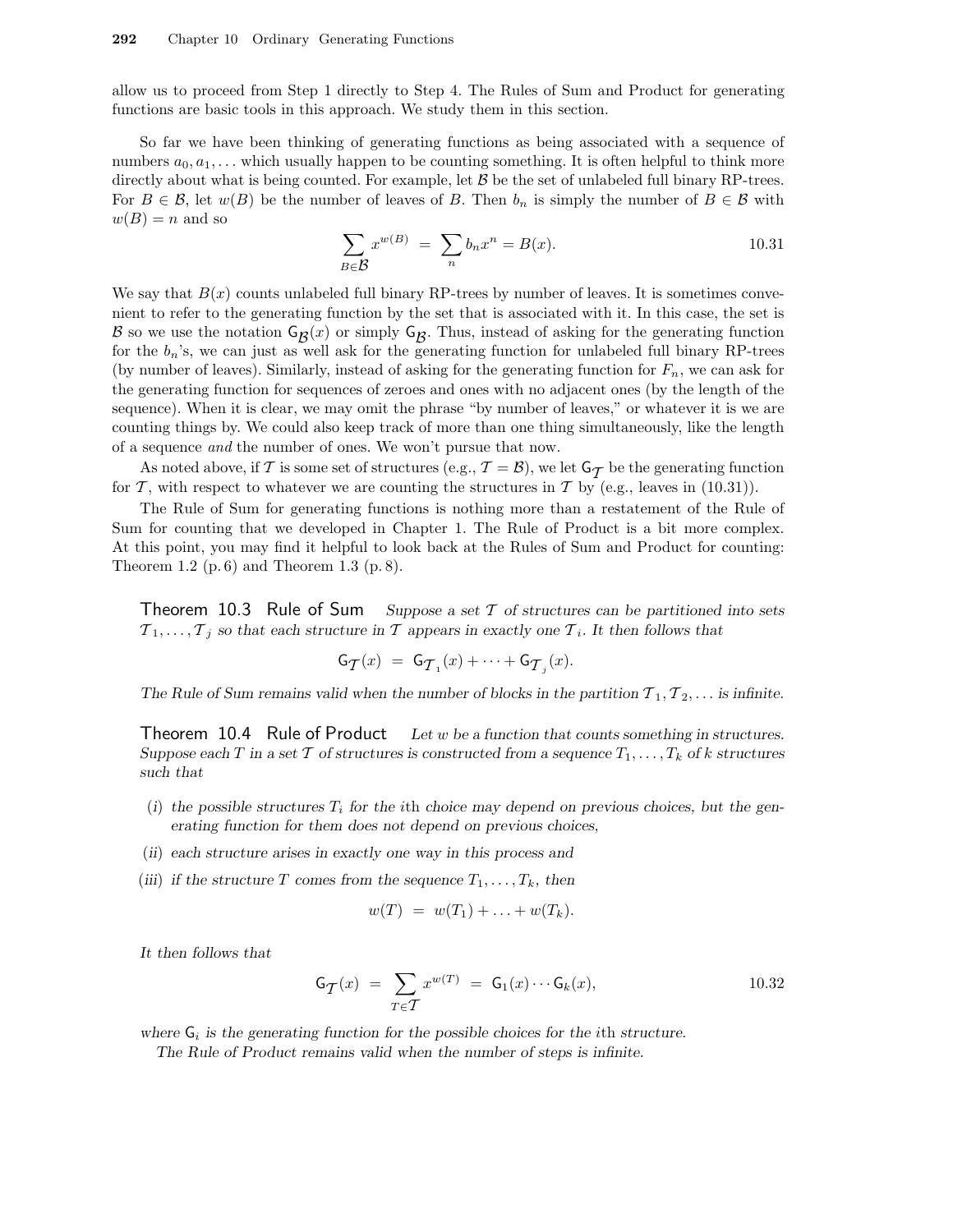allow us to proceed from Step 1 directly to Step 4. The Rules of Sum and Product for generating functions are basic tools in this approach. We study them in this section.

So far we have been thinking of generating functions as being associated with a sequence of numbers $a_0, a_1, \ldots$ which usually happen to be counting something. It is often helpful to think more directly about what is being counted. For example, let $\mathcal{B}$ be the set of unlabeled full binary RP-trees. For $B \in \mathcal{B}$, let $w(B)$ be the number of leaves of $B$. Then $b_n$ is simply the number of $B \in \mathcal{B}$ with $w(B) = n$ and so

$$\sum_{B \in \mathcal{B}} x^{w(B)} \;=\; \sum_n b_n x^n = B(x). \tag{10.31}$$

We say that $B(x)$ counts unlabeled full binary RP-trees by number of leaves. It is sometimes convenient to refer to the generating function by the set that is associated with it. In this case, the set is $\mathcal{B}$ so we use the notation $\mathsf{G}_{\mathcal{B}}(x)$ or simply $\mathsf{G}_{\mathcal{B}}$. Thus, instead of asking for the generating function for the $b_n$'s, we can just as well ask for the generating function for unlabeled full binary RP-trees (by number of leaves). Similarly, instead of asking for the generating function for $F_n$, we can ask for the generating function for sequences of zeroes and ones with no adjacent ones (by the length of the sequence). When it is clear, we may omit the phrase "by number of leaves," or whatever it is we are counting things by. We could also keep track of more than one thing simultaneously, like the length of a sequence *and* the number of ones. We won't pursue that now.

As noted above, if $\mathcal{T}$ is some set of structures (e.g., $\mathcal{T} = \mathcal{B}$), we let $\mathsf{G}_{\mathcal{T}}$ be the generating function for $\mathcal{T}$, with respect to whatever we are counting the structures in $\mathcal{T}$ by (e.g., leaves in (10.31)).

The Rule of Sum for generating functions is nothing more than a restatement of the Rule of Sum for counting that we developed in Chapter 1. The Rule of Product is a bit more complex. At this point, you may find it helpful to look back at the Rules of Sum and Product for counting: Theorem 1.2 (p. 6) and Theorem 1.3 (p. 8).

**Theorem 10.3 Rule of Sum** *Suppose a set $\mathcal{T}$ of structures can be partitioned into sets $\mathcal{T}_1, \ldots, \mathcal{T}_j$ so that each structure in $\mathcal{T}$ appears in exactly one $\mathcal{T}_i$. It then follows that*

$$\mathsf{G}_{\mathcal{T}}(x) \;=\; \mathsf{G}_{\mathcal{T}_1}(x) + \cdots + \mathsf{G}_{\mathcal{T}_j}(x).$$

*The Rule of Sum remains valid when the number of blocks in the partition $\mathcal{T}_1, \mathcal{T}_2, \ldots$ is infinite.*

**Theorem 10.4 Rule of Product** *Let $w$ be a function that counts something in structures. Suppose each $T$ in a set $\mathcal{T}$ of structures is constructed from a sequence $T_1, \ldots, T_k$ of $k$ structures such that*

- (*i*) *the possible structures $T_i$ for the $i$th choice may depend on previous choices, but the generating function for them does not depend on previous choices,*
- (*ii*) *each structure arises in exactly one way in this process and*
- (*iii*) *if the structure $T$ comes from the sequence $T_1, \ldots, T_k$, then*

$$w(T) \;=\; w(T_1) + \ldots + w(T_k).$$

*It then follows that*

$$\mathsf{G}_{\mathcal{T}}(x) \;=\; \sum_{T \in \mathcal{T}} x^{w(T)} \;=\; \mathsf{G}_1(x) \cdots \mathsf{G}_k(x), \tag{10.32}$$

*where $\mathsf{G}_i$ is the generating function for the possible choices for the $i$th structure.*

*The Rule of Product remains valid when the number of steps is infinite.*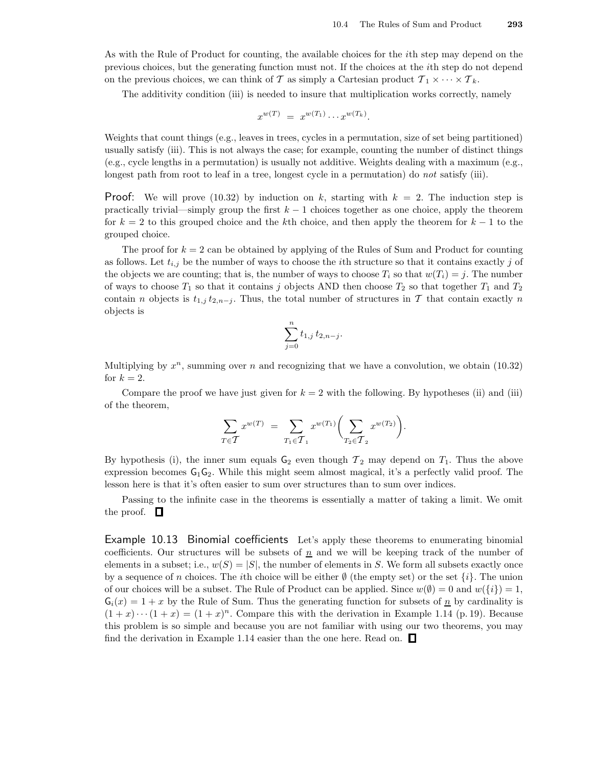As with the Rule of Product for counting, the available choices for the $i$th step may depend on the previous choices, but the generating function must not. If the choices at the $i$th step do not depend on the previous choices, we can think of $\mathcal{T}$ as simply a Cartesian product $\mathcal{T}_1 \times \cdots \times \mathcal{T}_k$.

The additivity condition (iii) is needed to insure that multiplication works correctly, namely

$$x^{w(T)} \;=\; x^{w(T_1)} \cdots x^{w(T_k)}.$$

Weights that count things (e.g., leaves in trees, cycles in a permutation, size of set being partitioned) usually satisfy (iii). This is not always the case; for example, counting the number of distinct things (e.g., cycle lengths in a permutation) is usually not additive. Weights dealing with a maximum (e.g., longest path from root to leaf in a tree, longest cycle in a permutation) do *not* satisfy (iii).

**Proof:** We will prove (10.32) by induction on $k$, starting with $k = 2$. The induction step is practically trivial—simply group the first $k-1$ choices together as one choice, apply the theorem for $k = 2$ to this grouped choice and the $k$th choice, and then apply the theorem for $k-1$ to the grouped choice.

The proof for $k = 2$ can be obtained by applying of the Rules of Sum and Product for counting as follows. Let $t_{i,j}$ be the number of ways to choose the $i$th structure so that it contains exactly $j$ of the objects we are counting; that is, the number of ways to choose $T_i$ so that $w(T_i) = j$. The number of ways to choose $T_1$ so that it contains $j$ objects AND then choose $T_2$ so that together $T_1$ and $T_2$ contain $n$ objects is $t_{1,j}\, t_{2,n-j}$. Thus, the total number of structures in $\mathcal{T}$ that contain exactly $n$ objects is

$$\sum_{j=0}^{n} t_{1,j}\, t_{2,n-j}.$$

Multiplying by $x^n$, summing over $n$ and recognizing that we have a convolution, we obtain (10.32) for $k = 2$.

Compare the proof we have just given for $k = 2$ with the following. By hypotheses (ii) and (iii) of the theorem,

$$\sum_{T \in \mathcal{T}} x^{w(T)} \;=\; \sum_{T_1 \in \mathcal{T}_1} x^{w(T_1)} \biggl( \sum_{T_2 \in \mathcal{T}_2} x^{w(T_2)} \biggr).$$

By hypothesis (i), the inner sum equals $\mathsf{G}_2$ even though $\mathcal{T}_2$ may depend on $T_1$. Thus the above expression becomes $\mathsf{G}_1\mathsf{G}_2$. While this might seem almost magical, it's a perfectly valid proof. The lesson here is that it's often easier to sum over structures than to sum over indices.

Passing to the infinite case in the theorems is essentially a matter of taking a limit. We omit the proof. □

**Example 10.13 Binomial coefficients** Let's apply these theorems to enumerating binomial coefficients. Our structures will be subsets of $\underline{n}$ and we will be keeping track of the number of elements in a subset; i.e., $w(S) = |S|$, the number of elements in $S$. We form all subsets exactly once by a sequence of $n$ choices. The $i$th choice will be either $\emptyset$ (the empty set) or the set $\{i\}$. The union of our choices will be a subset. The Rule of Product can be applied. Since $w(\emptyset) = 0$ and $w(\{i\}) = 1$, $\mathsf{G}_i(x) = 1 + x$ by the Rule of Sum. Thus the generating function for subsets of $\underline{n}$ by cardinality is $(1 + x) \cdots (1 + x) = (1 + x)^n$. Compare this with the derivation in Example 1.14 (p. 19). Because this problem is so simple and because you are not familiar with using our two theorems, you may find the derivation in Example 1.14 easier than the one here. Read on. □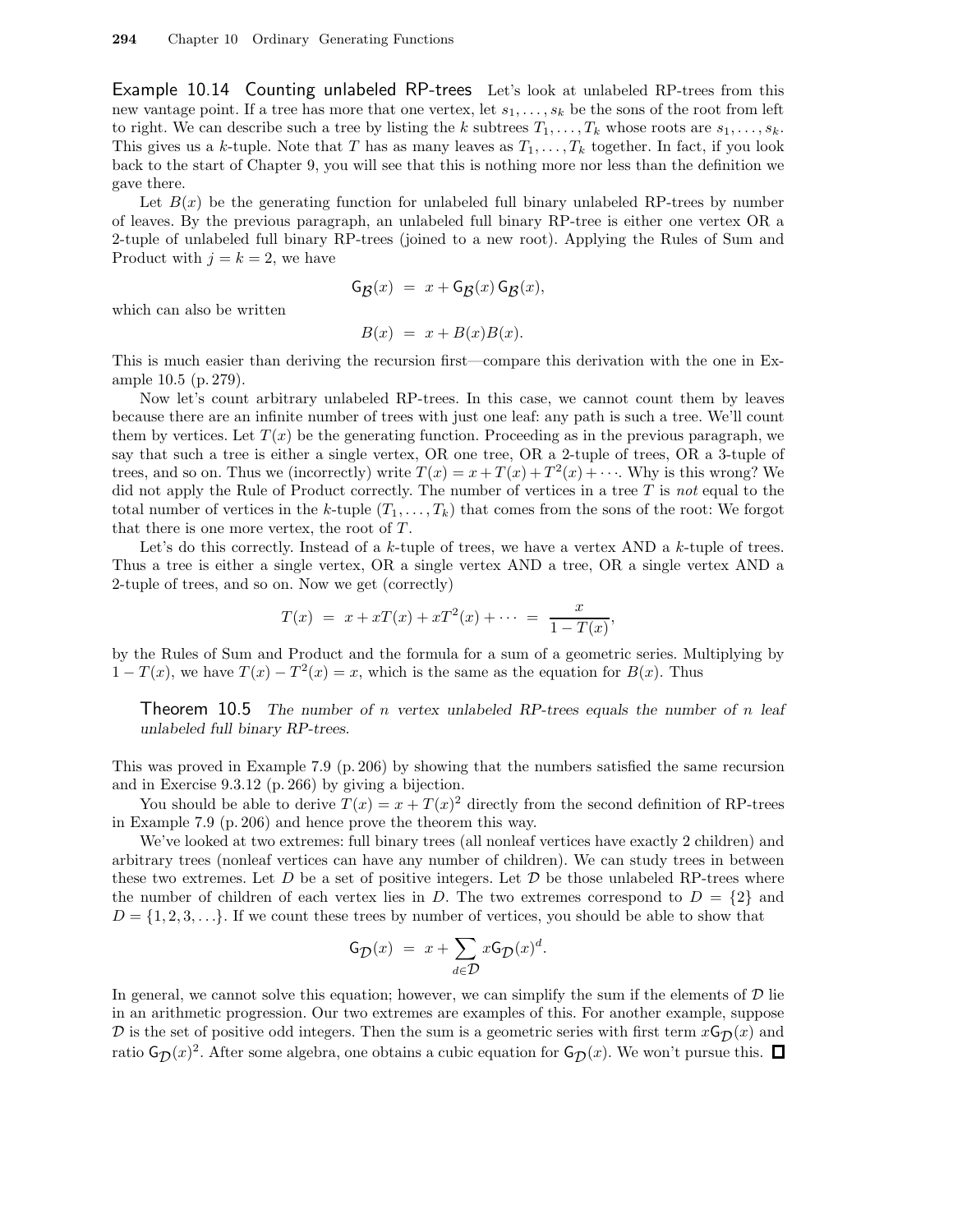**Example 10.14 Counting unlabeled RP-trees** Let's look at unlabeled RP-trees from this new vantage point. If a tree has more that one vertex, let $s_1, \ldots, s_k$ be the sons of the root from left to right. We can describe such a tree by listing the $k$ subtrees $T_1, \ldots, T_k$ whose roots are $s_1, \ldots, s_k$. This gives us a $k$-tuple. Note that $T$ has as many leaves as $T_1, \ldots, T_k$ together. In fact, if you look back to the start of Chapter 9, you will see that this is nothing more nor less than the definition we gave there.

Let $B(x)$ be the generating function for unlabeled full binary unlabeled RP-trees by number of leaves. By the previous paragraph, an unlabeled full binary RP-tree is either one vertex OR a 2-tuple of unlabeled full binary RP-trees (joined to a new root). Applying the Rules of Sum and Product with $j = k = 2$, we have

$$\mathsf{G}_{\mathcal{B}}(x) \;=\; x + \mathsf{G}_{\mathcal{B}}(x)\,\mathsf{G}_{\mathcal{B}}(x),$$

which can also be written

$$B(x) \;=\; x + B(x)B(x).$$

This is much easier than deriving the recursion first—compare this derivation with the one in Example 10.5 (p. 279).

Now let's count arbitrary unlabeled RP-trees. In this case, we cannot count them by leaves because there are an infinite number of trees with just one leaf: any path is such a tree. We'll count them by vertices. Let $T(x)$ be the generating function. Proceeding as in the previous paragraph, we say that such a tree is either a single vertex, OR one tree, OR a 2-tuple of trees, OR a 3-tuple of trees, and so on. Thus we (incorrectly) write $T(x) = x + T(x) + T^2(x) + \cdots$. Why is this wrong? We did not apply the Rule of Product correctly. The number of vertices in a tree $T$ is *not* equal to the total number of vertices in the $k$-tuple $(T_1, \ldots, T_k)$ that comes from the sons of the root: We forgot that there is one more vertex, the root of $T$.

Let's do this correctly. Instead of a $k$-tuple of trees, we have a vertex AND a $k$-tuple of trees. Thus a tree is either a single vertex, OR a single vertex AND a tree, OR a single vertex AND a 2-tuple of trees, and so on. Now we get (correctly)

$$T(x) \;=\; x + xT(x) + xT^2(x) + \cdots \;=\; \frac{x}{1 - T(x)},$$

by the Rules of Sum and Product and the formula for a sum of a geometric series. Multiplying by $1 - T(x)$, we have $T(x) - T^2(x) = x$, which is the same as the equation for $B(x)$. Thus

**Theorem 10.5** *The number of $n$ vertex unlabeled RP-trees equals the number of $n$ leaf unlabeled full binary RP-trees.*

This was proved in Example 7.9 (p. 206) by showing that the numbers satisfied the same recursion and in Exercise 9.3.12 (p. 266) by giving a bijection.

You should be able to derive $T(x) = x + T(x)^2$ directly from the second definition of RP-trees in Example 7.9 (p. 206) and hence prove the theorem this way.

We've looked at two extremes: full binary trees (all nonleaf vertices have exactly 2 children) and arbitrary trees (nonleaf vertices can have any number of children). We can study trees in between these two extremes. Let $D$ be a set of positive integers. Let $\mathcal{D}$ be those unlabeled RP-trees where the number of children of each vertex lies in $D$. The two extremes correspond to $D = \{2\}$ and $D = \{1, 2, 3, \ldots\}$. If we count these trees by number of vertices, you should be able to show that

$$\mathsf{G}_{\mathcal{D}}(x) \;=\; x + \sum_{d \in \mathcal{D}} x\mathsf{G}_{\mathcal{D}}(x)^d.$$

In general, we cannot solve this equation; however, we can simplify the sum if the elements of $\mathcal{D}$ lie in an arithmetic progression. Our two extremes are examples of this. For another example, suppose $\mathcal{D}$ is the set of positive odd integers. Then the sum is a geometric series with first term $x\mathsf{G}_{\mathcal{D}}(x)$ and ratio $\mathsf{G}_{\mathcal{D}}(x)^2$. After some algebra, one obtains a cubic equation for $\mathsf{G}_{\mathcal{D}}(x)$. We won't pursue this. □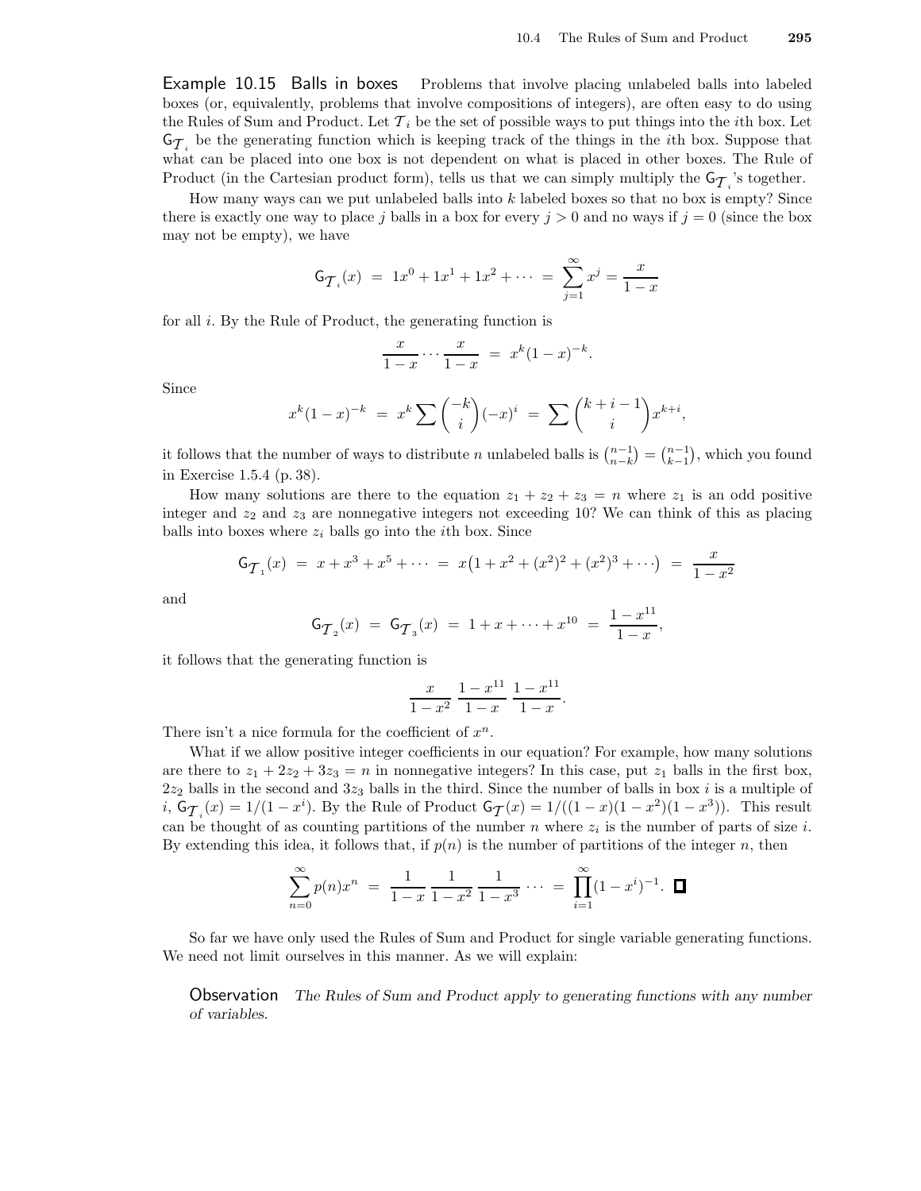**Example 10.15 Balls in boxes** Problems that involve placing unlabeled balls into labeled boxes (or, equivalently, problems that involve compositions of integers), are often easy to do using the Rules of Sum and Product. Let $\mathcal{T}_i$ be the set of possible ways to put things into the $i$th box. Let $\mathsf{G}_{\mathcal{T}_i}$ be the generating function which is keeping track of the things in the $i$th box. Suppose that what can be placed into one box is not dependent on what is placed in other boxes. The Rule of Product (in the Cartesian product form), tells us that we can simply multiply the $\mathsf{G}_{\mathcal{T}_i}$'s together.

How many ways can we put unlabeled balls into $k$ labeled boxes so that no box is empty? Since there is exactly one way to place $j$ balls in a box for every $j > 0$ and no ways if $j = 0$ (since the box may not be empty), we have

$$\mathsf{G}_{\mathcal{T}_i}(x) \;=\; 1x^0 + 1x^1 + 1x^2 + \cdots \;=\; \sum_{j=1}^{\infty} x^j = \frac{x}{1-x}$$

for all $i$. By the Rule of Product, the generating function is

$$\frac{x}{1-x} \cdots \frac{x}{1-x} \;=\; x^k(1-x)^{-k}.$$

Since

$$x^k(1-x)^{-k} \;=\; x^k \sum \binom{-k}{i}(-x)^i \;=\; \sum \binom{k+i-1}{i} x^{k+i},$$

it follows that the number of ways to distribute $n$ unlabeled balls is $\binom{n-1}{n-k} = \binom{n-1}{k-1}$, which you found in Exercise 1.5.4 (p. 38).

How many solutions are there to the equation $z_1 + z_2 + z_3 = n$ where $z_1$ is an odd positive integer and $z_2$ and $z_3$ are nonnegative integers not exceeding 10? We can think of this as placing balls into boxes where $z_i$ balls go into the $i$th box. Since

$$\mathsf{G}_{\mathcal{T}_1}(x) \;=\; x + x^3 + x^5 + \cdots \;=\; x\big(1 + x^2 + (x^2)^2 + (x^2)^3 + \cdots\big) \;=\; \frac{x}{1-x^2}$$

and

$$\mathsf{G}_{\mathcal{T}_2}(x) \;=\; \mathsf{G}_{\mathcal{T}_3}(x) \;=\; 1 + x + \cdots + x^{10} \;=\; \frac{1-x^{11}}{1-x},$$

it follows that the generating function is

$$\frac{x}{1-x^2}\,\frac{1-x^{11}}{1-x}\,\frac{1-x^{11}}{1-x}.$$

There isn't a nice formula for the coefficient of $x^n$.

What if we allow positive integer coefficients in our equation? For example, how many solutions are there to $z_1 + 2z_2 + 3z_3 = n$ in nonnegative integers? In this case, put $z_1$ balls in the first box, $2z_2$ balls in the second and $3z_3$ balls in the third. Since the number of balls in box $i$ is a multiple of $i$, $\mathsf{G}_{\mathcal{T}_i}(x) = 1/(1-x^i)$. By the Rule of Product $\mathsf{G}_{\mathcal{T}}(x) = 1/((1-x)(1-x^2)(1-x^3))$. This result can be thought of as counting partitions of the number $n$ where $z_i$ is the number of parts of size $i$. By extending this idea, it follows that, if $p(n)$ is the number of partitions of the integer $n$, then

$$\sum_{n=0}^{\infty} p(n)x^n \;=\; \frac{1}{1-x}\,\frac{1}{1-x^2}\,\frac{1}{1-x^3}\,\cdots \;=\; \prod_{i=1}^{\infty}(1-x^i)^{-1}. \;\square$$

So far we have only used the Rules of Sum and Product for single variable generating functions. We need not limit ourselves in this manner. As we will explain:

**Observation** *The Rules of Sum and Product apply to generating functions with any number of variables.*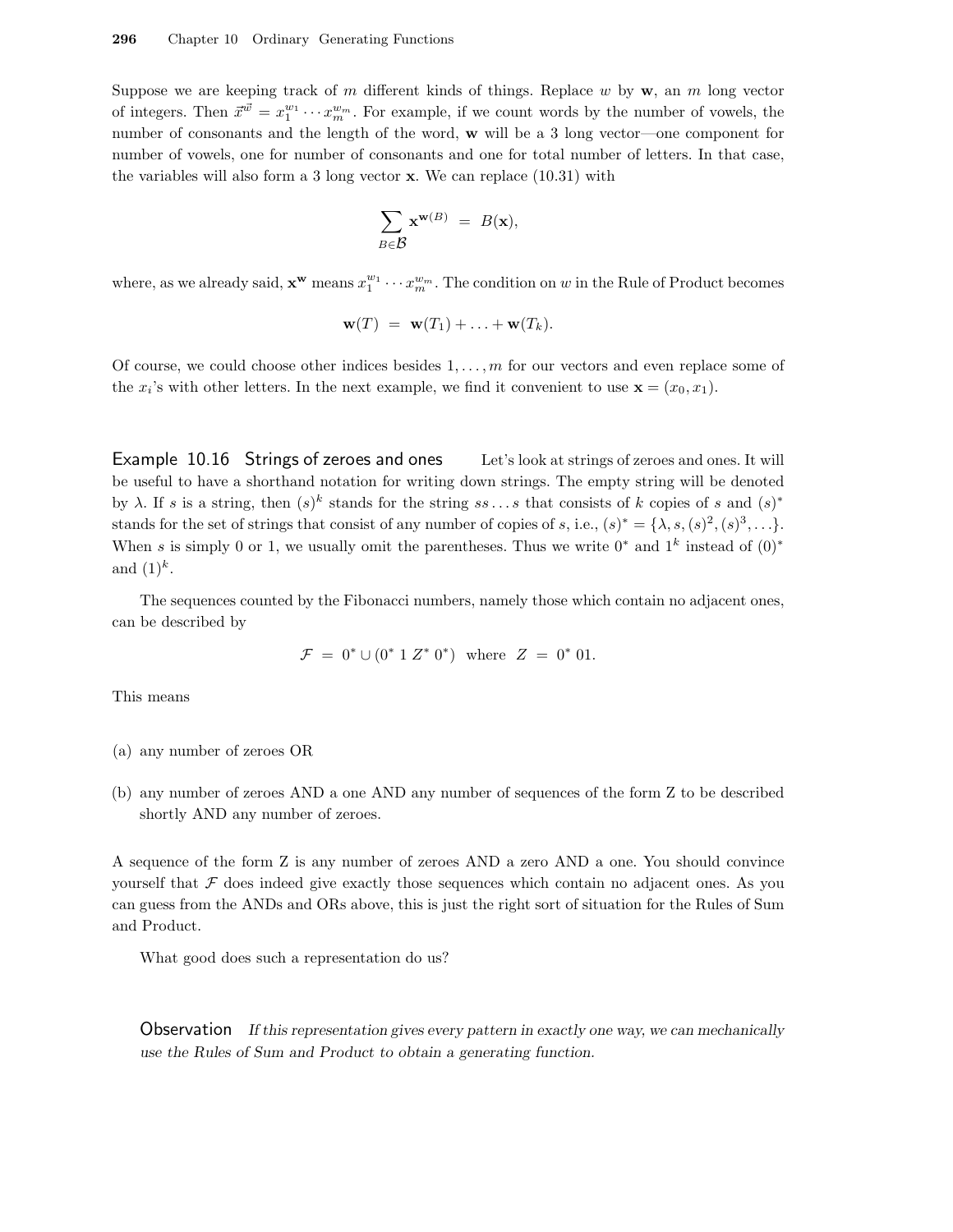Suppose we are keeping track of $m$ different kinds of things. Replace $w$ by $\mathbf{w}$, an $m$ long vector of integers. Then $\vec{x}^{\vec{w}} = x_1^{w_1} \cdots x_m^{w_m}$. For example, if we count words by the number of vowels, the number of consonants and the length of the word, $\mathbf{w}$ will be a 3 long vector—one component for number of vowels, one for number of consonants and one for total number of letters. In that case, the variables will also form a 3 long vector $\mathbf{x}$. We can replace (10.31) with

$$\sum_{B \in \mathcal{B}} \mathbf{x}^{\mathbf{w}(B)} \;=\; B(\mathbf{x}),$$

where, as we already said, $\mathbf{x}^{\mathbf{w}}$ means $x_1^{w_1} \cdots x_m^{w_m}$. The condition on $w$ in the Rule of Product becomes

$$\mathbf{w}(T) \;=\; \mathbf{w}(T_1) + \ldots + \mathbf{w}(T_k).$$

Of course, we could choose other indices besides $1, \ldots, m$ for our vectors and even replace some of the $x_i$'s with other letters. In the next example, we find it convenient to use $\mathbf{x} = (x_0, x_1)$.

**Example 10.16 Strings of zeroes and ones** Let's look at strings of zeroes and ones. It will be useful to have a shorthand notation for writing down strings. The empty string will be denoted by $\lambda$. If $s$ is a string, then $(s)^k$ stands for the string $ss\ldots s$ that consists of $k$ copies of $s$ and $(s)^*$ stands for the set of strings that consist of any number of copies of $s$, i.e., $(s)^* = \{\lambda, s, (s)^2, (s)^3, \ldots\}$. When $s$ is simply 0 or 1, we usually omit the parentheses. Thus we write $0^*$ and $1^k$ instead of $(0)^*$ and $(1)^k$.

The sequences counted by the Fibonacci numbers, namely those which contain no adjacent ones, can be described by

$$\mathcal{F} \;=\; 0^* \cup (0^*\, 1\, Z^*\, 0^*) \;\text{ where }\; Z \;=\; 0^*\, 01.$$

This means

(a) any number of zeroes OR

(b) any number of zeroes AND a one AND any number of sequences of the form Z to be described shortly AND any number of zeroes.

A sequence of the form Z is any number of zeroes AND a zero AND a one. You should convince yourself that $\mathcal{F}$ does indeed give exactly those sequences which contain no adjacent ones. As you can guess from the ANDs and ORs above, this is just the right sort of situation for the Rules of Sum and Product.

What good does such a representation do us?

**Observation** *If this representation gives every pattern in exactly one way, we can mechanically use the Rules of Sum and Product to obtain a generating function.*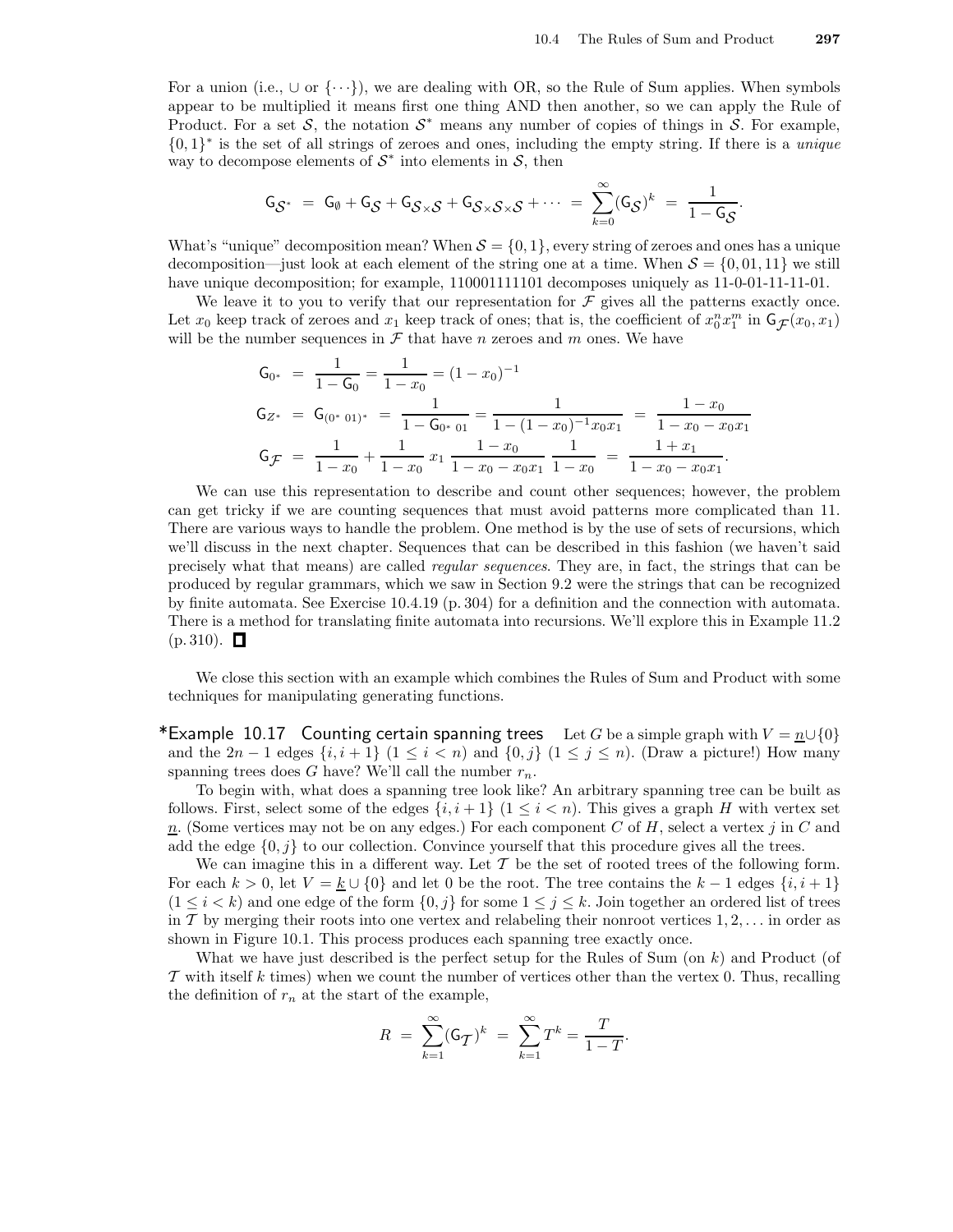For a union (i.e., $\cup$ or $\{\cdots\}$), we are dealing with OR, so the Rule of Sum applies. When symbols appear to be multiplied it means first one thing AND then another, so we can apply the Rule of Product. For a set $\mathcal{S}$, the notation $\mathcal{S}^*$ means any number of copies of things in $\mathcal{S}$. For example, $\{0,1\}^*$ is the set of all strings of zeroes and ones, including the empty string. If there is a *unique* way to decompose elements of $\mathcal{S}^*$ into elements in $\mathcal{S}$, then

$$\mathsf{G}_{\mathcal{S}^*} \;=\; \mathsf{G}_\emptyset + \mathsf{G}_\mathcal{S} + \mathsf{G}_{\mathcal{S}\times\mathcal{S}} + \mathsf{G}_{\mathcal{S}\times\mathcal{S}\times\mathcal{S}} + \cdots \;=\; \sum_{k=0}^{\infty} (\mathsf{G}_\mathcal{S})^k \;=\; \frac{1}{1-\mathsf{G}_\mathcal{S}}.$$

What's "unique" decomposition mean? When $\mathcal{S} = \{0,1\}$, every string of zeroes and ones has a unique decomposition—just look at each element of the string one at a time. When $\mathcal{S} = \{0, 01, 11\}$ we still have unique decomposition; for example, 110001111101 decomposes uniquely as 11-0-01-11-11-01.

We leave it to you to verify that our representation for $\mathcal{F}$ gives all the patterns exactly once. Let $x_0$ keep track of zeroes and $x_1$ keep track of ones; that is, the coefficient of $x_0^n x_1^m$ in $\mathsf{G}_\mathcal{F}(x_0, x_1)$ will be the number sequences in $\mathcal{F}$ that have $n$ zeroes and $m$ ones. We have

$$\begin{aligned}
\mathsf{G}_{0^*} &= \frac{1}{1-\mathsf{G}_0} = \frac{1}{1-x_0} = (1-x_0)^{-1} \\
\mathsf{G}_{Z^*} &= \mathsf{G}_{(0^*\,01)^*} = \frac{1}{1-\mathsf{G}_{0^*\,01}} = \frac{1}{1-(1-x_0)^{-1}x_0x_1} = \frac{1-x_0}{1-x_0-x_0x_1} \\
\mathsf{G}_\mathcal{F} &= \frac{1}{1-x_0} + \frac{1}{1-x_0}\,x_1\,\frac{1-x_0}{1-x_0-x_0x_1}\,\frac{1}{1-x_0} = \frac{1+x_1}{1-x_0-x_0x_1}.
\end{aligned}$$

We can use this representation to describe and count other sequences; however, the problem can get tricky if we are counting sequences that must avoid patterns more complicated than 11. There are various ways to handle the problem. One method is by the use of sets of recursions, which we'll discuss in the next chapter. Sequences that can be described in this fashion (we haven't said precisely what that means) are called *regular sequences*. They are, in fact, the strings that can be produced by regular grammars, which we saw in Section 9.2 were the strings that can be recognized by finite automata. See Exercise 10.4.19 (p. 304) for a definition and the connection with automata. There is a method for translating finite automata into recursions. We'll explore this in Example 11.2 (p. 310). □

We close this section with an example which combines the Rules of Sum and Product with some techniques for manipulating generating functions.

**\*Example 10.17 Counting certain spanning trees** Let $G$ be a simple graph with $V = \underline{n} \cup \{0\}$ and the $2n-1$ edges $\{i, i+1\}$ $(1 \le i < n)$ and $\{0, j\}$ $(1 \le j \le n)$. (Draw a picture!) How many spanning trees does $G$ have? We'll call the number $r_n$.

To begin with, what does a spanning tree look like? An arbitrary spanning tree can be built as follows. First, select some of the edges $\{i, i+1\}$ $(1 \le i < n)$. This gives a graph $H$ with vertex set $\underline{n}$. (Some vertices may not be on any edges.) For each component $C$ of $H$, select a vertex $j$ in $C$ and add the edge $\{0, j\}$ to our collection. Convince yourself that this procedure gives all the trees.

We can imagine this in a different way. Let $\mathcal{T}$ be the set of rooted trees of the following form. For each $k > 0$, let $V = \underline{k} \cup \{0\}$ and let 0 be the root. The tree contains the $k-1$ edges $\{i, i+1\}$ $(1 \le i < k)$ and one edge of the form $\{0, j\}$ for some $1 \le j \le k$. Join together an ordered list of trees in $\mathcal{T}$ by merging their roots into one vertex and relabeling their nonroot vertices $1, 2, \ldots$ in order as shown in Figure 10.1. This process produces each spanning tree exactly once.

What we have just described is the perfect setup for the Rules of Sum (on $k$) and Product (of $\mathcal{T}$ with itself $k$ times) when we count the number of vertices other than the vertex 0. Thus, recalling the definition of $r_n$ at the start of the example,

$$R \;=\; \sum_{k=1}^{\infty} (\mathsf{G}_\mathcal{T})^k \;=\; \sum_{k=1}^{\infty} T^k = \frac{T}{1-T}.$$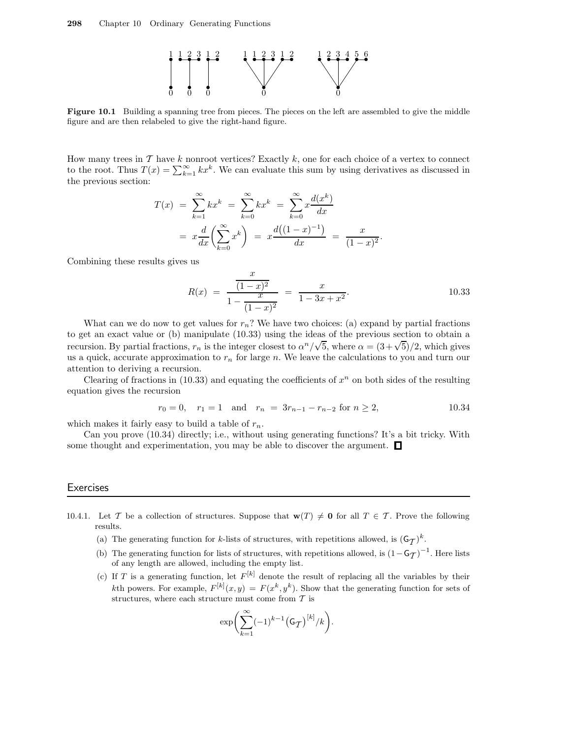**Figure 10.1** Building a spanning tree from pieces. The pieces on the left are assembled to give the middle figure and are then relabeled to give the right-hand figure.

How many trees in $\mathcal{T}$ have $k$ nonroot vertices? Exactly $k$, one for each choice of a vertex to connect to the root. Thus $T(x) = \sum_{k=1}^{\infty} kx^k$. We can evaluate this sum by using derivatives as discussed in the previous section:

$$
\begin{aligned}
T(x) &= \sum_{k=1}^{\infty} kx^k \;=\; \sum_{k=0}^{\infty} kx^k \;=\; \sum_{k=0}^{\infty} x\frac{d(x^k)}{dx} \\
&= x\frac{d}{dx}\left(\sum_{k=0}^{\infty} x^k\right) \;=\; x\frac{d\big((1-x)^{-1}\big)}{dx} \;=\; \frac{x}{(1-x)^2}.
\end{aligned}
$$

Combining these results gives us

$$
R(x) \;=\; \frac{\dfrac{x}{(1-x)^2}}{1-\dfrac{x}{(1-x)^2}} \;=\; \frac{x}{1-3x+x^2}. \qquad 10.33
$$

What can we do now to get values for $r_n$? We have two choices: (a) expand by partial fractions to get an exact value or (b) manipulate (10.33) using the ideas of the previous section to obtain a recursion. By partial fractions, $r_n$ is the integer closest to $\alpha^n/\sqrt{5}$, where $\alpha = (3+\sqrt{5})/2$, which gives us a quick, accurate approximation to $r_n$ for large $n$. We leave the calculations to you and turn our attention to deriving a recursion.

Clearing of fractions in (10.33) and equating the coefficients of $x^n$ on both sides of the resulting equation gives the recursion

$$
r_0 = 0, \quad r_1 = 1 \quad \text{and} \quad r_n \;=\; 3r_{n-1} - r_{n-2} \text{ for } n \geq 2, \qquad 10.34
$$

which makes it fairly easy to build a table of $r_n$.

Can you prove (10.34) directly; i.e., without using generating functions? It's a bit tricky. With some thought and experimentation, you may be able to discover the argument. □

## Exercises

10.4.1. Let $\mathcal{T}$ be a collection of structures. Suppose that $\mathbf{w}(T) \neq \mathbf{0}$ for all $T \in \mathcal{T}$. Prove the following results.

(a) The generating function for $k$-lists of structures, with repetitions allowed, is $(\mathsf{G}_{\mathcal{T}})^k$.

(b) The generating function for lists of structures, with repetitions allowed, is $(1-\mathsf{G}_{\mathcal{T}})^{-1}$. Here lists of any length are allowed, including the empty list.

(c) If $T$ is a generating function, let $F^{[k]}$ denote the result of replacing all the variables by their $k$th powers. For example, $F^{[k]}(x,y) = F(x^k, y^k)$. Show that the generating function for sets of structures, where each structure must come from $\mathcal{T}$ is

$$
\exp\left(\sum_{k=1}^{\infty} (-1)^{k-1} \big(\mathsf{G}_{\mathcal{T}}\big)^{[k]}/k\right).
$$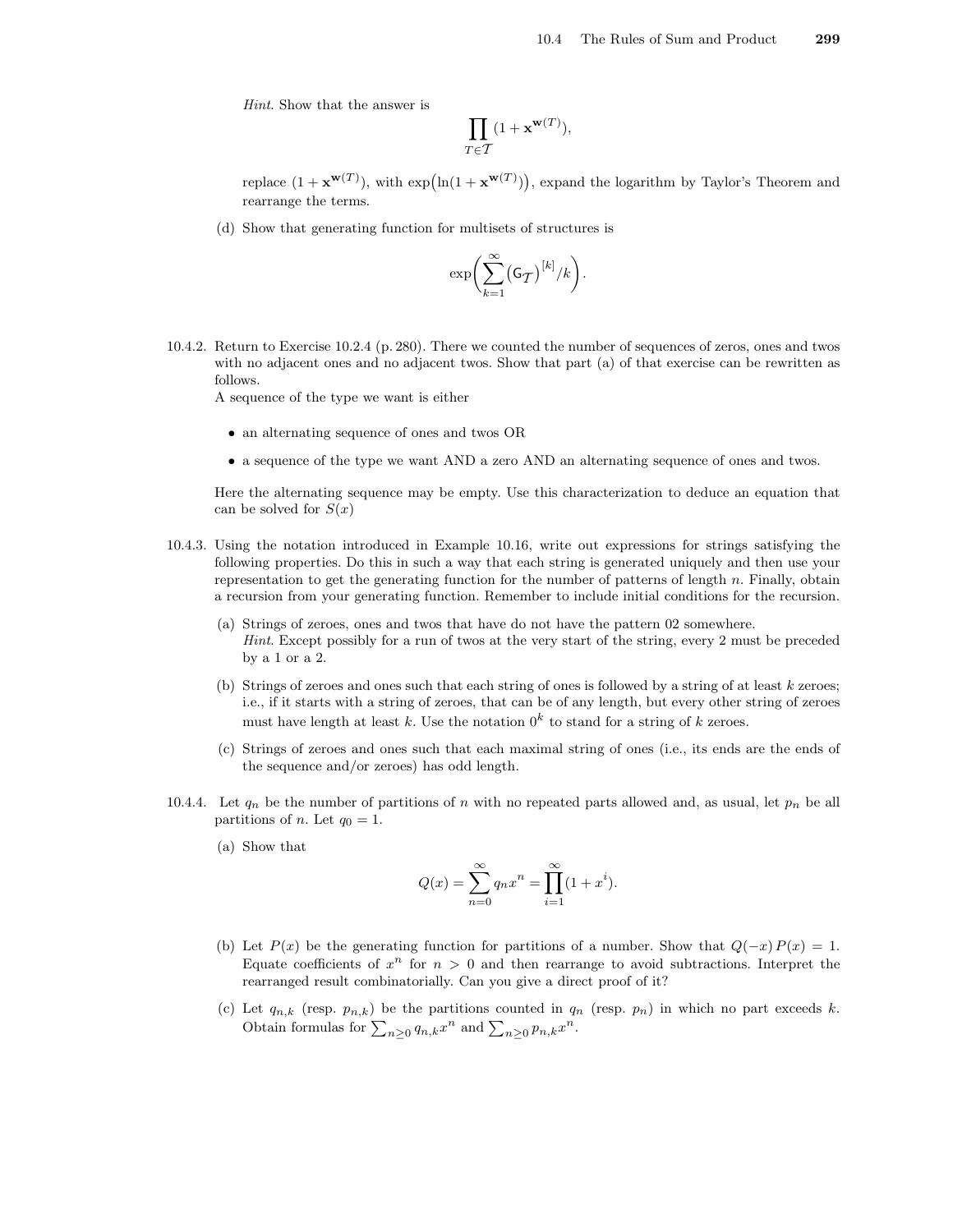*Hint*. Show that the answer is

$$\prod_{T \in \mathcal{T}} (1 + \mathbf{x}^{\mathbf{w}(T)}),$$

replace $(1 + \mathbf{x}^{\mathbf{w}(T)})$, with $\exp\big(\ln(1 + \mathbf{x}^{\mathbf{w}(T)})\big)$, expand the logarithm by Taylor's Theorem and rearrange the terms.

(d) Show that generating function for multisets of structures is

$$\exp\bigg(\sum_{k=1}^{\infty} \big(\mathsf{G}_{\mathcal{T}}\big)^{[k]}/k\bigg).$$

10.4.2. Return to Exercise 10.2.4 (p. 280). There we counted the number of sequences of zeros, ones and twos with no adjacent ones and no adjacent twos. Show that part (a) of that exercise can be rewritten as follows.
A sequence of the type we want is either

- an alternating sequence of ones and twos OR
- a sequence of the type we want AND a zero AND an alternating sequence of ones and twos.

Here the alternating sequence may be empty. Use this characterization to deduce an equation that can be solved for $S(x)$

10.4.3. Using the notation introduced in Example 10.16, write out expressions for strings satisfying the following properties. Do this in such a way that each string is generated uniquely and then use your representation to get the generating function for the number of patterns of length $n$. Finally, obtain a recursion from your generating function. Remember to include initial conditions for the recursion.

(a) Strings of zeroes, ones and twos that have do not have the pattern 02 somewhere.
*Hint*. Except possibly for a run of twos at the very start of the string, every 2 must be preceded by a 1 or a 2.

(b) Strings of zeroes and ones such that each string of ones is followed by a string of at least $k$ zeroes; i.e., if it starts with a string of zeroes, that can be of any length, but every other string of zeroes must have length at least $k$. Use the notation $0^k$ to stand for a string of $k$ zeroes.

(c) Strings of zeroes and ones such that each maximal string of ones (i.e., its ends are the ends of the sequence and/or zeroes) has odd length.

10.4.4. Let $q_n$ be the number of partitions of $n$ with no repeated parts allowed and, as usual, let $p_n$ be all partitions of $n$. Let $q_0 = 1$.

(a) Show that

$$Q(x) = \sum_{n=0}^{\infty} q_n x^n = \prod_{i=1}^{\infty} (1 + x^i).$$

(b) Let $P(x)$ be the generating function for partitions of a number. Show that $Q(-x)\,P(x) = 1$. Equate coefficients of $x^n$ for $n > 0$ and then rearrange to avoid subtractions. Interpret the rearranged result combinatorially. Can you give a direct proof of it?

(c) Let $q_{n,k}$ (resp. $p_{n,k}$) be the partitions counted in $q_n$ (resp. $p_n$) in which no part exceeds $k$. Obtain formulas for $\sum_{n\ge 0} q_{n,k} x^n$ and $\sum_{n\ge 0} p_{n,k} x^n$.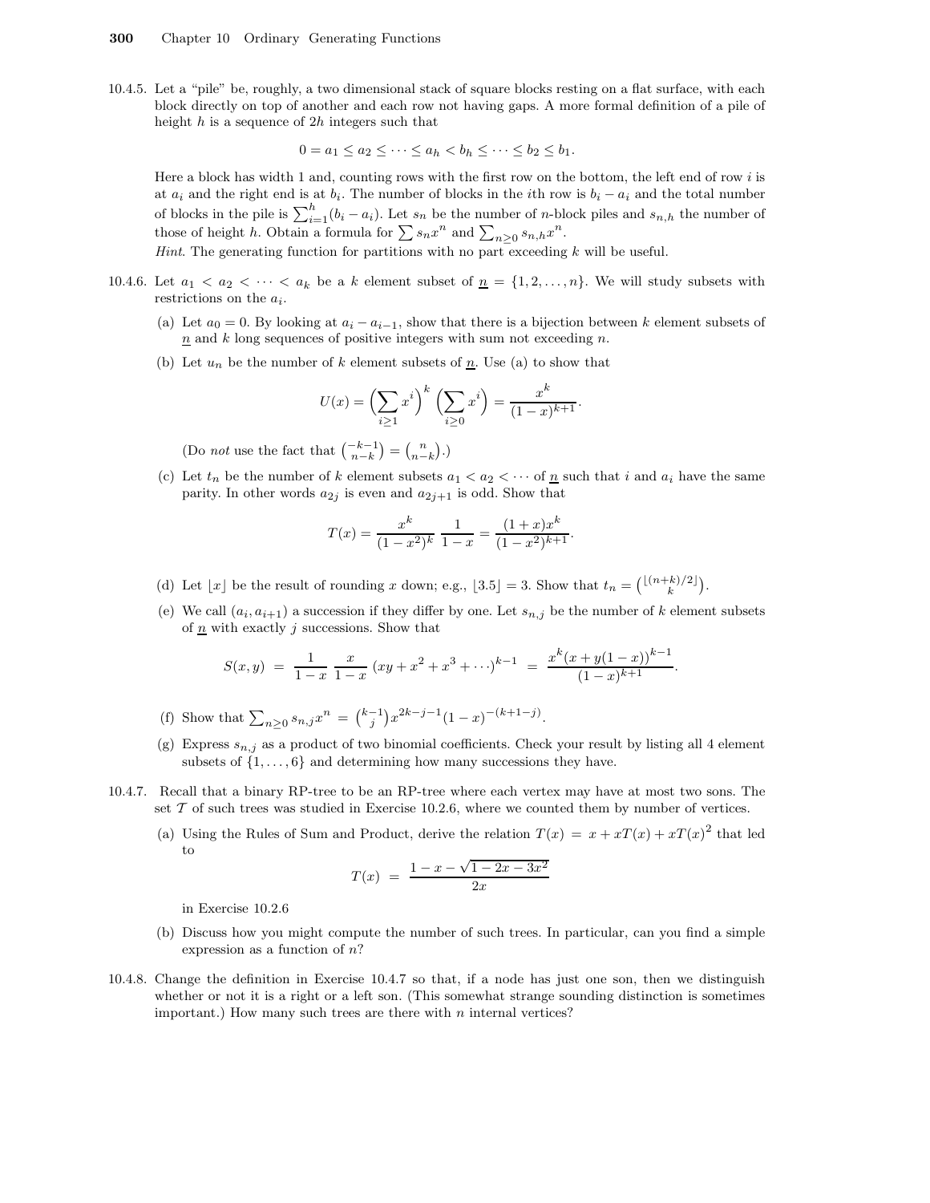10.4.5. Let a "pile" be, roughly, a two dimensional stack of square blocks resting on a flat surface, with each block directly on top of another and each row not having gaps. A more formal definition of a pile of height $h$ is a sequence of $2h$ integers such that

$$0 = a_1 \le a_2 \le \cdots \le a_h < b_h \le \cdots \le b_2 \le b_1.$$

Here a block has width 1 and, counting rows with the first row on the bottom, the left end of row $i$ is at $a_i$ and the right end is at $b_i$. The number of blocks in the $i$th row is $b_i - a_i$ and the total number of blocks in the pile is $\sum_{i=1}^h (b_i - a_i)$. Let $s_n$ be the number of $n$-block piles and $s_{n,h}$ the number of those of height $h$. Obtain a formula for $\sum s_n x^n$ and $\sum_{n \ge 0} s_{n,h} x^n$.

*Hint*. The generating function for partitions with no part exceeding $k$ will be useful.

10.4.6. Let $a_1 < a_2 < \cdots < a_k$ be a $k$ element subset of $\underline{n} = \{1, 2, \ldots, n\}$. We will study subsets with restrictions on the $a_i$.

(a) Let $a_0 = 0$. By looking at $a_i - a_{i-1}$, show that there is a bijection between $k$ element subsets of $\underline{n}$ and $k$ long sequences of positive integers with sum not exceeding $n$.

(b) Let $u_n$ be the number of $k$ element subsets of $\underline{n}$. Use (a) to show that

$$U(x) = \Big(\sum_{i \ge 1} x^i\Big)^k \Big(\sum_{i \ge 0} x^i\Big) = \frac{x^k}{(1-x)^{k+1}}.$$

(Do *not* use the fact that $\binom{-k-1}{n-k} = \binom{n}{n-k}$.)

(c) Let $t_n$ be the number of $k$ element subsets $a_1 < a_2 < \cdots$ of $\underline{n}$ such that $i$ and $a_i$ have the same parity. In other words $a_{2j}$ is even and $a_{2j+1}$ is odd. Show that

$$T(x) = \frac{x^k}{(1-x^2)^k}\,\frac{1}{1-x} = \frac{(1+x)x^k}{(1-x^2)^{k+1}}.$$

(d) Let $\lfloor x \rfloor$ be the result of rounding $x$ down; e.g., $\lfloor 3.5 \rfloor = 3$. Show that $t_n = \binom{\lfloor (n+k)/2 \rfloor}{k}$.

(e) We call $(a_i, a_{i+1})$ a succession if they differ by one. Let $s_{n,j}$ be the number of $k$ element subsets of $\underline{n}$ with exactly $j$ successions. Show that

$$S(x,y) \;=\; \frac{1}{1-x}\,\frac{x}{1-x}\,(xy + x^2 + x^3 + \cdots)^{k-1} \;=\; \frac{x^k(x + y(1-x))^{k-1}}{(1-x)^{k+1}}.$$

(f) Show that $\sum_{n \ge 0} s_{n,j} x^n \;=\; \binom{k-1}{j} x^{2k-j-1}(1-x)^{-(k+1-j)}$.

(g) Express $s_{n,j}$ as a product of two binomial coefficients. Check your result by listing all 4 element subsets of $\{1, \ldots, 6\}$ and determining how many successions they have.

10.4.7. Recall that a binary RP-tree to be an RP-tree where each vertex may have at most two sons. The set $\mathcal{T}$ of such trees was studied in Exercise 10.2.6, where we counted them by number of vertices.

(a) Using the Rules of Sum and Product, derive the relation $T(x) = x + xT(x) + xT(x)^2$ that led to

$$T(x) \;=\; \frac{1 - x - \sqrt{1 - 2x - 3x^2}}{2x}$$

in Exercise 10.2.6

(b) Discuss how you might compute the number of such trees. In particular, can you find a simple expression as a function of $n$?

10.4.8. Change the definition in Exercise 10.4.7 so that, if a node has just one son, then we distinguish whether or not it is a right or a left son. (This somewhat strange sounding distinction is sometimes important.) How many such trees are there with $n$ internal vertices?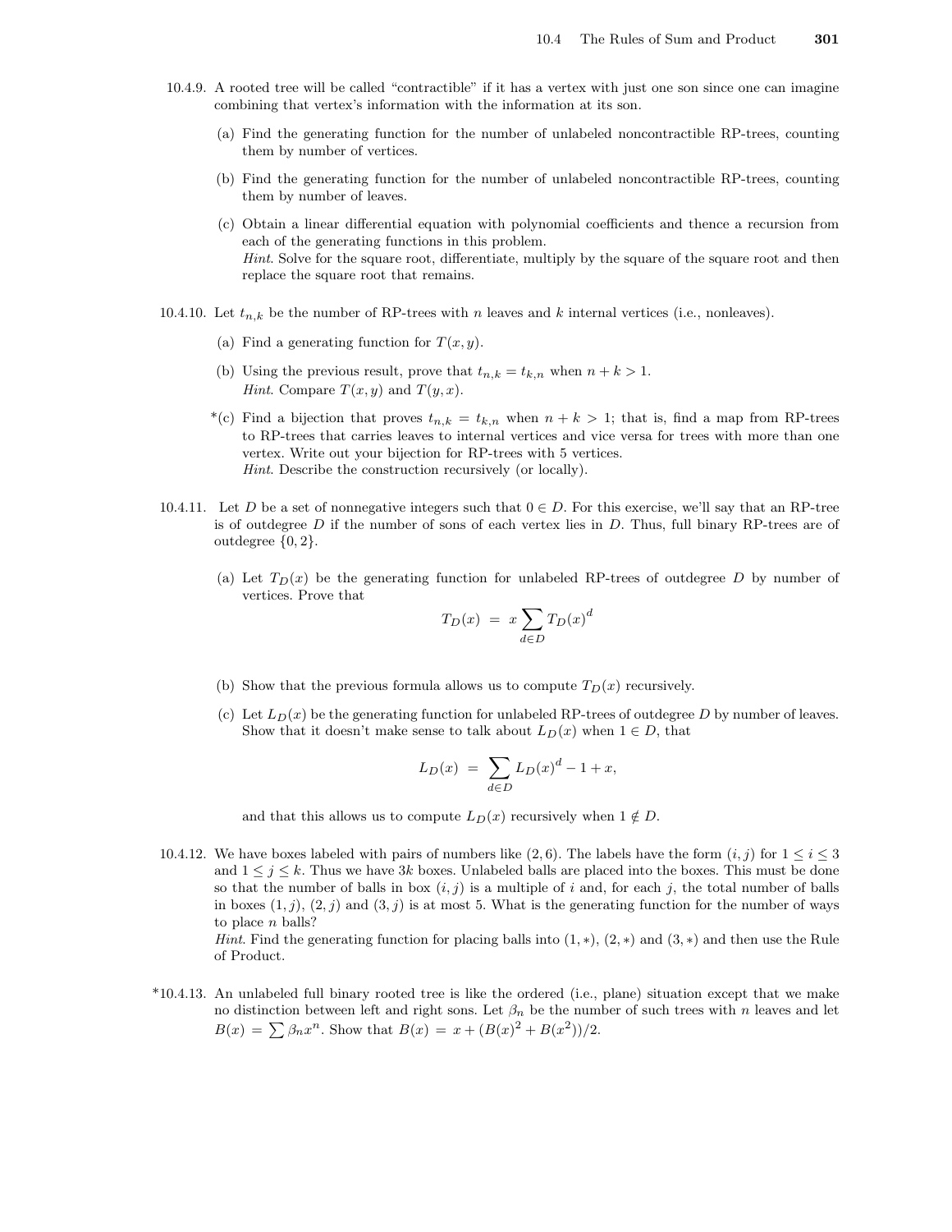10.4.9. A rooted tree will be called "contractible" if it has a vertex with just one son since one can imagine combining that vertex's information with the information at its son.

(a) Find the generating function for the number of unlabeled noncontractible RP-trees, counting them by number of vertices.

(b) Find the generating function for the number of unlabeled noncontractible RP-trees, counting them by number of leaves.

(c) Obtain a linear differential equation with polynomial coefficients and thence a recursion from each of the generating functions in this problem.
*Hint.* Solve for the square root, differentiate, multiply by the square of the square root and then replace the square root that remains.

10.4.10. Let $t_{n,k}$ be the number of RP-trees with $n$ leaves and $k$ internal vertices (i.e., nonleaves).

(a) Find a generating function for $T(x, y)$.

(b) Using the previous result, prove that $t_{n,k} = t_{k,n}$ when $n + k > 1$.
*Hint.* Compare $T(x, y)$ and $T(y, x)$.

*(c) Find a bijection that proves $t_{n,k} = t_{k,n}$ when $n + k > 1$; that is, find a map from RP-trees to RP-trees that carries leaves to internal vertices and vice versa for trees with more than one vertex. Write out your bijection for RP-trees with 5 vertices.
*Hint.* Describe the construction recursively (or locally).

10.4.11. Let $D$ be a set of nonnegative integers such that $0 \in D$. For this exercise, we'll say that an RP-tree is of outdegree $D$ if the number of sons of each vertex lies in $D$. Thus, full binary RP-trees are of outdegree $\{0, 2\}$.

(a) Let $T_D(x)$ be the generating function for unlabeled RP-trees of outdegree $D$ by number of vertices. Prove that

$$T_D(x) \;=\; x \sum_{d \in D} T_D(x)^d$$

(b) Show that the previous formula allows us to compute $T_D(x)$ recursively.

(c) Let $L_D(x)$ be the generating function for unlabeled RP-trees of outdegree $D$ by number of leaves. Show that it doesn't make sense to talk about $L_D(x)$ when $1 \in D$, that

$$L_D(x) \;=\; \sum_{d \in D} L_D(x)^d - 1 + x,$$

and that this allows us to compute $L_D(x)$ recursively when $1 \notin D$.

10.4.12. We have boxes labeled with pairs of numbers like $(2, 6)$. The labels have the form $(i, j)$ for $1 \le i \le 3$ and $1 \le j \le k$. Thus we have $3k$ boxes. Unlabeled balls are placed into the boxes. This must be done so that the number of balls in box $(i, j)$ is a multiple of $i$ and, for each $j$, the total number of balls in boxes $(1, j)$, $(2, j)$ and $(3, j)$ is at most 5. What is the generating function for the number of ways to place $n$ balls?
*Hint.* Find the generating function for placing balls into $(1, *)$, $(2, *)$ and $(3, *)$ and then use the Rule of Product.

*10.4.13. An unlabeled full binary rooted tree is like the ordered (i.e., plane) situation except that we make no distinction between left and right sons. Let $\beta_n$ be the number of such trees with $n$ leaves and let $B(x) = \sum \beta_n x^n$. Show that $B(x) = x + (B(x)^2 + B(x^2))/2$.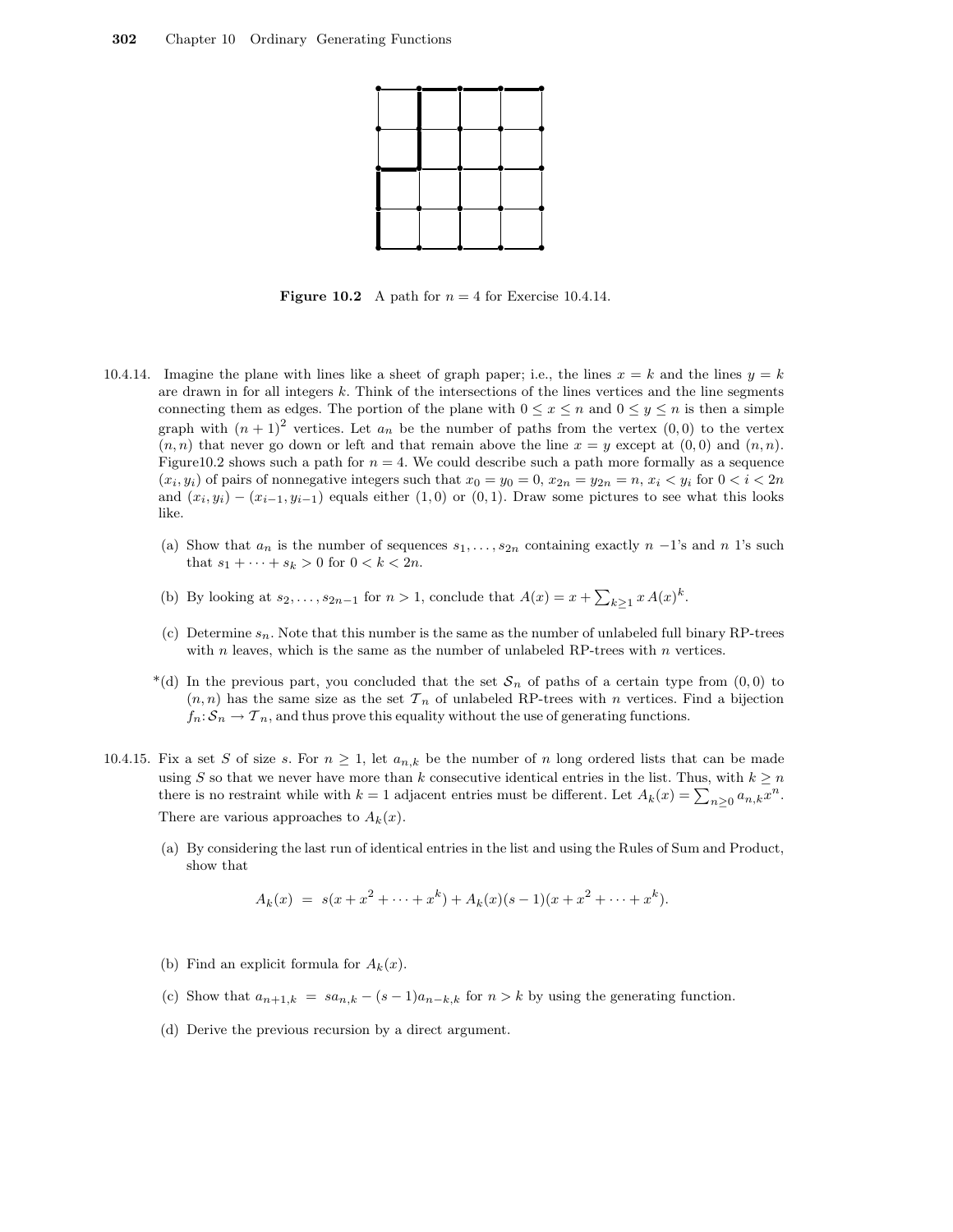**Figure 10.2** A path for $n = 4$ for Exercise 10.4.14.

10.4.14. Imagine the plane with lines like a sheet of graph paper; i.e., the lines $x = k$ and the lines $y = k$ are drawn in for all integers $k$. Think of the intersections of the lines vertices and the line segments connecting them as edges. The portion of the plane with $0 \le x \le n$ and $0 \le y \le n$ is then a simple graph with $(n+1)^2$ vertices. Let $a_n$ be the number of paths from the vertex $(0,0)$ to the vertex $(n,n)$ that never go down or left and that remain above the line $x = y$ except at $(0,0)$ and $(n,n)$. Figure10.2 shows such a path for $n = 4$. We could describe such a path more formally as a sequence $(x_i, y_i)$ of pairs of nonnegative integers such that $x_0 = y_0 = 0$, $x_{2n} = y_{2n} = n$, $x_i < y_i$ for $0 < i < 2n$ and $(x_i, y_i) - (x_{i-1}, y_{i-1})$ equals either $(1,0)$ or $(0,1)$. Draw some pictures to see what this looks like.

(a) Show that $a_n$ is the number of sequences $s_1, \ldots, s_{2n}$ containing exactly $n$ $-1$'s and $n$ 1's such that $s_1 + \cdots + s_k > 0$ for $0 < k < 2n$.

(b) By looking at $s_2, \ldots, s_{2n-1}$ for $n > 1$, conclude that $A(x) = x + \sum_{k \ge 1} x\,A(x)^k$.

(c) Determine $s_n$. Note that this number is the same as the number of unlabeled full binary RP-trees with $n$ leaves, which is the same as the number of unlabeled RP-trees with $n$ vertices.

*(d) In the previous part, you concluded that the set $\mathcal{S}_n$ of paths of a certain type from $(0,0)$ to $(n,n)$ has the same size as the set $\mathcal{T}_n$ of unlabeled RP-trees with $n$ vertices. Find a bijection $f_n \colon \mathcal{S}_n \to \mathcal{T}_n$, and thus prove this equality without the use of generating functions.

10.4.15. Fix a set $S$ of size $s$. For $n \ge 1$, let $a_{n,k}$ be the number of $n$ long ordered lists that can be made using $S$ so that we never have more than $k$ consecutive identical entries in the list. Thus, with $k \ge n$ there is no restraint while with $k = 1$ adjacent entries must be different. Let $A_k(x) = \sum_{n \ge 0} a_{n,k} x^n$. There are various approaches to $A_k(x)$.

(a) By considering the last run of identical entries in the list and using the Rules of Sum and Product, show that

$$A_k(x) \;=\; s(x + x^2 + \cdots + x^k) + A_k(x)(s-1)(x + x^2 + \cdots + x^k).$$

(b) Find an explicit formula for $A_k(x)$.

(c) Show that $a_{n+1,k} \;=\; s a_{n,k} - (s-1) a_{n-k,k}$ for $n > k$ by using the generating function.

(d) Derive the previous recursion by a direct argument.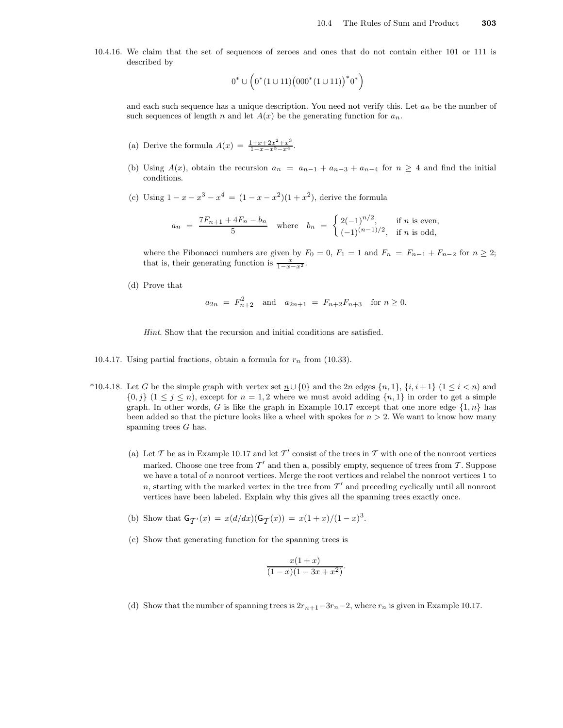10.4.16. We claim that the set of sequences of zeroes and ones that do not contain either 101 or 111 is described by

$$0^* \cup \Big(0^*(1 \cup 11)\big(000^*(1 \cup 11)\big)^* 0^*\Big)$$

and each such sequence has a unique description. You need not verify this. Let $a_n$ be the number of such sequences of length $n$ and let $A(x)$ be the generating function for $a_n$.

(a) Derive the formula $A(x) = \frac{1+x+2x^2+x^3}{1-x-x^3-x^4}$.

(b) Using $A(x)$, obtain the recursion $a_n = a_{n-1} + a_{n-3} + a_{n-4}$ for $n \geq 4$ and find the initial conditions.

(c) Using $1 - x - x^3 - x^4 = (1 - x - x^2)(1 + x^2)$, derive the formula

$$a_n = \frac{7F_{n+1} + 4F_n - b_n}{5} \quad \text{where} \quad b_n = \begin{cases} 2(-1)^{n/2}, & \text{if } n \text{ is even,} \\ (-1)^{(n-1)/2}, & \text{if } n \text{ is odd,} \end{cases}$$

where the Fibonacci numbers are given by $F_0 = 0$, $F_1 = 1$ and $F_n = F_{n-1} + F_{n-2}$ for $n \geq 2$; that is, their generating function is $\frac{x}{1-x-x^2}$.

(d) Prove that

$$a_{2n} = F_{n+2}^2 \quad \text{and} \quad a_{2n+1} = F_{n+2}F_{n+3} \quad \text{for } n \geq 0.$$

*Hint*. Show that the recursion and initial conditions are satisfied.

10.4.17. Using partial fractions, obtain a formula for $r_n$ from (10.33).

*10.4.18. Let $G$ be the simple graph with vertex set $\underline{n} \cup \{0\}$ and the $2n$ edges $\{n, 1\}$, $\{i, i+1\}$ $(1 \leq i < n)$ and $\{0, j\}$ $(1 \leq j \leq n)$, except for $n = 1, 2$ where we must avoid adding $\{n, 1\}$ in order to get a simple graph. In other words, $G$ is like the graph in Example 10.17 except that one more edge $\{1, n\}$ has been added so that the picture looks like a wheel with spokes for $n > 2$. We want to know how many spanning trees $G$ has.

(a) Let $\mathcal{T}$ be as in Example 10.17 and let $\mathcal{T}'$ consist of the trees in $\mathcal{T}$ with one of the nonroot vertices marked. Choose one tree from $\mathcal{T}'$ and then a, possibly empty, sequence of trees from $\mathcal{T}$. Suppose we have a total of $n$ nonroot vertices. Merge the root vertices and relabel the nonroot vertices 1 to $n$, starting with the marked vertex in the tree from $\mathcal{T}'$ and preceding cyclically until all nonroot vertices have been labeled. Explain why this gives all the spanning trees exactly once.

(b) Show that $\mathsf{G}_{\mathcal{T}'}(x) = x(d/dx)(\mathsf{G}_{\mathcal{T}}(x)) = x(1+x)/(1-x)^3$.

(c) Show that generating function for the spanning trees is

$$\frac{x(1+x)}{(1-x)(1-3x+x^2)}.$$

(d) Show that the number of spanning trees is $2r_{n+1} - 3r_n - 2$, where $r_n$ is given in Example 10.17.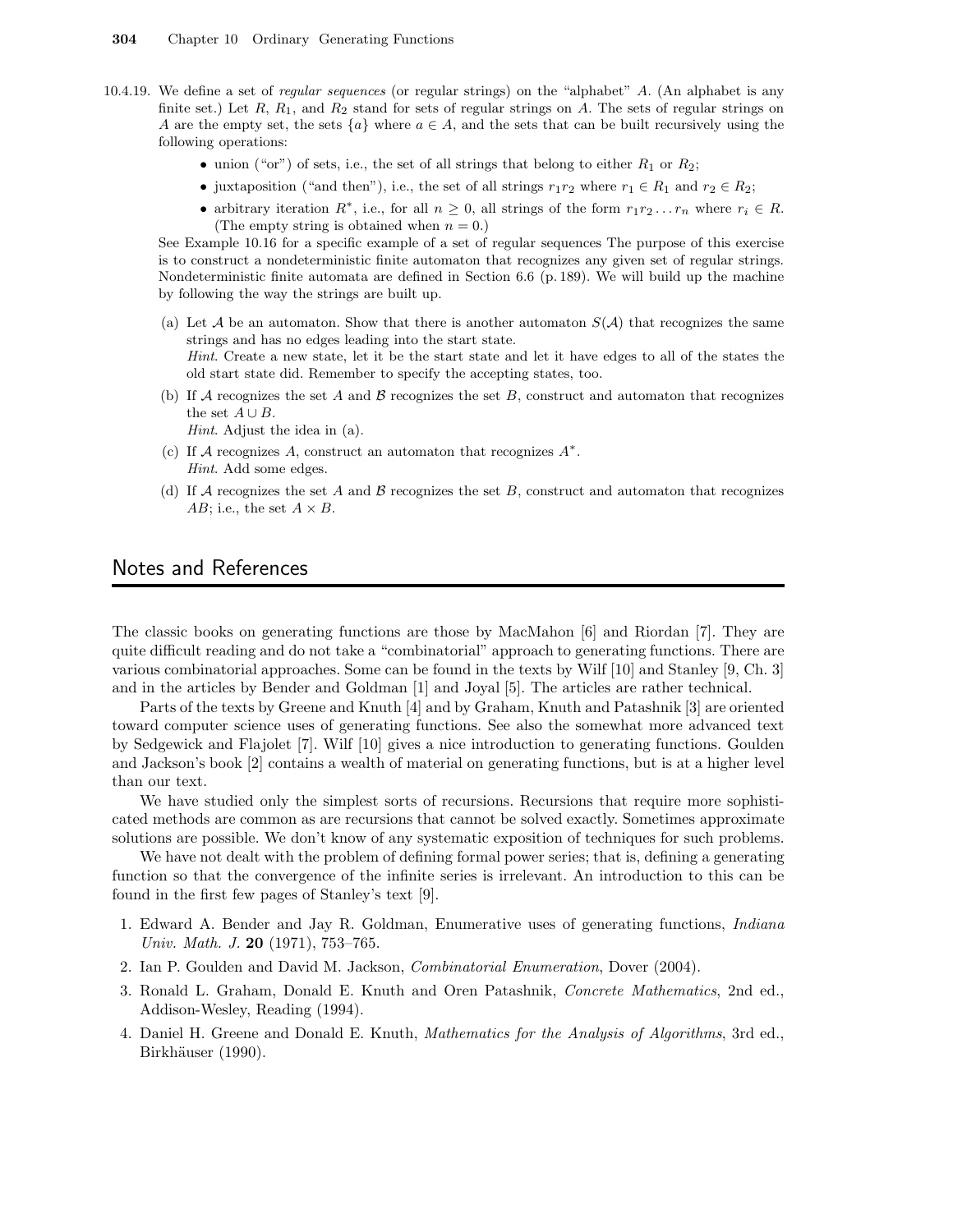10.4.19. We define a set of *regular sequences* (or regular strings) on the "alphabet" $A$. (An alphabet is any finite set.) Let $R$, $R_1$, and $R_2$ stand for sets of regular strings on $A$. The sets of regular strings on $A$ are the empty set, the sets $\{a\}$ where $a \in A$, and the sets that can be built recursively using the following operations:

- union ("or") of sets, i.e., the set of all strings that belong to either $R_1$ or $R_2$;
- juxtaposition ("and then"), i.e., the set of all strings $r_1r_2$ where $r_1 \in R_1$ and $r_2 \in R_2$;
- arbitrary iteration $R^*$, i.e., for all $n \geq 0$, all strings of the form $r_1r_2 \ldots r_n$ where $r_i \in R$. (The empty string is obtained when $n = 0$.)

See Example 10.16 for a specific example of a set of regular sequences The purpose of this exercise is to construct a nondeterministic finite automaton that recognizes any given set of regular strings. Nondeterministic finite automata are defined in Section 6.6 (p. 189). We will build up the machine by following the way the strings are built up.

(a) Let $\mathcal{A}$ be an automaton. Show that there is another automaton $S(\mathcal{A})$ that recognizes the same strings and has no edges leading into the start state.
*Hint*. Create a new state, let it be the start state and let it have edges to all of the states the old start state did. Remember to specify the accepting states, too.

(b) If $\mathcal{A}$ recognizes the set $A$ and $\mathcal{B}$ recognizes the set $B$, construct and automaton that recognizes the set $A \cup B$.
*Hint*. Adjust the idea in (a).

(c) If $\mathcal{A}$ recognizes $A$, construct an automaton that recognizes $A^*$.
*Hint*. Add some edges.

(d) If $\mathcal{A}$ recognizes the set $A$ and $\mathcal{B}$ recognizes the set $B$, construct and automaton that recognizes $AB$; i.e., the set $A \times B$.

## Notes and References

The classic books on generating functions are those by MacMahon [6] and Riordan [7]. They are quite difficult reading and do not take a "combinatorial" approach to generating functions. There are various combinatorial approaches. Some can be found in the texts by Wilf [10] and Stanley [9, Ch. 3] and in the articles by Bender and Goldman [1] and Joyal [5]. The articles are rather technical.

Parts of the texts by Greene and Knuth [4] and by Graham, Knuth and Patashnik [3] are oriented toward computer science uses of generating functions. See also the somewhat more advanced text by Sedgewick and Flajolet [7]. Wilf [10] gives a nice introduction to generating functions. Goulden and Jackson's book [2] contains a wealth of material on generating functions, but is at a higher level than our text.

We have studied only the simplest sorts of recursions. Recursions that require more sophisticated methods are common as are recursions that cannot be solved exactly. Sometimes approximate solutions are possible. We don't know of any systematic exposition of techniques for such problems.

We have not dealt with the problem of defining formal power series; that is, defining a generating function so that the convergence of the infinite series is irrelevant. An introduction to this can be found in the first few pages of Stanley's text [9].

1. Edward A. Bender and Jay R. Goldman, Enumerative uses of generating functions, *Indiana Univ. Math. J.* **20** (1971), 753–765.
2. Ian P. Goulden and David M. Jackson, *Combinatorial Enumeration*, Dover (2004).
3. Ronald L. Graham, Donald E. Knuth and Oren Patashnik, *Concrete Mathematics*, 2nd ed., Addison-Wesley, Reading (1994).
4. Daniel H. Greene and Donald E. Knuth, *Mathematics for the Analysis of Algorithms*, 3rd ed., Birkhäuser (1990).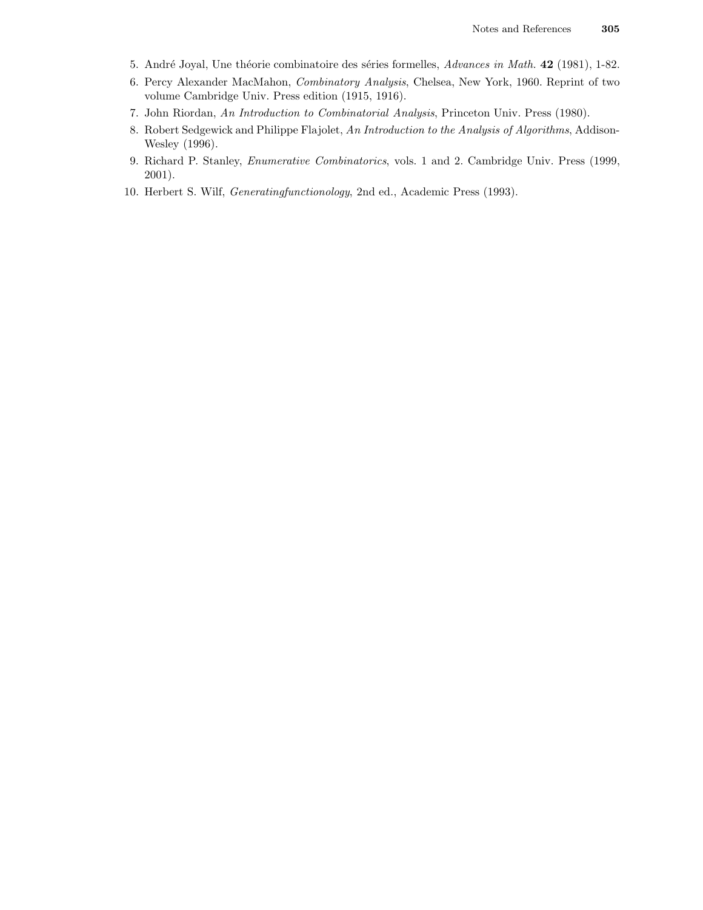5. André Joyal, Une théorie combinatoire des séries formelles, *Advances in Math.* **42** (1981), 1-82.
6. Percy Alexander MacMahon, *Combinatory Analysis*, Chelsea, New York, 1960. Reprint of two volume Cambridge Univ. Press edition (1915, 1916).
7. John Riordan, *An Introduction to Combinatorial Analysis*, Princeton Univ. Press (1980).
8. Robert Sedgewick and Philippe Flajolet, *An Introduction to the Analysis of Algorithms*, Addison-Wesley (1996).
9. Richard P. Stanley, *Enumerative Combinatorics*, vols. 1 and 2. Cambridge Univ. Press (1999, 2001).
10. Herbert S. Wilf, *Generatingfunctionology*, 2nd ed., Academic Press (1993).